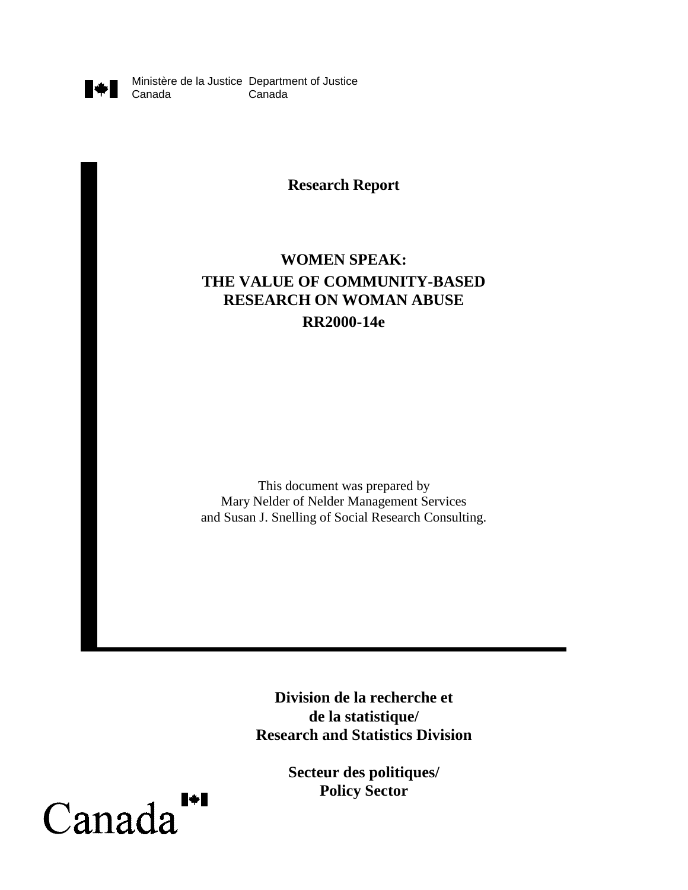Ministère de la Justice Canada Department of Justice Canada

**Research Report**

# WOMEN SPEAK: THE VALUE OF COMMUNITY-BASED RESEARCH ON WOMAN ABUSE

**RR2000-14e**

This document was prepared by
Mary Nelder of Nelder Management Services
and Susan J. Snelling of Social Research Consulting.

**Division de la recherche et de la statistique/ Research and Statistics Division**

**Secteur des politiques/ Policy Sector**

Canada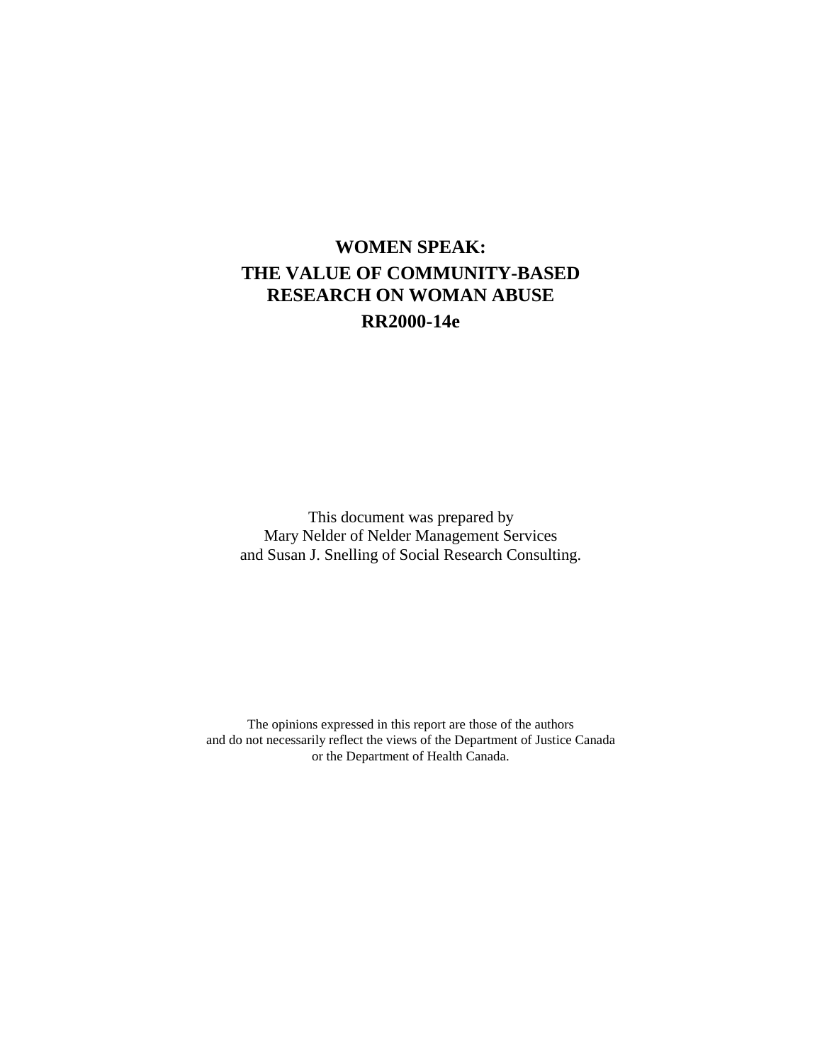# WOMEN SPEAK: THE VALUE OF COMMUNITY-BASED RESEARCH ON WOMAN ABUSE

**RR2000-14e**

This document was prepared by
Mary Nelder of Nelder Management Services
and Susan J. Snelling of Social Research Consulting.

The opinions expressed in this report are those of the authors
and do not necessarily reflect the views of the Department of Justice Canada
or the Department of Health Canada.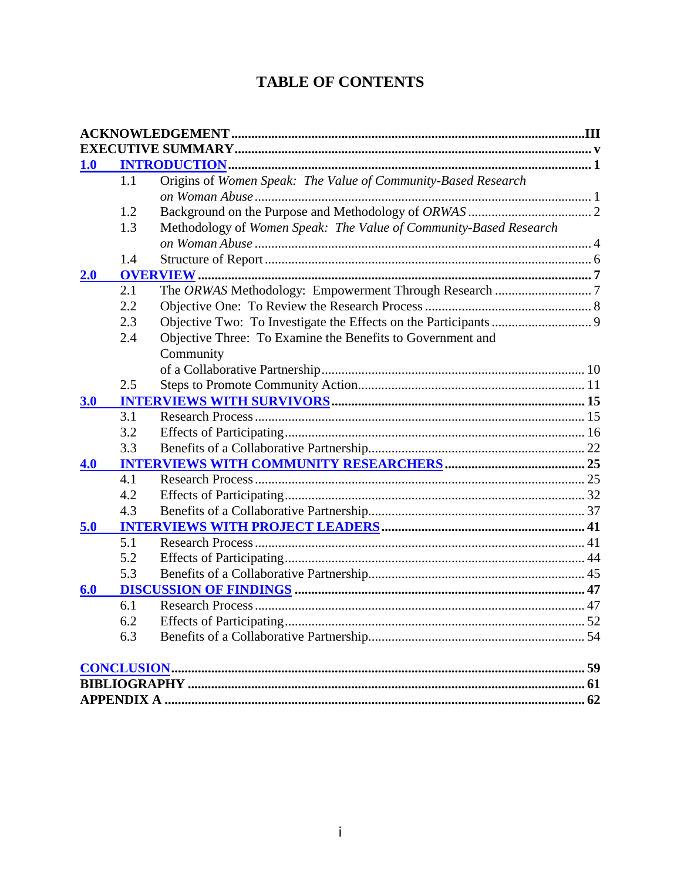# TABLE OF CONTENTS

**ACKNOWLEDGEMENT** ........ **III**
**EXECUTIVE SUMMARY** ........ **v**
**1.0 INTRODUCTION** ........ **1**
- 1.1 Origins of *Women Speak: The Value of Community-Based Research on Woman Abuse* ........ 1
- 1.2 Background on the Purpose and Methodology of *ORWAS* ........ 2
- 1.3 Methodology of *Women Speak: The Value of Community-Based Research on Woman Abuse* ........ 4
- 1.4 Structure of Report ........ 6

**2.0 OVERVIEW** ........ **7**
- 2.1 The *ORWAS* Methodology: Empowerment Through Research ........ 7
- 2.2 Objective One: To Review the Research Process ........ 8
- 2.3 Objective Two: To Investigate the Effects on the Participants ........ 9
- 2.4 Objective Three: To Examine the Benefits to Government and Community of a Collaborative Partnership ........ 10
- 2.5 Steps to Promote Community Action ........ 11

**3.0 INTERVIEWS WITH SURVIVORS** ........ **15**
- 3.1 Research Process ........ 15
- 3.2 Effects of Participating ........ 16
- 3.3 Benefits of a Collaborative Partnership ........ 22

**4.0 INTERVIEWS WITH COMMUNITY RESEARCHERS** ........ **25**
- 4.1 Research Process ........ 25
- 4.2 Effects of Participating ........ 32
- 4.3 Benefits of a Collaborative Partnership ........ 37

**5.0 INTERVIEWS WITH PROJECT LEADERS** ........ **41**
- 5.1 Research Process ........ 41
- 5.2 Effects of Participating ........ 44
- 5.3 Benefits of a Collaborative Partnership ........ 45

**6.0 DISCUSSION OF FINDINGS** ........ **47**
- 6.1 Research Process ........ 47
- 6.2 Effects of Participating ........ 52
- 6.3 Benefits of a Collaborative Partnership ........ 54

**CONCLUSION** ........ **59**
**BIBLIOGRAPHY** ........ **61**
**APPENDIX A** ........ **62**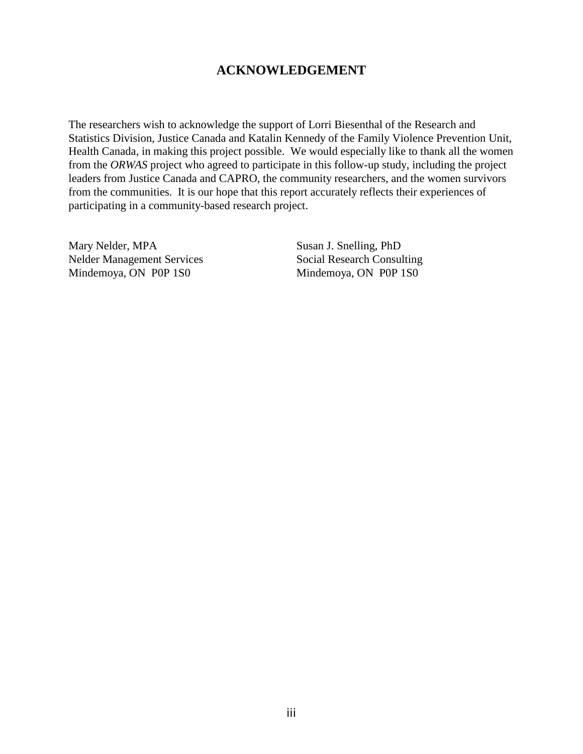## ACKNOWLEDGEMENT

The researchers wish to acknowledge the support of Lorri Biesenthal of the Research and Statistics Division, Justice Canada and Katalin Kennedy of the Family Violence Prevention Unit, Health Canada, in making this project possible. We would especially like to thank all the women from the *ORWAS* project who agreed to participate in this follow-up study, including the project leaders from Justice Canada and CAPRO, the community researchers, and the women survivors from the communities. It is our hope that this report accurately reflects their experiences of participating in a community-based research project.

Mary Nelder, MPA
Nelder Management Services
Mindemoya, ON P0P 1S0

Susan J. Snelling, PhD
Social Research Consulting
Mindemoya, ON P0P 1S0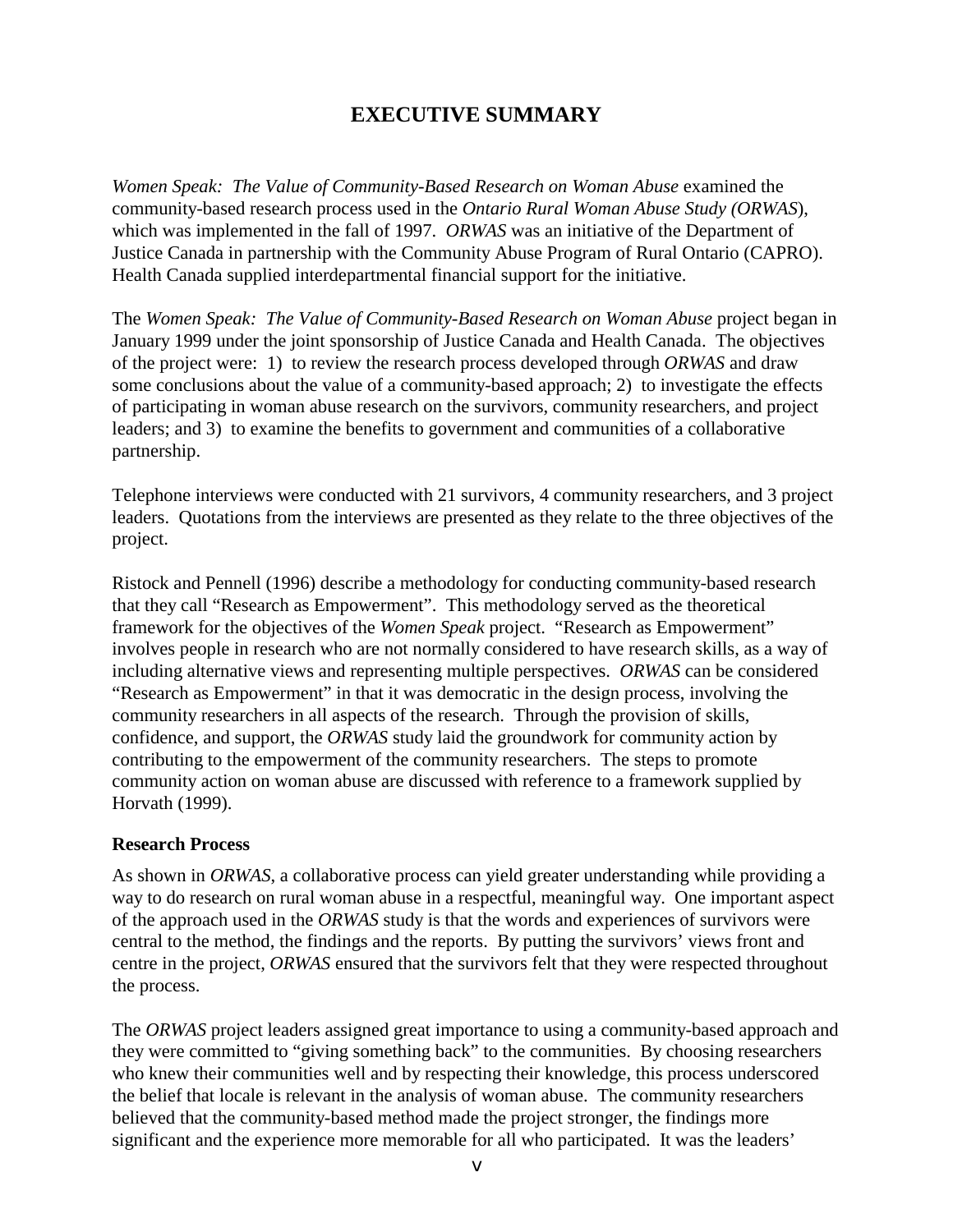# EXECUTIVE SUMMARY

*Women Speak: The Value of Community-Based Research on Woman Abuse* examined the community-based research process used in the *Ontario Rural Woman Abuse Study (ORWAS*), which was implemented in the fall of 1997. *ORWAS* was an initiative of the Department of Justice Canada in partnership with the Community Abuse Program of Rural Ontario (CAPRO). Health Canada supplied interdepartmental financial support for the initiative.

The *Women Speak: The Value of Community-Based Research on Woman Abuse* project began in January 1999 under the joint sponsorship of Justice Canada and Health Canada. The objectives of the project were: 1) to review the research process developed through *ORWAS* and draw some conclusions about the value of a community-based approach; 2) to investigate the effects of participating in woman abuse research on the survivors, community researchers, and project leaders; and 3) to examine the benefits to government and communities of a collaborative partnership.

Telephone interviews were conducted with 21 survivors, 4 community researchers, and 3 project leaders. Quotations from the interviews are presented as they relate to the three objectives of the project.

Ristock and Pennell (1996) describe a methodology for conducting community-based research that they call "Research as Empowerment". This methodology served as the theoretical framework for the objectives of the *Women Speak* project. "Research as Empowerment" involves people in research who are not normally considered to have research skills, as a way of including alternative views and representing multiple perspectives. *ORWAS* can be considered "Research as Empowerment" in that it was democratic in the design process, involving the community researchers in all aspects of the research. Through the provision of skills, confidence, and support, the *ORWAS* study laid the groundwork for community action by contributing to the empowerment of the community researchers. The steps to promote community action on woman abuse are discussed with reference to a framework supplied by Horvath (1999).

**Research Process**

As shown in *ORWAS*, a collaborative process can yield greater understanding while providing a way to do research on rural woman abuse in a respectful, meaningful way. One important aspect of the approach used in the *ORWAS* study is that the words and experiences of survivors were central to the method, the findings and the reports. By putting the survivors' views front and centre in the project, *ORWAS* ensured that the survivors felt that they were respected throughout the process.

The *ORWAS* project leaders assigned great importance to using a community-based approach and they were committed to "giving something back" to the communities. By choosing researchers who knew their communities well and by respecting their knowledge, this process underscored the belief that locale is relevant in the analysis of woman abuse. The community researchers believed that the community-based method made the project stronger, the findings more significant and the experience more memorable for all who participated. It was the leaders'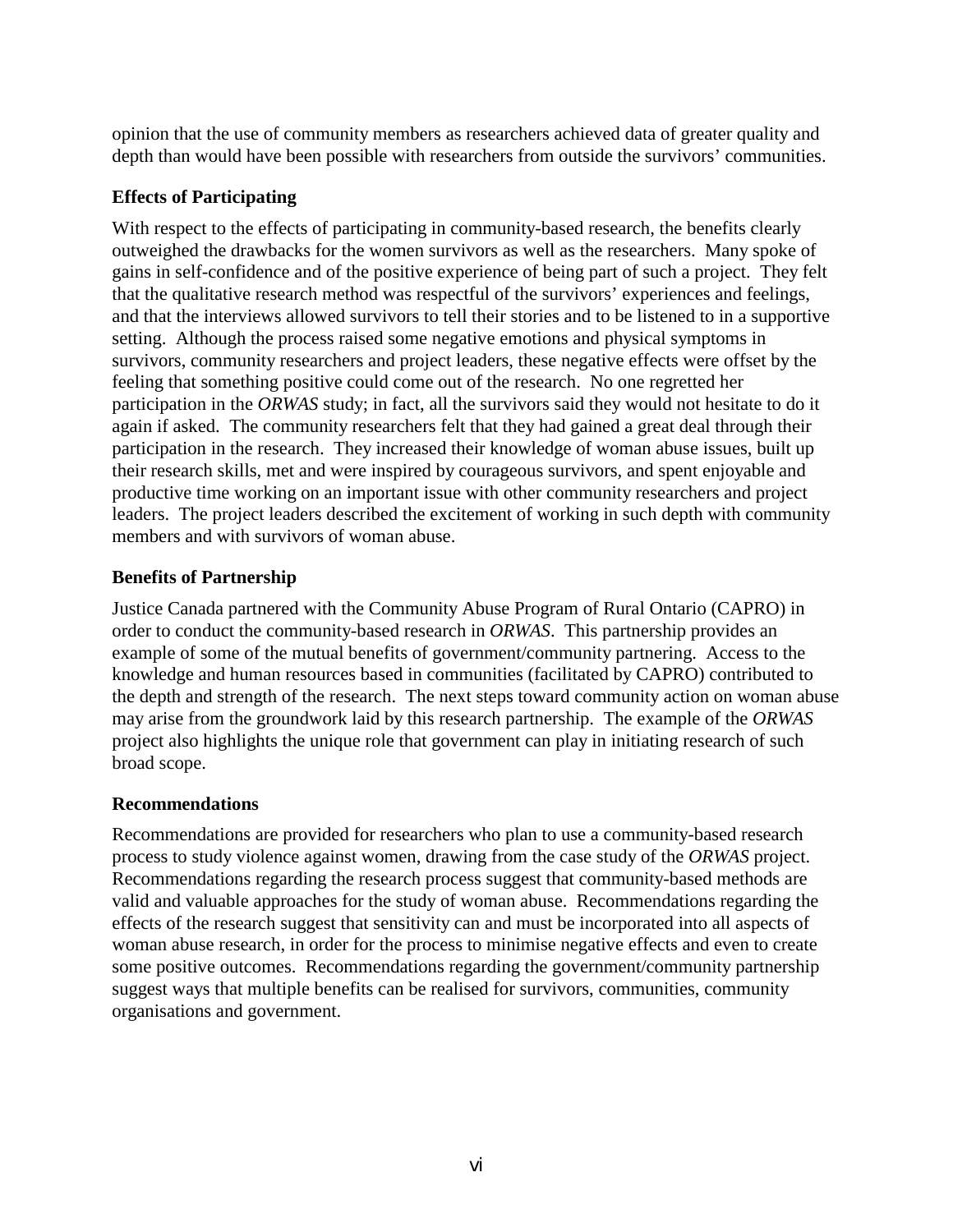opinion that the use of community members as researchers achieved data of greater quality and depth than would have been possible with researchers from outside the survivors' communities.

### Effects of Participating

With respect to the effects of participating in community-based research, the benefits clearly outweighed the drawbacks for the women survivors as well as the researchers. Many spoke of gains in self-confidence and of the positive experience of being part of such a project. They felt that the qualitative research method was respectful of the survivors' experiences and feelings, and that the interviews allowed survivors to tell their stories and to be listened to in a supportive setting. Although the process raised some negative emotions and physical symptoms in survivors, community researchers and project leaders, these negative effects were offset by the feeling that something positive could come out of the research. No one regretted her participation in the *ORWAS* study; in fact, all the survivors said they would not hesitate to do it again if asked. The community researchers felt that they had gained a great deal through their participation in the research. They increased their knowledge of woman abuse issues, built up their research skills, met and were inspired by courageous survivors, and spent enjoyable and productive time working on an important issue with other community researchers and project leaders. The project leaders described the excitement of working in such depth with community members and with survivors of woman abuse.

### Benefits of Partnership

Justice Canada partnered with the Community Abuse Program of Rural Ontario (CAPRO) in order to conduct the community-based research in *ORWAS*. This partnership provides an example of some of the mutual benefits of government/community partnering. Access to the knowledge and human resources based in communities (facilitated by CAPRO) contributed to the depth and strength of the research. The next steps toward community action on woman abuse may arise from the groundwork laid by this research partnership. The example of the *ORWAS* project also highlights the unique role that government can play in initiating research of such broad scope.

### Recommendations

Recommendations are provided for researchers who plan to use a community-based research process to study violence against women, drawing from the case study of the *ORWAS* project. Recommendations regarding the research process suggest that community-based methods are valid and valuable approaches for the study of woman abuse. Recommendations regarding the effects of the research suggest that sensitivity can and must be incorporated into all aspects of woman abuse research, in order for the process to minimise negative effects and even to create some positive outcomes. Recommendations regarding the government/community partnership suggest ways that multiple benefits can be realised for survivors, communities, community organisations and government.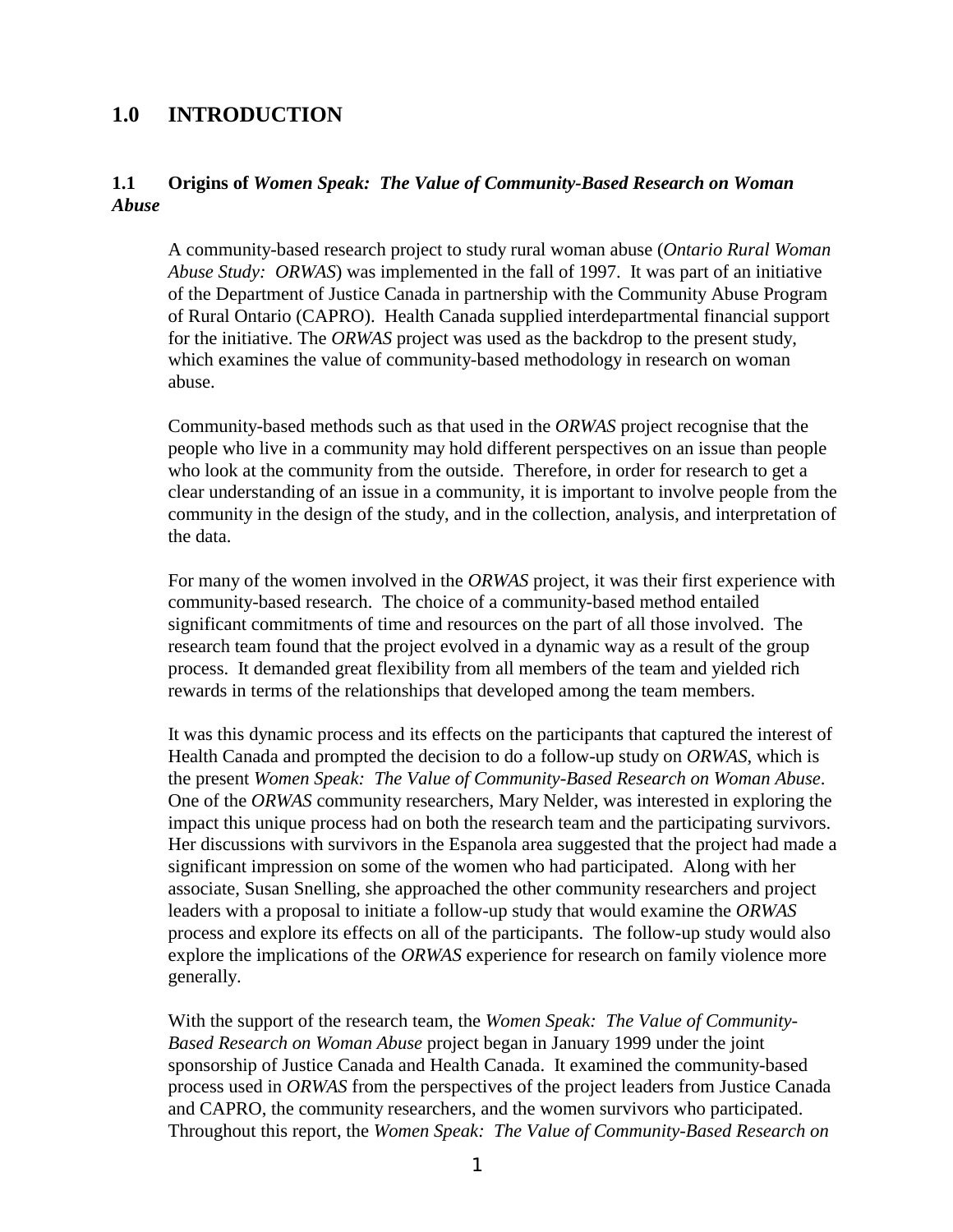# 1.0 INTRODUCTION

## 1.1 Origins of *Women Speak: The Value of Community-Based Research on Woman Abuse*

A community-based research project to study rural woman abuse (*Ontario Rural Woman Abuse Study: ORWAS*) was implemented in the fall of 1997. It was part of an initiative of the Department of Justice Canada in partnership with the Community Abuse Program of Rural Ontario (CAPRO). Health Canada supplied interdepartmental financial support for the initiative. The *ORWAS* project was used as the backdrop to the present study, which examines the value of community-based methodology in research on woman abuse.

Community-based methods such as that used in the *ORWAS* project recognise that the people who live in a community may hold different perspectives on an issue than people who look at the community from the outside. Therefore, in order for research to get a clear understanding of an issue in a community, it is important to involve people from the community in the design of the study, and in the collection, analysis, and interpretation of the data.

For many of the women involved in the *ORWAS* project, it was their first experience with community-based research. The choice of a community-based method entailed significant commitments of time and resources on the part of all those involved. The research team found that the project evolved in a dynamic way as a result of the group process. It demanded great flexibility from all members of the team and yielded rich rewards in terms of the relationships that developed among the team members.

It was this dynamic process and its effects on the participants that captured the interest of Health Canada and prompted the decision to do a follow-up study on *ORWAS*, which is the present *Women Speak: The Value of Community-Based Research on Woman Abuse*. One of the *ORWAS* community researchers, Mary Nelder, was interested in exploring the impact this unique process had on both the research team and the participating survivors. Her discussions with survivors in the Espanola area suggested that the project had made a significant impression on some of the women who had participated. Along with her associate, Susan Snelling, she approached the other community researchers and project leaders with a proposal to initiate a follow-up study that would examine the *ORWAS* process and explore its effects on all of the participants. The follow-up study would also explore the implications of the *ORWAS* experience for research on family violence more generally.

With the support of the research team, the *Women Speak: The Value of Community-Based Research on Woman Abuse* project began in January 1999 under the joint sponsorship of Justice Canada and Health Canada. It examined the community-based process used in *ORWAS* from the perspectives of the project leaders from Justice Canada and CAPRO, the community researchers, and the women survivors who participated. Throughout this report, the *Women Speak: The Value of Community-Based Research on*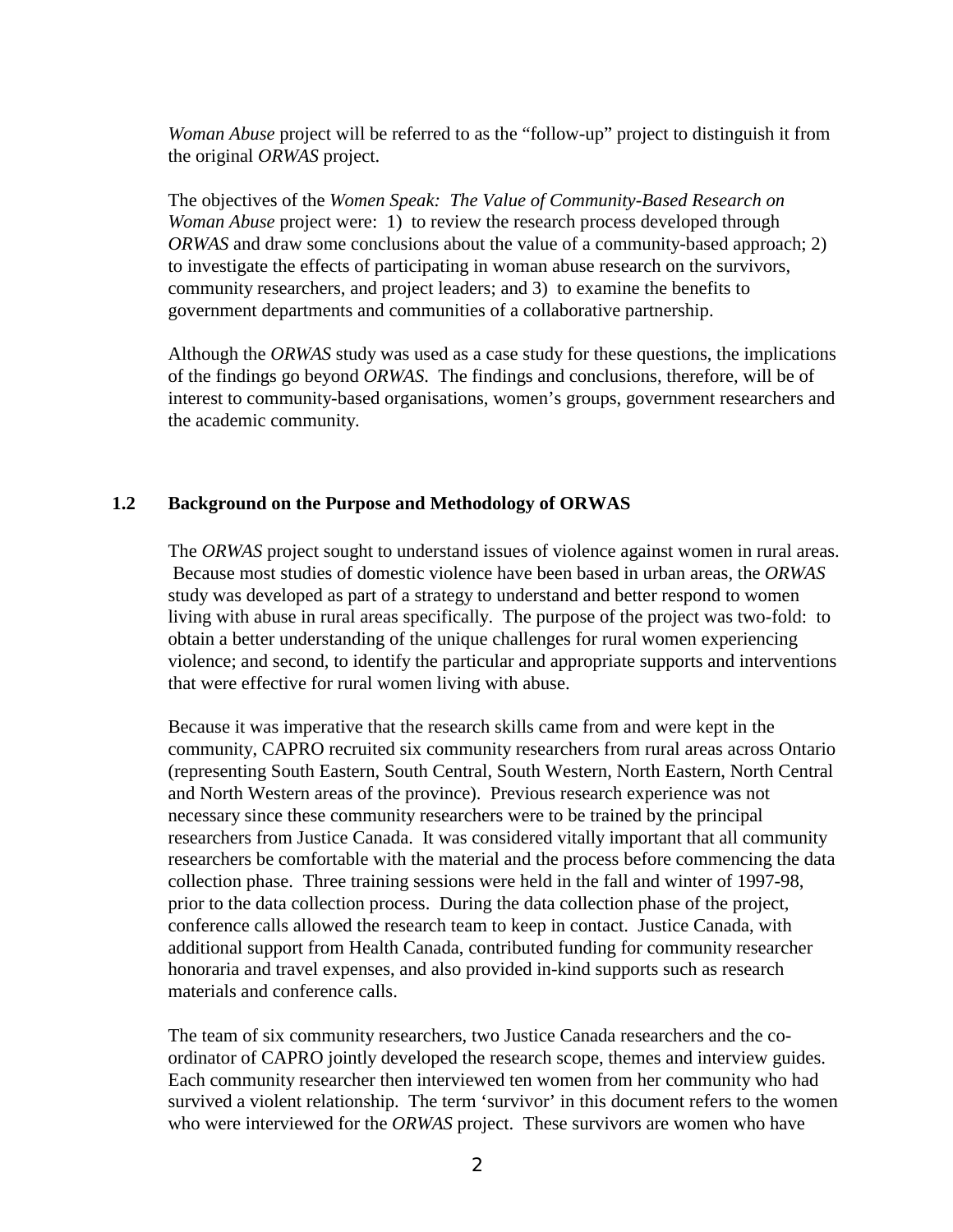*Woman Abuse* project will be referred to as the "follow-up" project to distinguish it from the original *ORWAS* project.

The objectives of the *Women Speak: The Value of Community-Based Research on Woman Abuse* project were: 1) to review the research process developed through *ORWAS* and draw some conclusions about the value of a community-based approach; 2) to investigate the effects of participating in woman abuse research on the survivors, community researchers, and project leaders; and 3) to examine the benefits to government departments and communities of a collaborative partnership.

Although the *ORWAS* study was used as a case study for these questions, the implications of the findings go beyond *ORWAS*. The findings and conclusions, therefore, will be of interest to community-based organisations, women's groups, government researchers and the academic community.

### 1.2 Background on the Purpose and Methodology of ORWAS

The *ORWAS* project sought to understand issues of violence against women in rural areas. Because most studies of domestic violence have been based in urban areas, the *ORWAS* study was developed as part of a strategy to understand and better respond to women living with abuse in rural areas specifically. The purpose of the project was two-fold: to obtain a better understanding of the unique challenges for rural women experiencing violence; and second, to identify the particular and appropriate supports and interventions that were effective for rural women living with abuse.

Because it was imperative that the research skills came from and were kept in the community, CAPRO recruited six community researchers from rural areas across Ontario (representing South Eastern, South Central, South Western, North Eastern, North Central and North Western areas of the province). Previous research experience was not necessary since these community researchers were to be trained by the principal researchers from Justice Canada. It was considered vitally important that all community researchers be comfortable with the material and the process before commencing the data collection phase. Three training sessions were held in the fall and winter of 1997-98, prior to the data collection process. During the data collection phase of the project, conference calls allowed the research team to keep in contact. Justice Canada, with additional support from Health Canada, contributed funding for community researcher honoraria and travel expenses, and also provided in-kind supports such as research materials and conference calls.

The team of six community researchers, two Justice Canada researchers and the co-ordinator of CAPRO jointly developed the research scope, themes and interview guides. Each community researcher then interviewed ten women from her community who had survived a violent relationship. The term 'survivor' in this document refers to the women who were interviewed for the *ORWAS* project. These survivors are women who have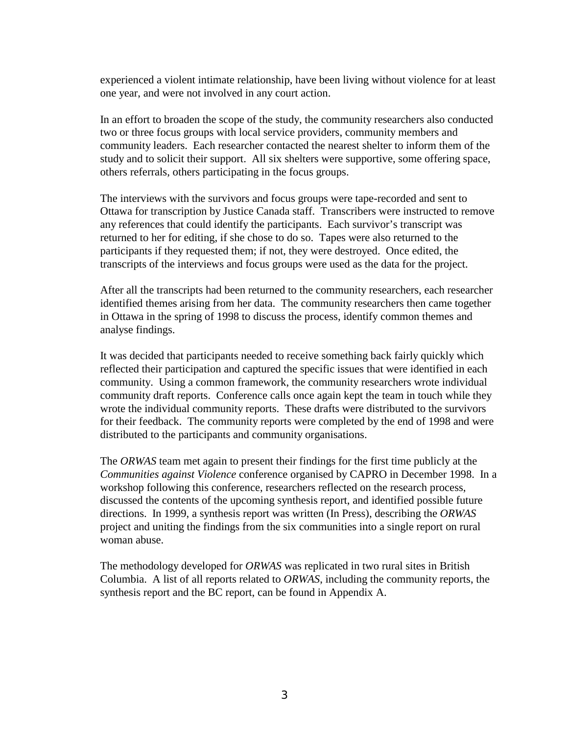experienced a violent intimate relationship, have been living without violence for at least one year, and were not involved in any court action.

In an effort to broaden the scope of the study, the community researchers also conducted two or three focus groups with local service providers, community members and community leaders. Each researcher contacted the nearest shelter to inform them of the study and to solicit their support. All six shelters were supportive, some offering space, others referrals, others participating in the focus groups.

The interviews with the survivors and focus groups were tape-recorded and sent to Ottawa for transcription by Justice Canada staff. Transcribers were instructed to remove any references that could identify the participants. Each survivor's transcript was returned to her for editing, if she chose to do so. Tapes were also returned to the participants if they requested them; if not, they were destroyed. Once edited, the transcripts of the interviews and focus groups were used as the data for the project.

After all the transcripts had been returned to the community researchers, each researcher identified themes arising from her data. The community researchers then came together in Ottawa in the spring of 1998 to discuss the process, identify common themes and analyse findings.

It was decided that participants needed to receive something back fairly quickly which reflected their participation and captured the specific issues that were identified in each community. Using a common framework, the community researchers wrote individual community draft reports. Conference calls once again kept the team in touch while they wrote the individual community reports. These drafts were distributed to the survivors for their feedback. The community reports were completed by the end of 1998 and were distributed to the participants and community organisations.

The *ORWAS* team met again to present their findings for the first time publicly at the *Communities against Violence* conference organised by CAPRO in December 1998. In a workshop following this conference, researchers reflected on the research process, discussed the contents of the upcoming synthesis report, and identified possible future directions. In 1999, a synthesis report was written (In Press), describing the *ORWAS* project and uniting the findings from the six communities into a single report on rural woman abuse.

The methodology developed for *ORWAS* was replicated in two rural sites in British Columbia. A list of all reports related to *ORWAS*, including the community reports, the synthesis report and the BC report, can be found in Appendix A.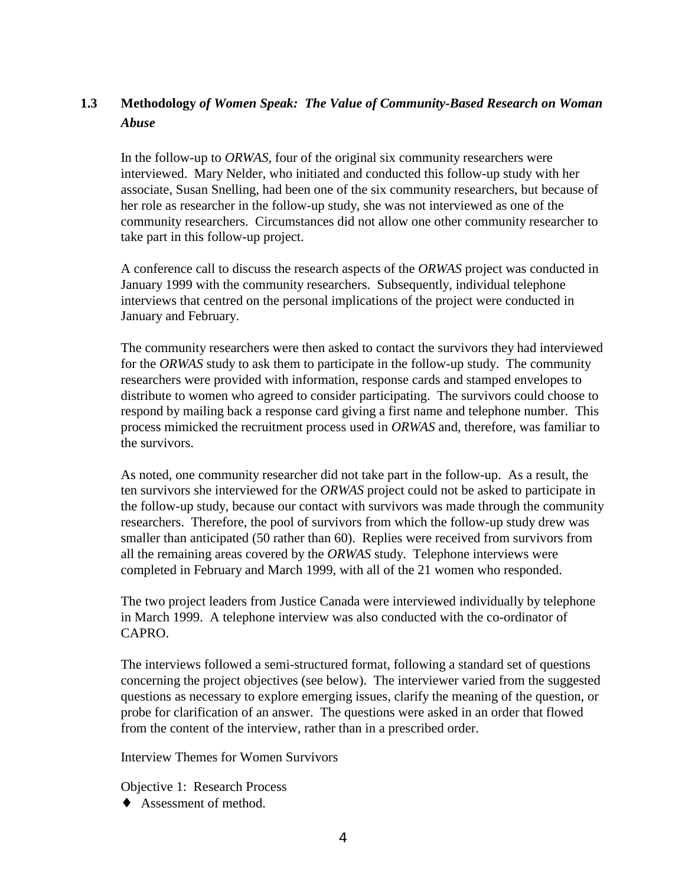### 1.3 Methodology *of Women Speak: The Value of Community-Based Research on Woman Abuse*

In the follow-up to *ORWAS*, four of the original six community researchers were interviewed. Mary Nelder, who initiated and conducted this follow-up study with her associate, Susan Snelling, had been one of the six community researchers, but because of her role as researcher in the follow-up study, she was not interviewed as one of the community researchers. Circumstances did not allow one other community researcher to take part in this follow-up project.

A conference call to discuss the research aspects of the *ORWAS* project was conducted in January 1999 with the community researchers. Subsequently, individual telephone interviews that centred on the personal implications of the project were conducted in January and February.

The community researchers were then asked to contact the survivors they had interviewed for the *ORWAS* study to ask them to participate in the follow-up study. The community researchers were provided with information, response cards and stamped envelopes to distribute to women who agreed to consider participating. The survivors could choose to respond by mailing back a response card giving a first name and telephone number. This process mimicked the recruitment process used in *ORWAS* and, therefore, was familiar to the survivors.

As noted, one community researcher did not take part in the follow-up. As a result, the ten survivors she interviewed for the *ORWAS* project could not be asked to participate in the follow-up study, because our contact with survivors was made through the community researchers. Therefore, the pool of survivors from which the follow-up study drew was smaller than anticipated (50 rather than 60). Replies were received from survivors from all the remaining areas covered by the *ORWAS* study. Telephone interviews were completed in February and March 1999, with all of the 21 women who responded.

The two project leaders from Justice Canada were interviewed individually by telephone in March 1999. A telephone interview was also conducted with the co-ordinator of CAPRO.

The interviews followed a semi-structured format, following a standard set of questions concerning the project objectives (see below). The interviewer varied from the suggested questions as necessary to explore emerging issues, clarify the meaning of the question, or probe for clarification of an answer. The questions were asked in an order that flowed from the content of the interview, rather than in a prescribed order.

Interview Themes for Women Survivors

Objective 1: Research Process

- Assessment of method.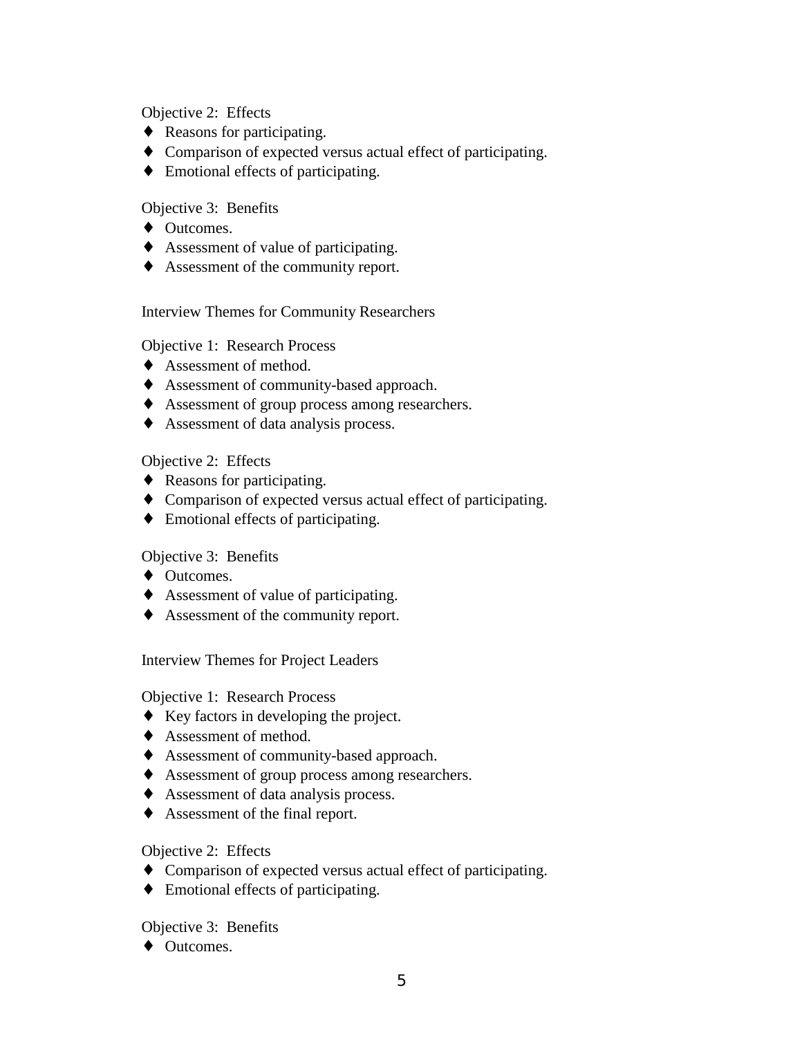Objective 2: Effects

- ♦ Reasons for participating.
- ♦ Comparison of expected versus actual effect of participating.
- ♦ Emotional effects of participating.

Objective 3: Benefits

- ♦ Outcomes.
- ♦ Assessment of value of participating.
- ♦ Assessment of the community report.

Interview Themes for Community Researchers

Objective 1: Research Process

- ♦ Assessment of method.
- ♦ Assessment of community-based approach.
- ♦ Assessment of group process among researchers.
- ♦ Assessment of data analysis process.

Objective 2: Effects

- ♦ Reasons for participating.
- ♦ Comparison of expected versus actual effect of participating.
- ♦ Emotional effects of participating.

Objective 3: Benefits

- ♦ Outcomes.
- ♦ Assessment of value of participating.
- ♦ Assessment of the community report.

Interview Themes for Project Leaders

Objective 1: Research Process

- ♦ Key factors in developing the project.
- ♦ Assessment of method.
- ♦ Assessment of community-based approach.
- ♦ Assessment of group process among researchers.
- ♦ Assessment of data analysis process.
- ♦ Assessment of the final report.

Objective 2: Effects

- ♦ Comparison of expected versus actual effect of participating.
- ♦ Emotional effects of participating.

Objective 3: Benefits

- ♦ Outcomes.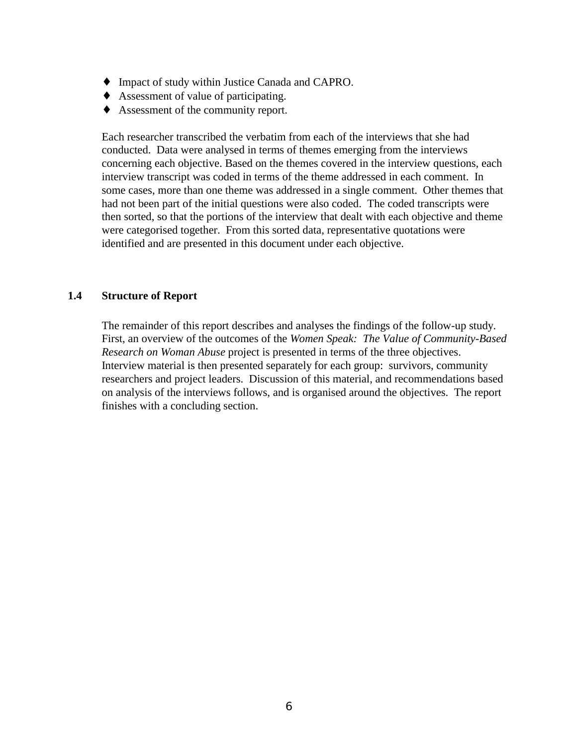- Impact of study within Justice Canada and CAPRO.
- Assessment of value of participating.
- Assessment of the community report.

Each researcher transcribed the verbatim from each of the interviews that she had conducted. Data were analysed in terms of themes emerging from the interviews concerning each objective. Based on the themes covered in the interview questions, each interview transcript was coded in terms of the theme addressed in each comment. In some cases, more than one theme was addressed in a single comment. Other themes that had not been part of the initial questions were also coded. The coded transcripts were then sorted, so that the portions of the interview that dealt with each objective and theme were categorised together. From this sorted data, representative quotations were identified and are presented in this document under each objective.

### 1.4 Structure of Report

The remainder of this report describes and analyses the findings of the follow-up study. First, an overview of the outcomes of the *Women Speak: The Value of Community-Based Research on Woman Abuse* project is presented in terms of the three objectives. Interview material is then presented separately for each group: survivors, community researchers and project leaders. Discussion of this material, and recommendations based on analysis of the interviews follows, and is organised around the objectives. The report finishes with a concluding section.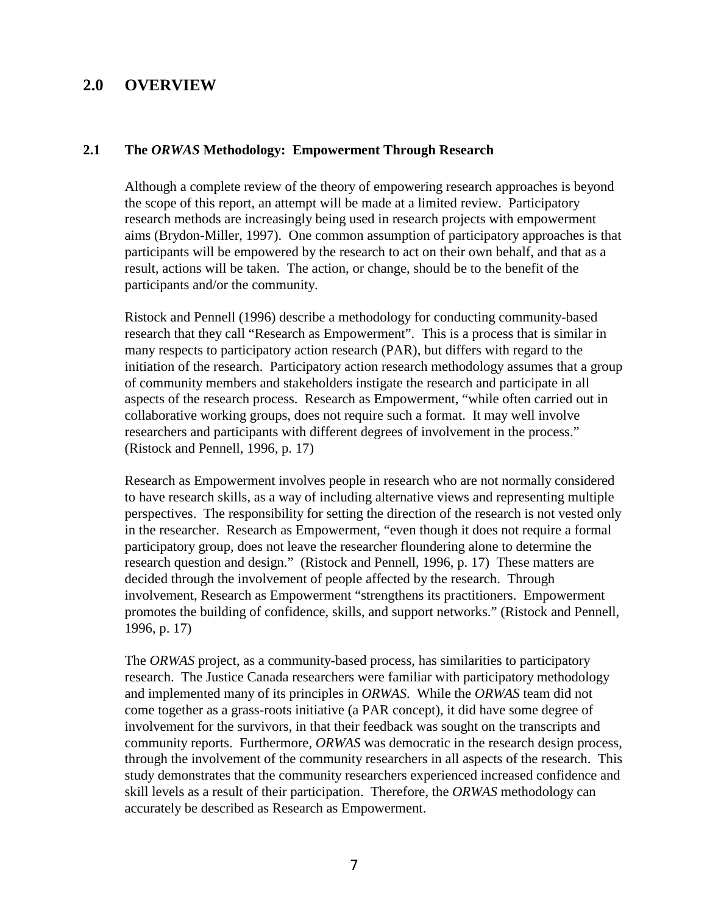## 2.0 OVERVIEW

### 2.1 The *ORWAS* Methodology: Empowerment Through Research

Although a complete review of the theory of empowering research approaches is beyond the scope of this report, an attempt will be made at a limited review. Participatory research methods are increasingly being used in research projects with empowerment aims (Brydon-Miller, 1997). One common assumption of participatory approaches is that participants will be empowered by the research to act on their own behalf, and that as a result, actions will be taken. The action, or change, should be to the benefit of the participants and/or the community.

Ristock and Pennell (1996) describe a methodology for conducting community-based research that they call "Research as Empowerment". This is a process that is similar in many respects to participatory action research (PAR), but differs with regard to the initiation of the research. Participatory action research methodology assumes that a group of community members and stakeholders instigate the research and participate in all aspects of the research process. Research as Empowerment, "while often carried out in collaborative working groups, does not require such a format. It may well involve researchers and participants with different degrees of involvement in the process." (Ristock and Pennell, 1996, p. 17)

Research as Empowerment involves people in research who are not normally considered to have research skills, as a way of including alternative views and representing multiple perspectives. The responsibility for setting the direction of the research is not vested only in the researcher. Research as Empowerment, "even though it does not require a formal participatory group, does not leave the researcher floundering alone to determine the research question and design." (Ristock and Pennell, 1996, p. 17) These matters are decided through the involvement of people affected by the research. Through involvement, Research as Empowerment "strengthens its practitioners. Empowerment promotes the building of confidence, skills, and support networks." (Ristock and Pennell, 1996, p. 17)

The *ORWAS* project, as a community-based process, has similarities to participatory research. The Justice Canada researchers were familiar with participatory methodology and implemented many of its principles in *ORWAS*. While the *ORWAS* team did not come together as a grass-roots initiative (a PAR concept), it did have some degree of involvement for the survivors, in that their feedback was sought on the transcripts and community reports. Furthermore, *ORWAS* was democratic in the research design process, through the involvement of the community researchers in all aspects of the research. This study demonstrates that the community researchers experienced increased confidence and skill levels as a result of their participation. Therefore, the *ORWAS* methodology can accurately be described as Research as Empowerment.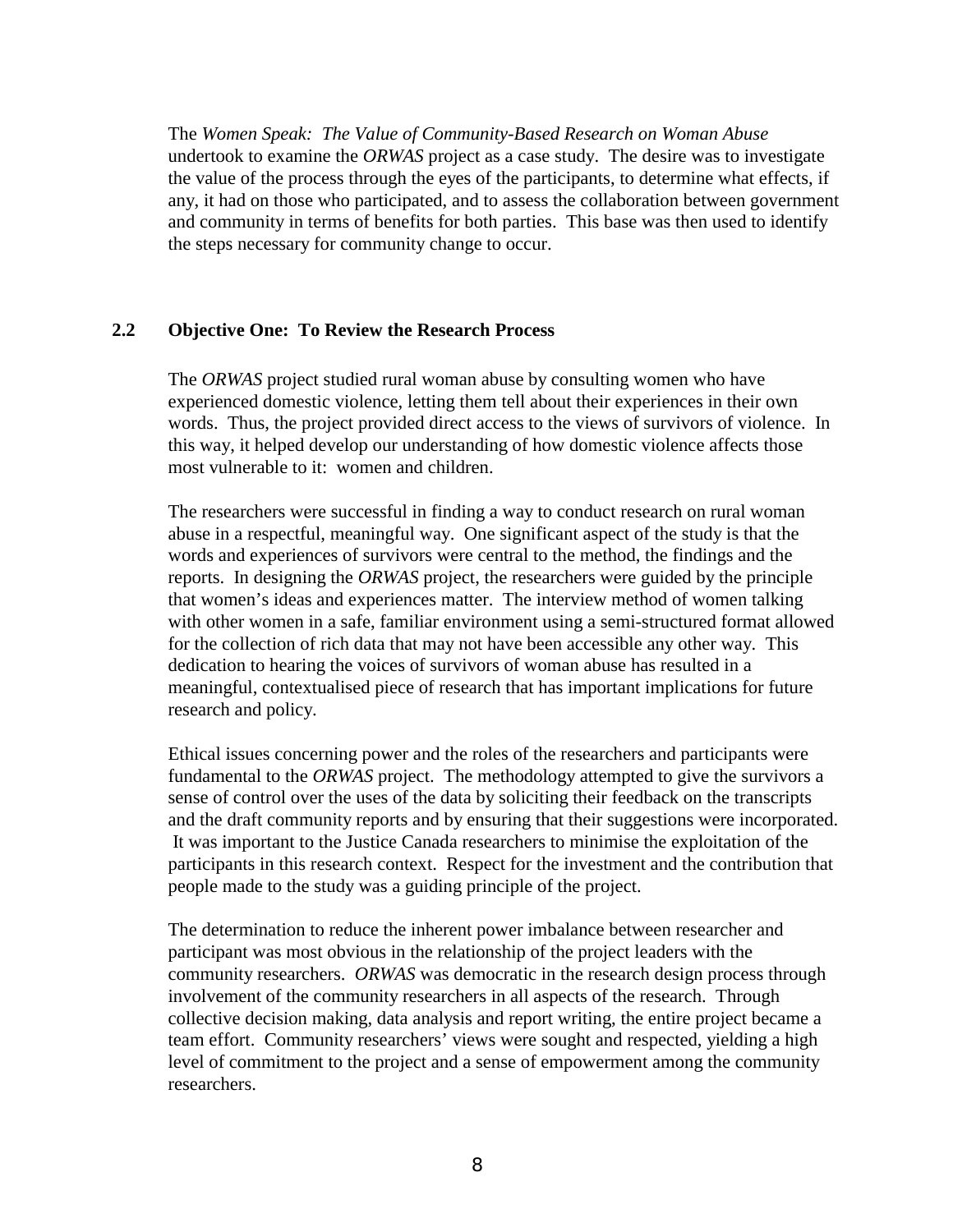The *Women Speak: The Value of Community-Based Research on Woman Abuse* undertook to examine the *ORWAS* project as a case study. The desire was to investigate the value of the process through the eyes of the participants, to determine what effects, if any, it had on those who participated, and to assess the collaboration between government and community in terms of benefits for both parties. This base was then used to identify the steps necessary for community change to occur.

### 2.2 Objective One: To Review the Research Process

The *ORWAS* project studied rural woman abuse by consulting women who have experienced domestic violence, letting them tell about their experiences in their own words. Thus, the project provided direct access to the views of survivors of violence. In this way, it helped develop our understanding of how domestic violence affects those most vulnerable to it: women and children.

The researchers were successful in finding a way to conduct research on rural woman abuse in a respectful, meaningful way. One significant aspect of the study is that the words and experiences of survivors were central to the method, the findings and the reports. In designing the *ORWAS* project, the researchers were guided by the principle that women's ideas and experiences matter. The interview method of women talking with other women in a safe, familiar environment using a semi-structured format allowed for the collection of rich data that may not have been accessible any other way. This dedication to hearing the voices of survivors of woman abuse has resulted in a meaningful, contextualised piece of research that has important implications for future research and policy.

Ethical issues concerning power and the roles of the researchers and participants were fundamental to the *ORWAS* project. The methodology attempted to give the survivors a sense of control over the uses of the data by soliciting their feedback on the transcripts and the draft community reports and by ensuring that their suggestions were incorporated. It was important to the Justice Canada researchers to minimise the exploitation of the participants in this research context. Respect for the investment and the contribution that people made to the study was a guiding principle of the project.

The determination to reduce the inherent power imbalance between researcher and participant was most obvious in the relationship of the project leaders with the community researchers. *ORWAS* was democratic in the research design process through involvement of the community researchers in all aspects of the research. Through collective decision making, data analysis and report writing, the entire project became a team effort. Community researchers' views were sought and respected, yielding a high level of commitment to the project and a sense of empowerment among the community researchers.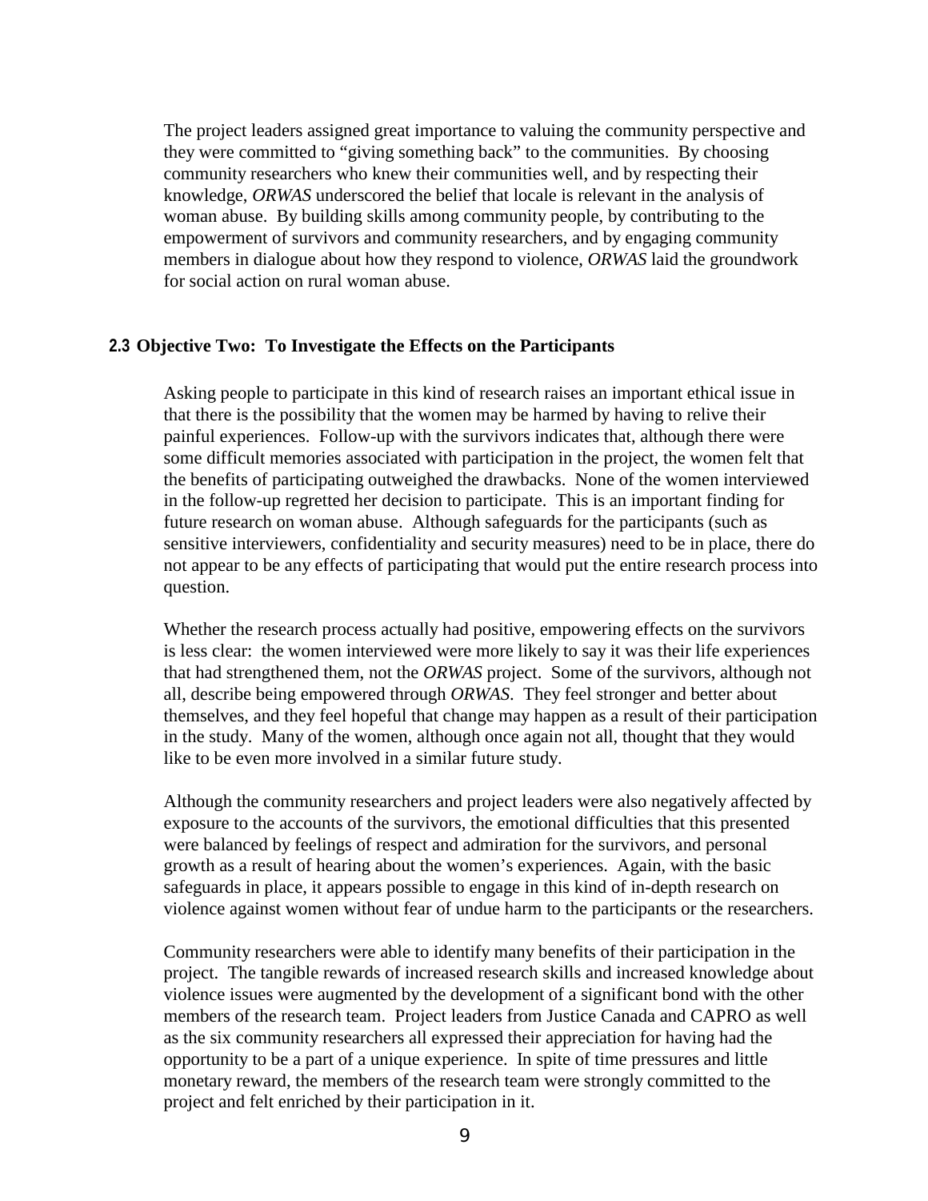The project leaders assigned great importance to valuing the community perspective and they were committed to "giving something back" to the communities. By choosing community researchers who knew their communities well, and by respecting their knowledge, *ORWAS* underscored the belief that locale is relevant in the analysis of woman abuse. By building skills among community people, by contributing to the empowerment of survivors and community researchers, and by engaging community members in dialogue about how they respond to violence, *ORWAS* laid the groundwork for social action on rural woman abuse.

### 2.3 Objective Two: To Investigate the Effects on the Participants

Asking people to participate in this kind of research raises an important ethical issue in that there is the possibility that the women may be harmed by having to relive their painful experiences. Follow-up with the survivors indicates that, although there were some difficult memories associated with participation in the project, the women felt that the benefits of participating outweighed the drawbacks. None of the women interviewed in the follow-up regretted her decision to participate. This is an important finding for future research on woman abuse. Although safeguards for the participants (such as sensitive interviewers, confidentiality and security measures) need to be in place, there do not appear to be any effects of participating that would put the entire research process into question.

Whether the research process actually had positive, empowering effects on the survivors is less clear: the women interviewed were more likely to say it was their life experiences that had strengthened them, not the *ORWAS* project. Some of the survivors, although not all, describe being empowered through *ORWAS*. They feel stronger and better about themselves, and they feel hopeful that change may happen as a result of their participation in the study. Many of the women, although once again not all, thought that they would like to be even more involved in a similar future study.

Although the community researchers and project leaders were also negatively affected by exposure to the accounts of the survivors, the emotional difficulties that this presented were balanced by feelings of respect and admiration for the survivors, and personal growth as a result of hearing about the women's experiences. Again, with the basic safeguards in place, it appears possible to engage in this kind of in-depth research on violence against women without fear of undue harm to the participants or the researchers.

Community researchers were able to identify many benefits of their participation in the project. The tangible rewards of increased research skills and increased knowledge about violence issues were augmented by the development of a significant bond with the other members of the research team. Project leaders from Justice Canada and CAPRO as well as the six community researchers all expressed their appreciation for having had the opportunity to be a part of a unique experience. In spite of time pressures and little monetary reward, the members of the research team were strongly committed to the project and felt enriched by their participation in it.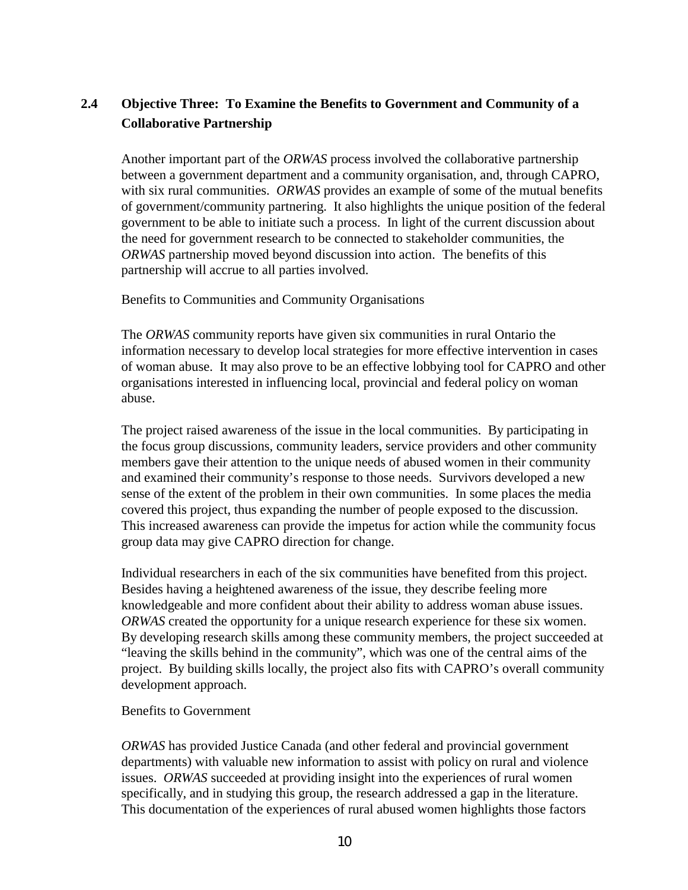## 2.4 Objective Three: To Examine the Benefits to Government and Community of a Collaborative Partnership

Another important part of the *ORWAS* process involved the collaborative partnership between a government department and a community organisation, and, through CAPRO, with six rural communities. *ORWAS* provides an example of some of the mutual benefits of government/community partnering. It also highlights the unique position of the federal government to be able to initiate such a process. In light of the current discussion about the need for government research to be connected to stakeholder communities, the *ORWAS* partnership moved beyond discussion into action. The benefits of this partnership will accrue to all parties involved.

Benefits to Communities and Community Organisations

The *ORWAS* community reports have given six communities in rural Ontario the information necessary to develop local strategies for more effective intervention in cases of woman abuse. It may also prove to be an effective lobbying tool for CAPRO and other organisations interested in influencing local, provincial and federal policy on woman abuse.

The project raised awareness of the issue in the local communities. By participating in the focus group discussions, community leaders, service providers and other community members gave their attention to the unique needs of abused women in their community and examined their community's response to those needs. Survivors developed a new sense of the extent of the problem in their own communities. In some places the media covered this project, thus expanding the number of people exposed to the discussion. This increased awareness can provide the impetus for action while the community focus group data may give CAPRO direction for change.

Individual researchers in each of the six communities have benefited from this project. Besides having a heightened awareness of the issue, they describe feeling more knowledgeable and more confident about their ability to address woman abuse issues. *ORWAS* created the opportunity for a unique research experience for these six women. By developing research skills among these community members, the project succeeded at "leaving the skills behind in the community", which was one of the central aims of the project. By building skills locally, the project also fits with CAPRO's overall community development approach.

Benefits to Government

*ORWAS* has provided Justice Canada (and other federal and provincial government departments) with valuable new information to assist with policy on rural and violence issues. *ORWAS* succeeded at providing insight into the experiences of rural women specifically, and in studying this group, the research addressed a gap in the literature. This documentation of the experiences of rural abused women highlights those factors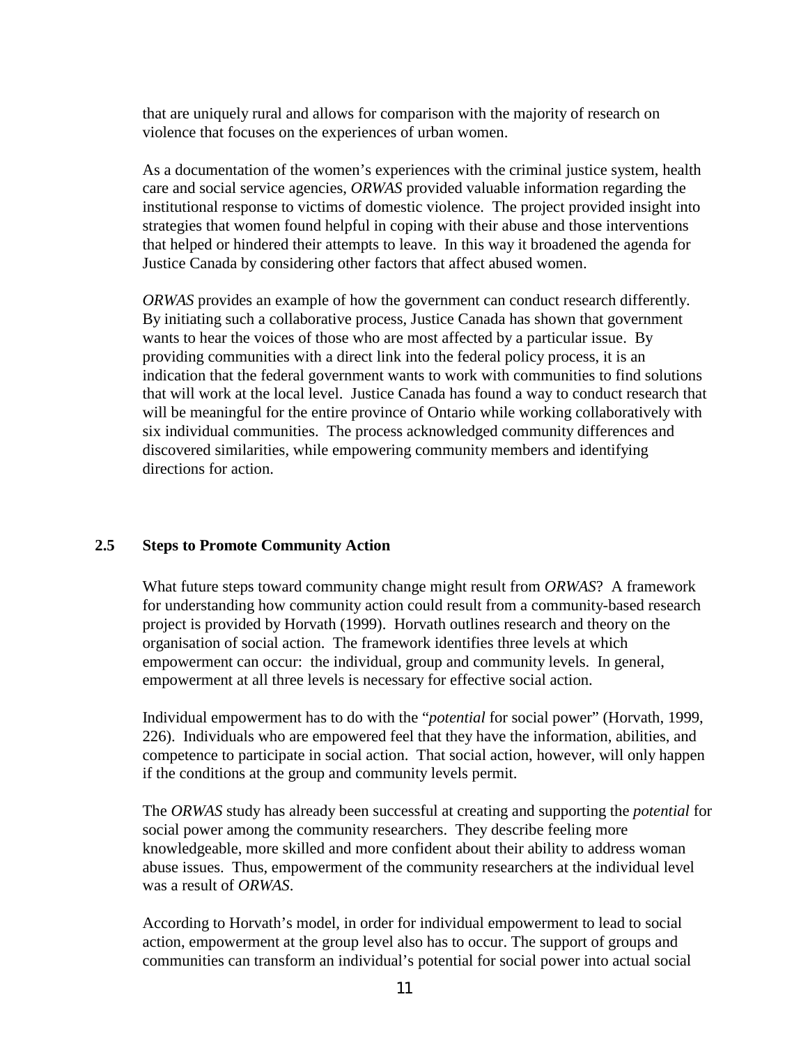that are uniquely rural and allows for comparison with the majority of research on violence that focuses on the experiences of urban women.

As a documentation of the women's experiences with the criminal justice system, health care and social service agencies, *ORWAS* provided valuable information regarding the institutional response to victims of domestic violence. The project provided insight into strategies that women found helpful in coping with their abuse and those interventions that helped or hindered their attempts to leave. In this way it broadened the agenda for Justice Canada by considering other factors that affect abused women.

*ORWAS* provides an example of how the government can conduct research differently. By initiating such a collaborative process, Justice Canada has shown that government wants to hear the voices of those who are most affected by a particular issue. By providing communities with a direct link into the federal policy process, it is an indication that the federal government wants to work with communities to find solutions that will work at the local level. Justice Canada has found a way to conduct research that will be meaningful for the entire province of Ontario while working collaboratively with six individual communities. The process acknowledged community differences and discovered similarities, while empowering community members and identifying directions for action.

## 2.5 Steps to Promote Community Action

What future steps toward community change might result from *ORWAS*? A framework for understanding how community action could result from a community-based research project is provided by Horvath (1999). Horvath outlines research and theory on the organisation of social action. The framework identifies three levels at which empowerment can occur: the individual, group and community levels. In general, empowerment at all three levels is necessary for effective social action.

Individual empowerment has to do with the "*potential* for social power" (Horvath, 1999, 226). Individuals who are empowered feel that they have the information, abilities, and competence to participate in social action. That social action, however, will only happen if the conditions at the group and community levels permit.

The *ORWAS* study has already been successful at creating and supporting the *potential* for social power among the community researchers. They describe feeling more knowledgeable, more skilled and more confident about their ability to address woman abuse issues. Thus, empowerment of the community researchers at the individual level was a result of *ORWAS*.

According to Horvath's model, in order for individual empowerment to lead to social action, empowerment at the group level also has to occur. The support of groups and communities can transform an individual's potential for social power into actual social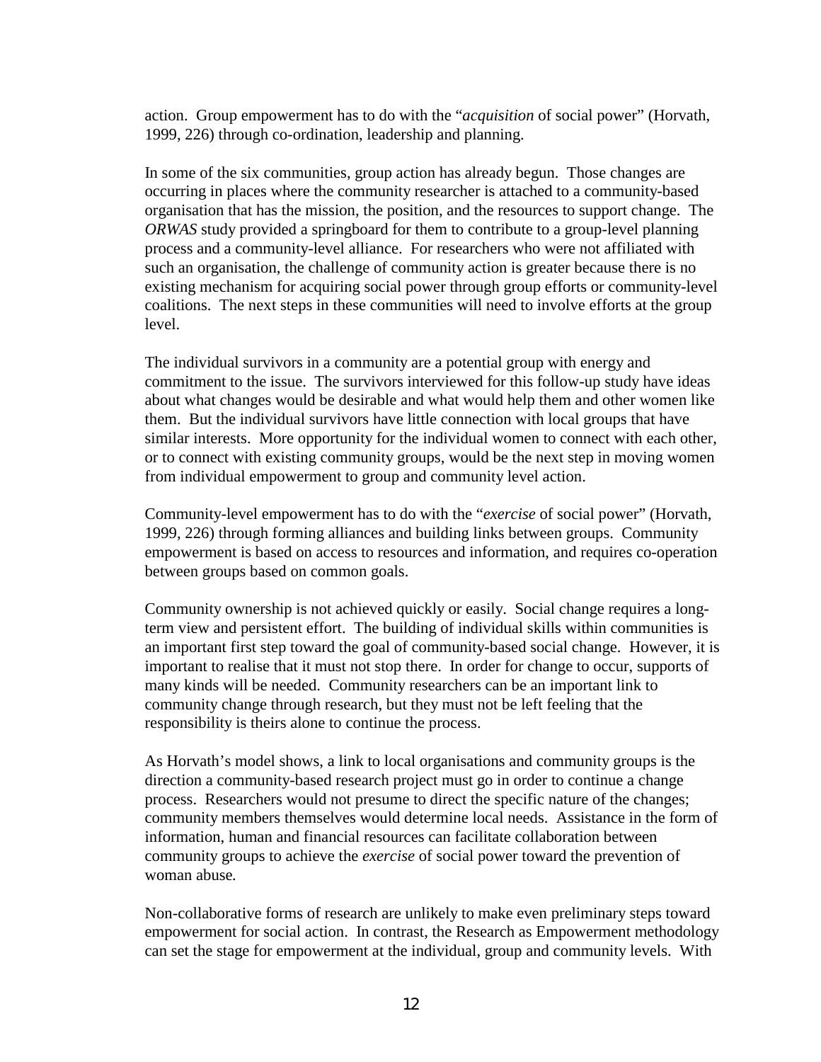action. Group empowerment has to do with the "*acquisition* of social power" (Horvath, 1999, 226) through co-ordination, leadership and planning.

In some of the six communities, group action has already begun. Those changes are occurring in places where the community researcher is attached to a community-based organisation that has the mission, the position, and the resources to support change. The *ORWAS* study provided a springboard for them to contribute to a group-level planning process and a community-level alliance. For researchers who were not affiliated with such an organisation, the challenge of community action is greater because there is no existing mechanism for acquiring social power through group efforts or community-level coalitions. The next steps in these communities will need to involve efforts at the group level.

The individual survivors in a community are a potential group with energy and commitment to the issue. The survivors interviewed for this follow-up study have ideas about what changes would be desirable and what would help them and other women like them. But the individual survivors have little connection with local groups that have similar interests. More opportunity for the individual women to connect with each other, or to connect with existing community groups, would be the next step in moving women from individual empowerment to group and community level action.

Community-level empowerment has to do with the "*exercise* of social power" (Horvath, 1999, 226) through forming alliances and building links between groups. Community empowerment is based on access to resources and information, and requires co-operation between groups based on common goals.

Community ownership is not achieved quickly or easily. Social change requires a long-term view and persistent effort. The building of individual skills within communities is an important first step toward the goal of community-based social change. However, it is important to realise that it must not stop there. In order for change to occur, supports of many kinds will be needed. Community researchers can be an important link to community change through research, but they must not be left feeling that the responsibility is theirs alone to continue the process.

As Horvath's model shows, a link to local organisations and community groups is the direction a community-based research project must go in order to continue a change process. Researchers would not presume to direct the specific nature of the changes; community members themselves would determine local needs. Assistance in the form of information, human and financial resources can facilitate collaboration between community groups to achieve the *exercise* of social power toward the prevention of woman abuse.

Non-collaborative forms of research are unlikely to make even preliminary steps toward empowerment for social action. In contrast, the Research as Empowerment methodology can set the stage for empowerment at the individual, group and community levels. With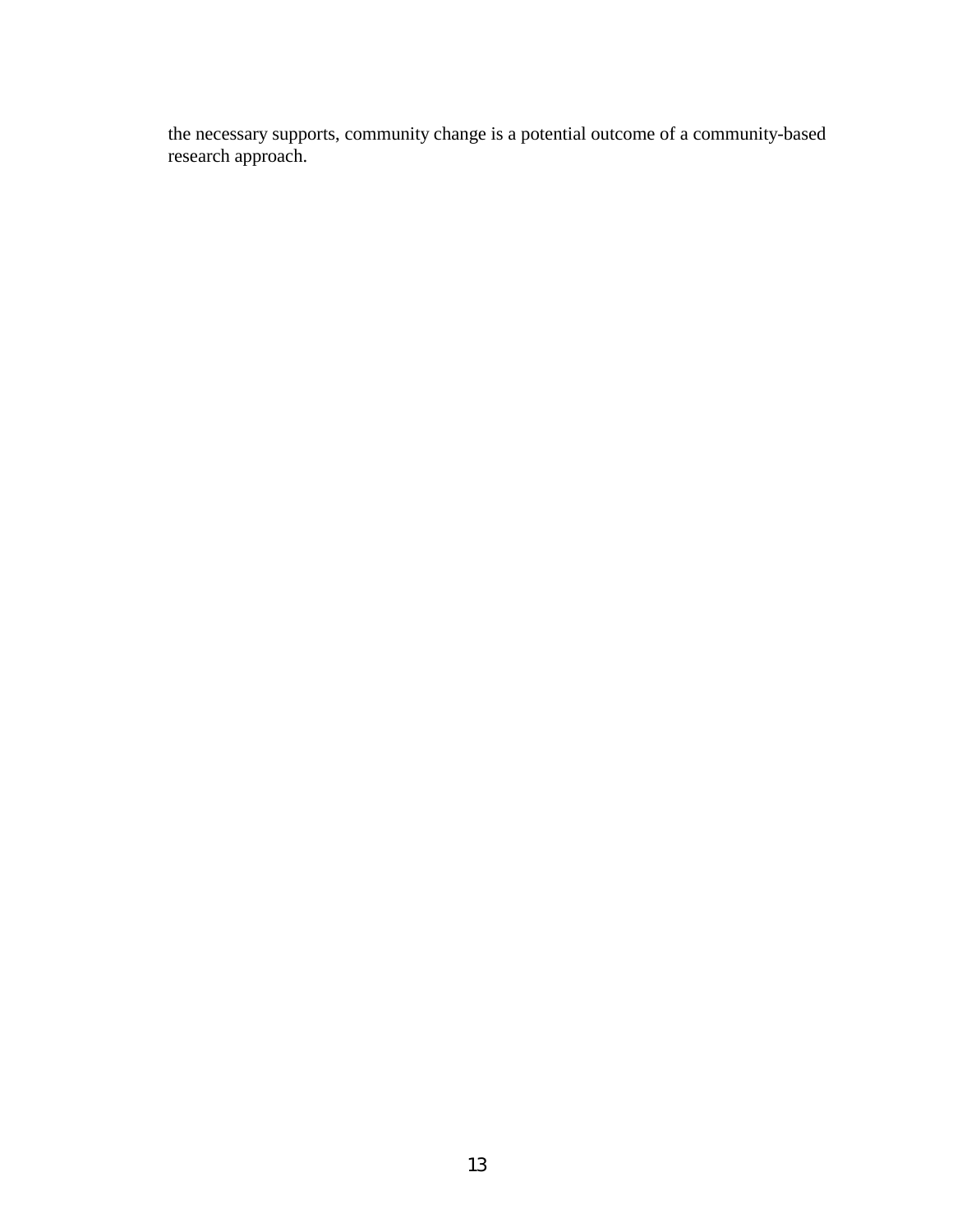the necessary supports, community change is a potential outcome of a community-based research approach.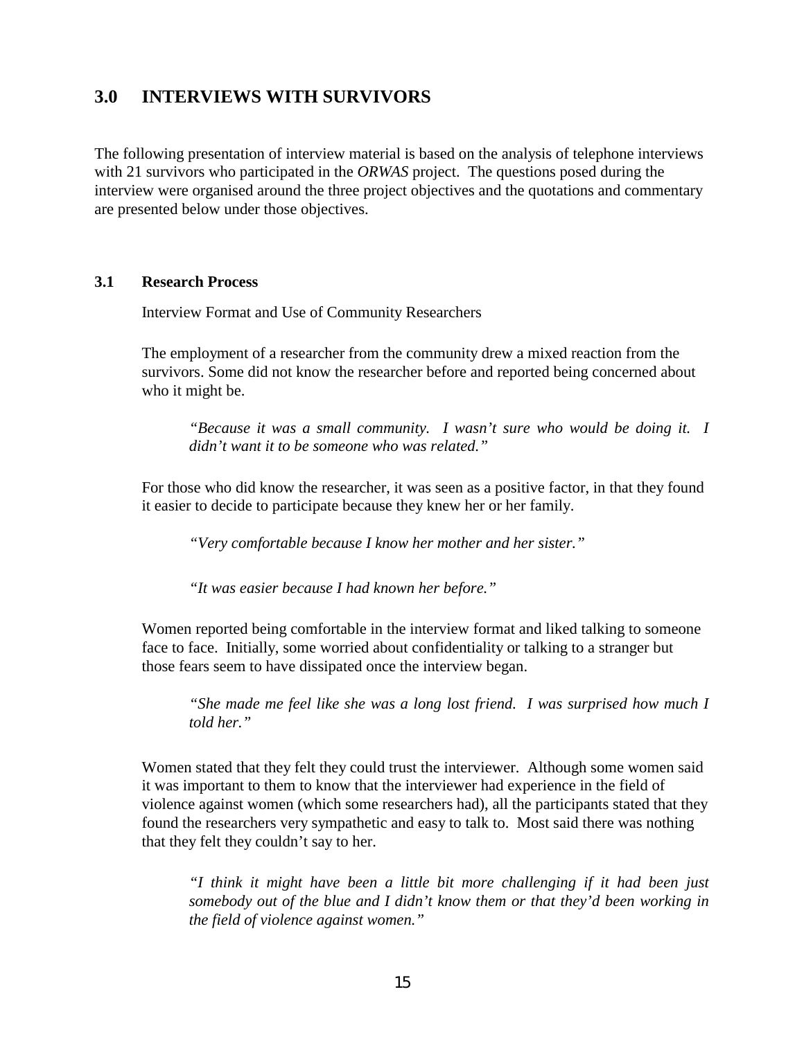## 3.0 INTERVIEWS WITH SURVIVORS

The following presentation of interview material is based on the analysis of telephone interviews with 21 survivors who participated in the *ORWAS* project. The questions posed during the interview were organised around the three project objectives and the quotations and commentary are presented below under those objectives.

### 3.1 Research Process

Interview Format and Use of Community Researchers

The employment of a researcher from the community drew a mixed reaction from the survivors. Some did not know the researcher before and reported being concerned about who it might be.

> *"Because it was a small community. I wasn't sure who would be doing it. I didn't want it to be someone who was related."*

For those who did know the researcher, it was seen as a positive factor, in that they found it easier to decide to participate because they knew her or her family.

> *"Very comfortable because I know her mother and her sister."*

> *"It was easier because I had known her before."*

Women reported being comfortable in the interview format and liked talking to someone face to face. Initially, some worried about confidentiality or talking to a stranger but those fears seem to have dissipated once the interview began.

> *"She made me feel like she was a long lost friend. I was surprised how much I told her."*

Women stated that they felt they could trust the interviewer. Although some women said it was important to them to know that the interviewer had experience in the field of violence against women (which some researchers had), all the participants stated that they found the researchers very sympathetic and easy to talk to. Most said there was nothing that they felt they couldn't say to her.

> *"I think it might have been a little bit more challenging if it had been just somebody out of the blue and I didn't know them or that they'd been working in the field of violence against women."*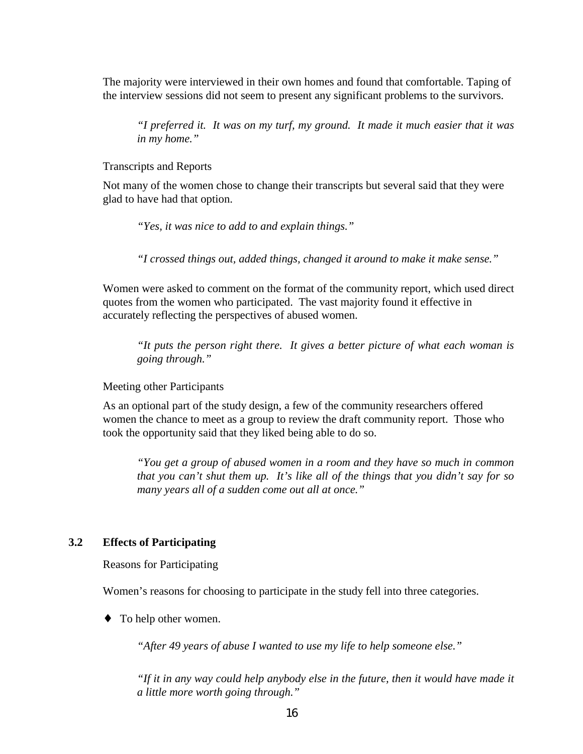The majority were interviewed in their own homes and found that comfortable. Taping of the interview sessions did not seem to present any significant problems to the survivors.

> *"I preferred it. It was on my turf, my ground. It made it much easier that it was in my home."*

Transcripts and Reports

Not many of the women chose to change their transcripts but several said that they were glad to have had that option.

> *"Yes, it was nice to add to and explain things."*

> *"I crossed things out, added things, changed it around to make it make sense."*

Women were asked to comment on the format of the community report, which used direct quotes from the women who participated. The vast majority found it effective in accurately reflecting the perspectives of abused women.

> *"It puts the person right there. It gives a better picture of what each woman is going through."*

Meeting other Participants

As an optional part of the study design, a few of the community researchers offered women the chance to meet as a group to review the draft community report. Those who took the opportunity said that they liked being able to do so.

> *"You get a group of abused women in a room and they have so much in common that you can't shut them up. It's like all of the things that you didn't say for so many years all of a sudden come out all at once."*

### 3.2 Effects of Participating

Reasons for Participating

Women's reasons for choosing to participate in the study fell into three categories.

- To help other women.

> *"After 49 years of abuse I wanted to use my life to help someone else."*

> *"If it in any way could help anybody else in the future, then it would have made it a little more worth going through."*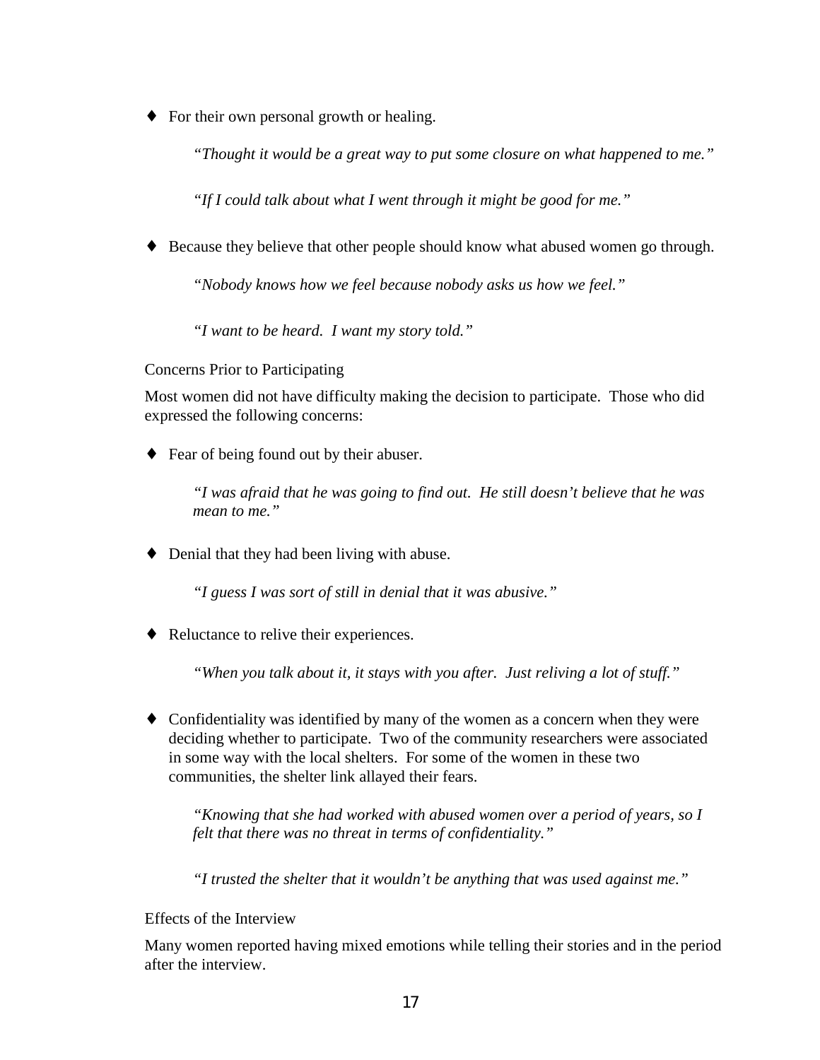- For their own personal growth or healing.

  *"Thought it would be a great way to put some closure on what happened to me."*

  *"If I could talk about what I went through it might be good for me."*

- Because they believe that other people should know what abused women go through.

  *"Nobody knows how we feel because nobody asks us how we feel."*

  *"I want to be heard. I want my story told."*

### Concerns Prior to Participating

Most women did not have difficulty making the decision to participate. Those who did expressed the following concerns:

- Fear of being found out by their abuser.

  *"I was afraid that he was going to find out. He still doesn't believe that he was mean to me."*

- Denial that they had been living with abuse.

  *"I guess I was sort of still in denial that it was abusive."*

- Reluctance to relive their experiences.

  *"When you talk about it, it stays with you after. Just reliving a lot of stuff."*

- Confidentiality was identified by many of the women as a concern when they were deciding whether to participate. Two of the community researchers were associated in some way with the local shelters. For some of the women in these two communities, the shelter link allayed their fears.

  *"Knowing that she had worked with abused women over a period of years, so I felt that there was no threat in terms of confidentiality."*

  *"I trusted the shelter that it wouldn't be anything that was used against me."*

### Effects of the Interview

Many women reported having mixed emotions while telling their stories and in the period after the interview.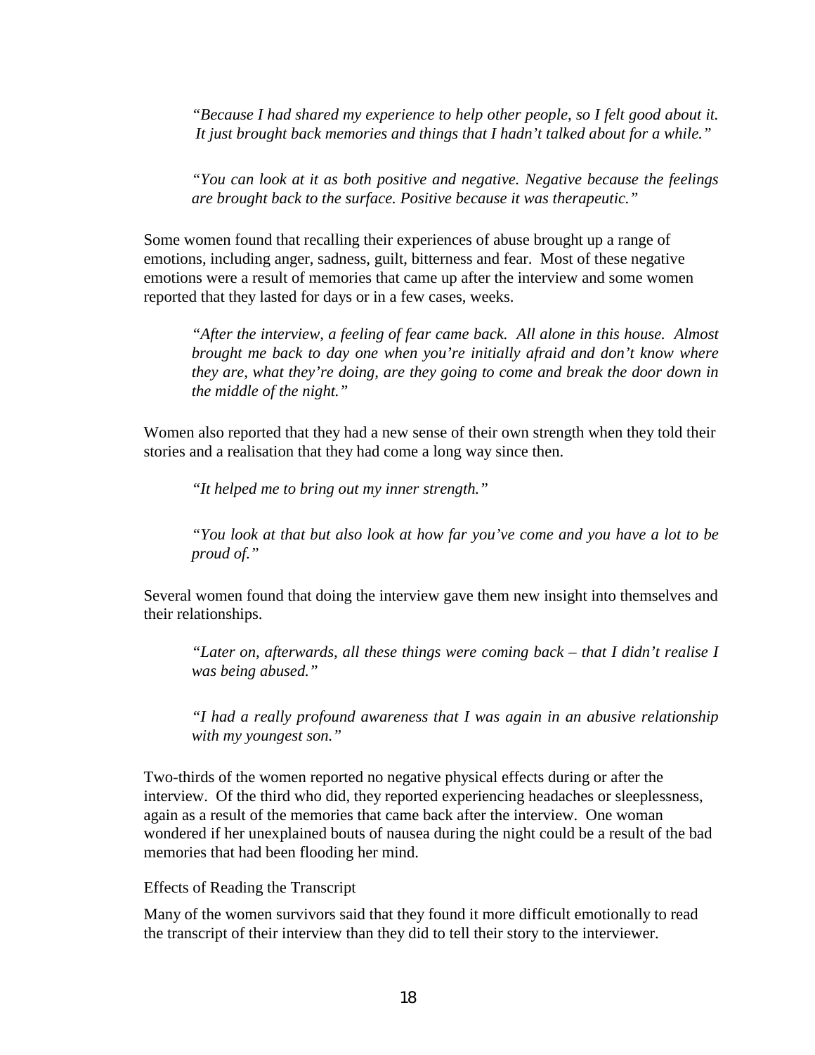*"Because I had shared my experience to help other people, so I felt good about it. It just brought back memories and things that I hadn't talked about for a while."*

*"You can look at it as both positive and negative. Negative because the feelings are brought back to the surface. Positive because it was therapeutic."*

Some women found that recalling their experiences of abuse brought up a range of emotions, including anger, sadness, guilt, bitterness and fear. Most of these negative emotions were a result of memories that came up after the interview and some women reported that they lasted for days or in a few cases, weeks.

*"After the interview, a feeling of fear came back. All alone in this house. Almost brought me back to day one when you're initially afraid and don't know where they are, what they're doing, are they going to come and break the door down in the middle of the night."*

Women also reported that they had a new sense of their own strength when they told their stories and a realisation that they had come a long way since then.

*"It helped me to bring out my inner strength."*

*"You look at that but also look at how far you've come and you have a lot to be proud of."*

Several women found that doing the interview gave them new insight into themselves and their relationships.

*"Later on, afterwards, all these things were coming back – that I didn't realise I was being abused."*

*"I had a really profound awareness that I was again in an abusive relationship with my youngest son."*

Two-thirds of the women reported no negative physical effects during or after the interview. Of the third who did, they reported experiencing headaches or sleeplessness, again as a result of the memories that came back after the interview. One woman wondered if her unexplained bouts of nausea during the night could be a result of the bad memories that had been flooding her mind.

Effects of Reading the Transcript

Many of the women survivors said that they found it more difficult emotionally to read the transcript of their interview than they did to tell their story to the interviewer.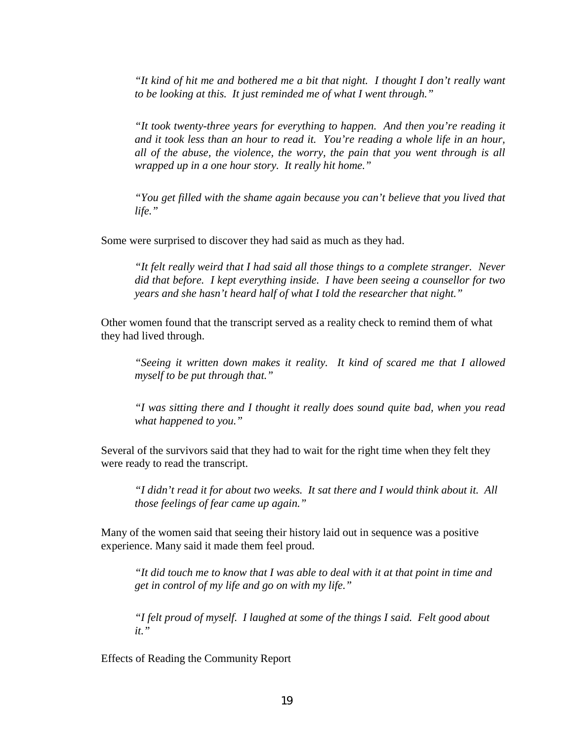> *"It kind of hit me and bothered me a bit that night. I thought I don't really want to be looking at this. It just reminded me of what I went through."*

> *"It took twenty-three years for everything to happen. And then you're reading it and it took less than an hour to read it. You're reading a whole life in an hour, all of the abuse, the violence, the worry, the pain that you went through is all wrapped up in a one hour story. It really hit home."*

> *"You get filled with the shame again because you can't believe that you lived that life."*

Some were surprised to discover they had said as much as they had.

> *"It felt really weird that I had said all those things to a complete stranger. Never did that before. I kept everything inside. I have been seeing a counsellor for two years and she hasn't heard half of what I told the researcher that night."*

Other women found that the transcript served as a reality check to remind them of what they had lived through.

> *"Seeing it written down makes it reality. It kind of scared me that I allowed myself to be put through that."*

> *"I was sitting there and I thought it really does sound quite bad, when you read what happened to you."*

Several of the survivors said that they had to wait for the right time when they felt they were ready to read the transcript.

> *"I didn't read it for about two weeks. It sat there and I would think about it. All those feelings of fear came up again."*

Many of the women said that seeing their history laid out in sequence was a positive experience. Many said it made them feel proud.

> *"It did touch me to know that I was able to deal with it at that point in time and get in control of my life and go on with my life."*

> *"I felt proud of myself. I laughed at some of the things I said. Felt good about it."*

Effects of Reading the Community Report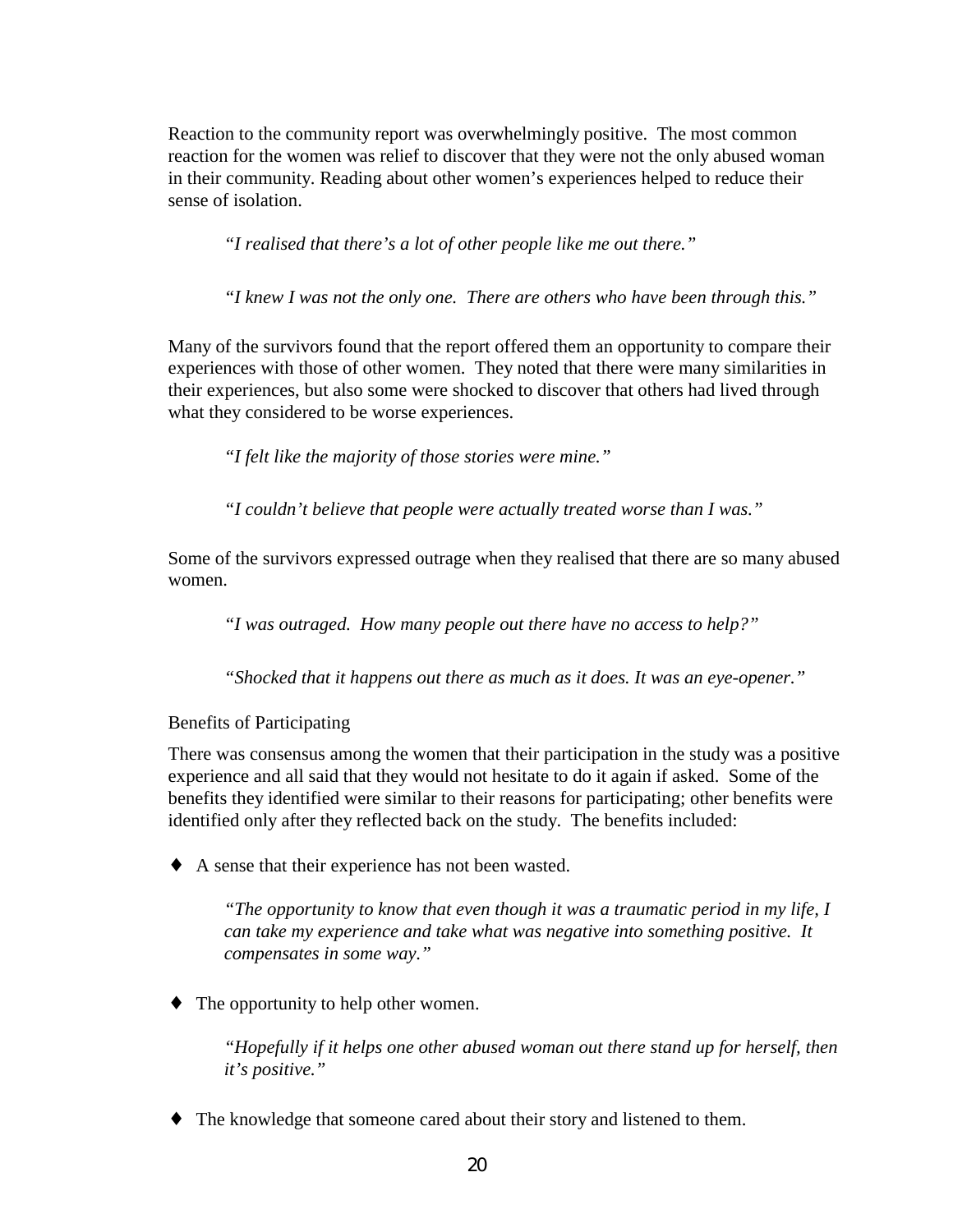Reaction to the community report was overwhelmingly positive. The most common reaction for the women was relief to discover that they were not the only abused woman in their community. Reading about other women's experiences helped to reduce their sense of isolation.

> *"I realised that there's a lot of other people like me out there."*

> *"I knew I was not the only one. There are others who have been through this."*

Many of the survivors found that the report offered them an opportunity to compare their experiences with those of other women. They noted that there were many similarities in their experiences, but also some were shocked to discover that others had lived through what they considered to be worse experiences.

> *"I felt like the majority of those stories were mine."*

> *"I couldn't believe that people were actually treated worse than I was."*

Some of the survivors expressed outrage when they realised that there are so many abused women.

> *"I was outraged. How many people out there have no access to help?"*

> *"Shocked that it happens out there as much as it does. It was an eye-opener."*

### Benefits of Participating

There was consensus among the women that their participation in the study was a positive experience and all said that they would not hesitate to do it again if asked. Some of the benefits they identified were similar to their reasons for participating; other benefits were identified only after they reflected back on the study. The benefits included:

- A sense that their experience has not been wasted.

  > *"The opportunity to know that even though it was a traumatic period in my life, I can take my experience and take what was negative into something positive. It compensates in some way."*

- The opportunity to help other women.

  > *"Hopefully if it helps one other abused woman out there stand up for herself, then it's positive."*

- The knowledge that someone cared about their story and listened to them.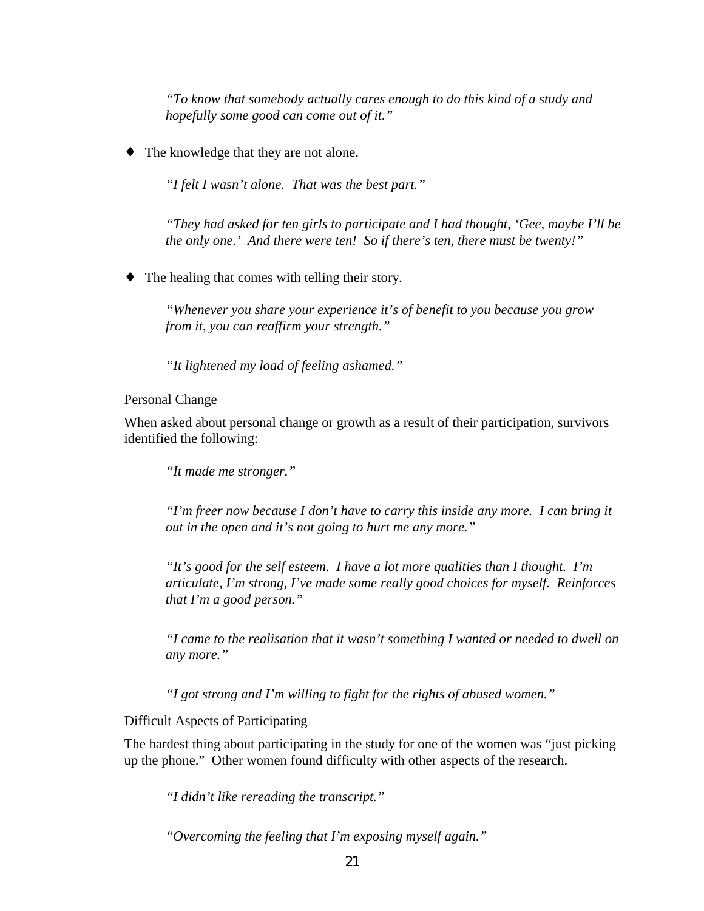*"To know that somebody actually cares enough to do this kind of a study and hopefully some good can come out of it."*

- The knowledge that they are not alone.

  *"I felt I wasn't alone. That was the best part."*

  *"They had asked for ten girls to participate and I had thought, 'Gee, maybe I'll be the only one.' And there were ten! So if there's ten, there must be twenty!"*

- The healing that comes with telling their story.

  *"Whenever you share your experience it's of benefit to you because you grow from it, you can reaffirm your strength."*

  *"It lightened my load of feeling ashamed."*

Personal Change

When asked about personal change or growth as a result of their participation, survivors identified the following:

*"It made me stronger."*

*"I'm freer now because I don't have to carry this inside any more. I can bring it out in the open and it's not going to hurt me any more."*

*"It's good for the self esteem. I have a lot more qualities than I thought. I'm articulate, I'm strong, I've made some really good choices for myself. Reinforces that I'm a good person."*

*"I came to the realisation that it wasn't something I wanted or needed to dwell on any more."*

*"I got strong and I'm willing to fight for the rights of abused women."*

Difficult Aspects of Participating

The hardest thing about participating in the study for one of the women was "just picking up the phone." Other women found difficulty with other aspects of the research.

*"I didn't like rereading the transcript."*

*"Overcoming the feeling that I'm exposing myself again."*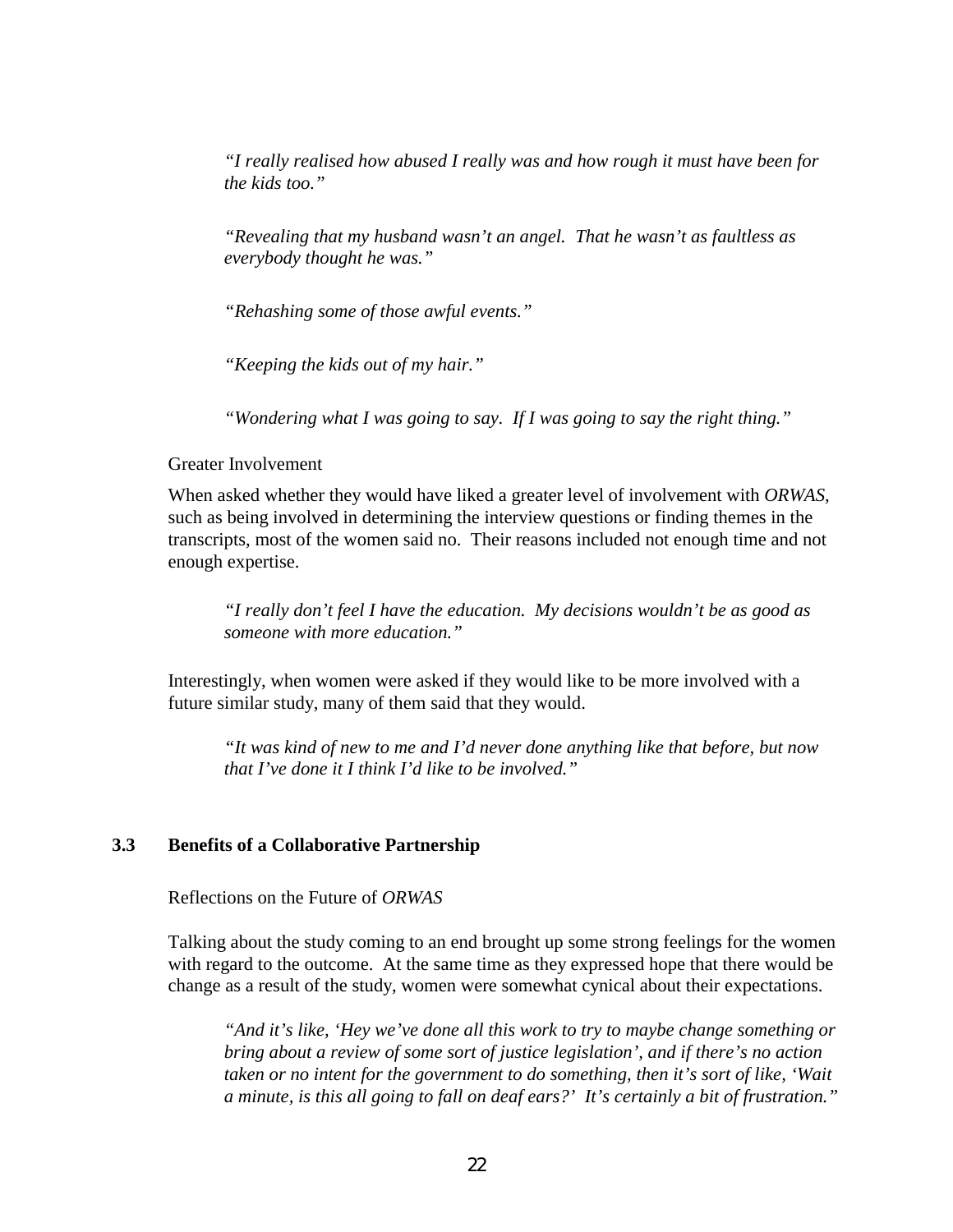> *"I really realised how abused I really was and how rough it must have been for the kids too."*

> *"Revealing that my husband wasn't an angel. That he wasn't as faultless as everybody thought he was."*

> *"Rehashing some of those awful events."*

> *"Keeping the kids out of my hair."*

> *"Wondering what I was going to say. If I was going to say the right thing."*

Greater Involvement

When asked whether they would have liked a greater level of involvement with *ORWAS*, such as being involved in determining the interview questions or finding themes in the transcripts, most of the women said no. Their reasons included not enough time and not enough expertise.

> *"I really don't feel I have the education. My decisions wouldn't be as good as someone with more education."*

Interestingly, when women were asked if they would like to be more involved with a future similar study, many of them said that they would.

> *"It was kind of new to me and I'd never done anything like that before, but now that I've done it I think I'd like to be involved."*

### 3.3 Benefits of a Collaborative Partnership

Reflections on the Future of *ORWAS*

Talking about the study coming to an end brought up some strong feelings for the women with regard to the outcome. At the same time as they expressed hope that there would be change as a result of the study, women were somewhat cynical about their expectations.

> *"And it's like, 'Hey we've done all this work to try to maybe change something or bring about a review of some sort of justice legislation', and if there's no action taken or no intent for the government to do something, then it's sort of like, 'Wait a minute, is this all going to fall on deaf ears?' It's certainly a bit of frustration."*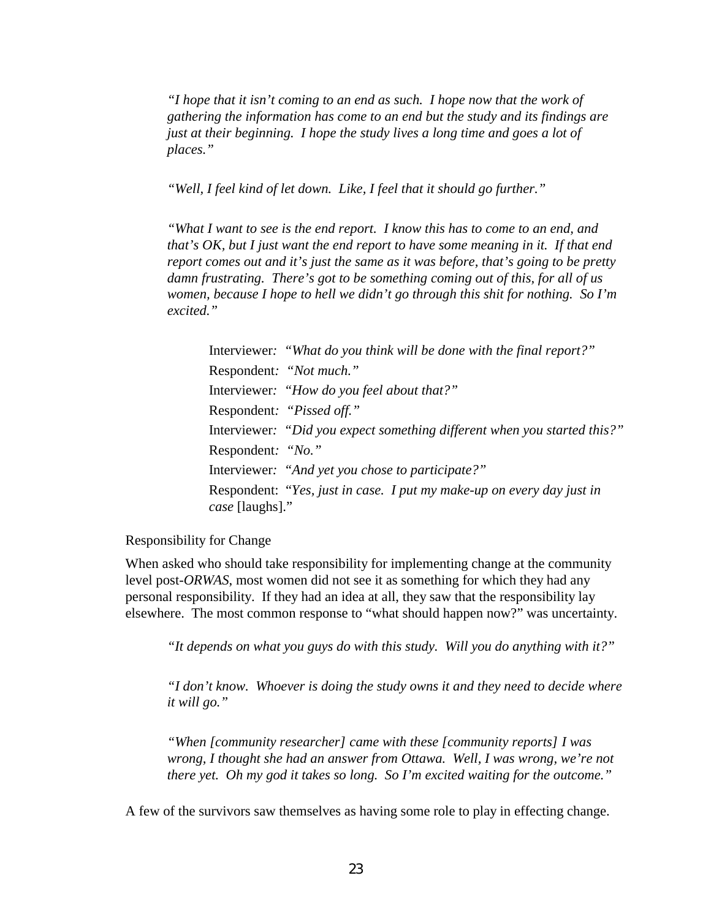> *"I hope that it isn't coming to an end as such. I hope now that the work of gathering the information has come to an end but the study and its findings are just at their beginning. I hope the study lives a long time and goes a lot of places."*

> *"Well, I feel kind of let down. Like, I feel that it should go further."*

> *"What I want to see is the end report. I know this has to come to an end, and that's OK, but I just want the end report to have some meaning in it. If that end report comes out and it's just the same as it was before, that's going to be pretty damn frustrating. There's got to be something coming out of this, for all of us women, because I hope to hell we didn't go through this shit for nothing. So I'm excited."*

> Interviewer: *"What do you think will be done with the final report?"*
> Respondent: *"Not much."*
> Interviewer: *"How do you feel about that?"*
> Respondent: *"Pissed off."*
> Interviewer: *"Did you expect something different when you started this?"*
> Respondent: *"No."*
> Interviewer: *"And yet you chose to participate?"*
> Respondent: "*Yes, just in case. I put my make-up on every day just in case* [laughs]."

Responsibility for Change

When asked who should take responsibility for implementing change at the community level post-*ORWAS*, most women did not see it as something for which they had any personal responsibility. If they had an idea at all, they saw that the responsibility lay elsewhere. The most common response to "what should happen now?" was uncertainty.

> *"It depends on what you guys do with this study. Will you do anything with it?"*

> *"I don't know. Whoever is doing the study owns it and they need to decide where it will go."*

> *"When [community researcher] came with these [community reports] I was wrong, I thought she had an answer from Ottawa. Well, I was wrong, we're not there yet. Oh my god it takes so long. So I'm excited waiting for the outcome."*

A few of the survivors saw themselves as having some role to play in effecting change.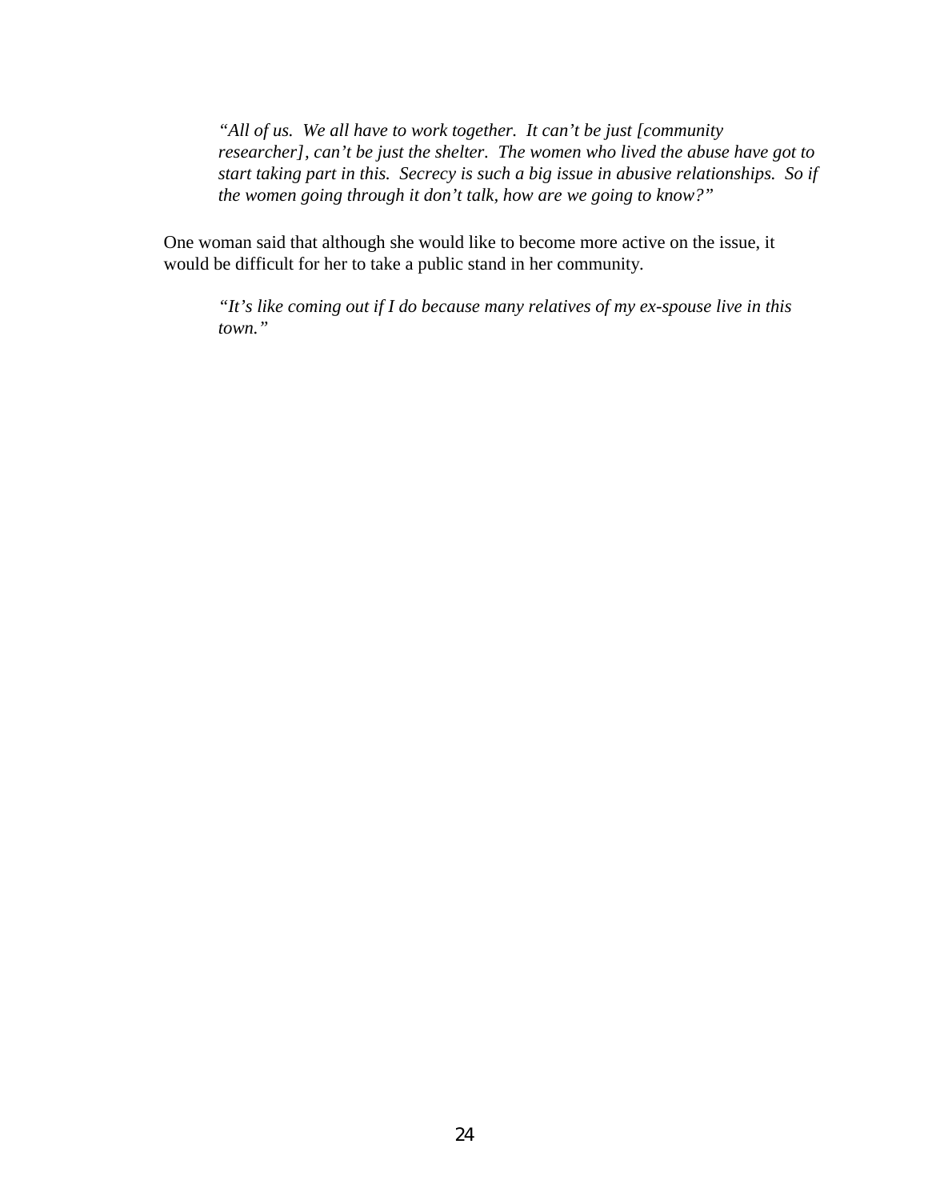> *"All of us. We all have to work together. It can't be just [community researcher], can't be just the shelter. The women who lived the abuse have got to start taking part in this. Secrecy is such a big issue in abusive relationships. So if the women going through it don't talk, how are we going to know?"*

One woman said that although she would like to become more active on the issue, it would be difficult for her to take a public stand in her community.

> *"It's like coming out if I do because many relatives of my ex-spouse live in this town."*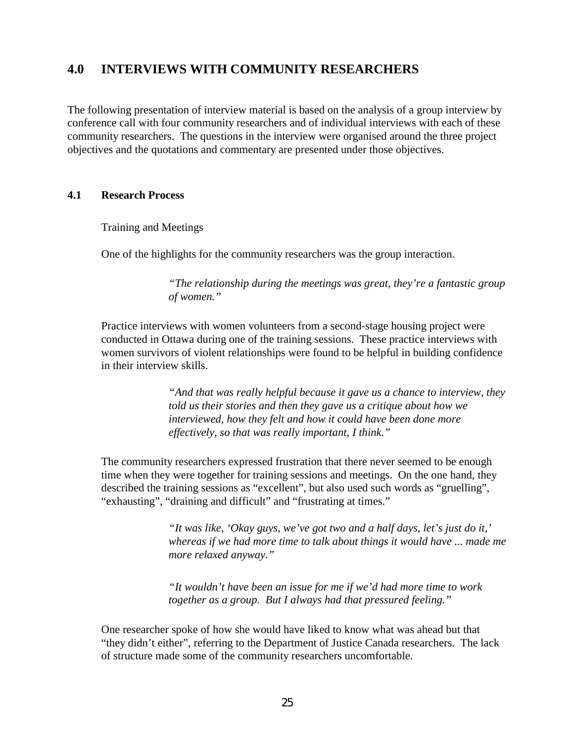## 4.0 INTERVIEWS WITH COMMUNITY RESEARCHERS

The following presentation of interview material is based on the analysis of a group interview by conference call with four community researchers and of individual interviews with each of these community researchers. The questions in the interview were organised around the three project objectives and the quotations and commentary are presented under those objectives.

### 4.1 Research Process

Training and Meetings

One of the highlights for the community researchers was the group interaction.

> *"The relationship during the meetings was great, they're a fantastic group of women."*

Practice interviews with women volunteers from a second-stage housing project were conducted in Ottawa during one of the training sessions. These practice interviews with women survivors of violent relationships were found to be helpful in building confidence in their interview skills.

> *"And that was really helpful because it gave us a chance to interview, they told us their stories and then they gave us a critique about how we interviewed, how they felt and how it could have been done more effectively, so that was really important, I think."*

The community researchers expressed frustration that there never seemed to be enough time when they were together for training sessions and meetings. On the one hand, they described the training sessions as "excellent", but also used such words as "gruelling", "exhausting", "draining and difficult" and "frustrating at times."

> *"It was like, 'Okay guys, we've got two and a half days, let's just do it,' whereas if we had more time to talk about things it would have ... made me more relaxed anyway."*

> *"It wouldn't have been an issue for me if we'd had more time to work together as a group. But I always had that pressured feeling."*

One researcher spoke of how she would have liked to know what was ahead but that "they didn't either", referring to the Department of Justice Canada researchers. The lack of structure made some of the community researchers uncomfortable.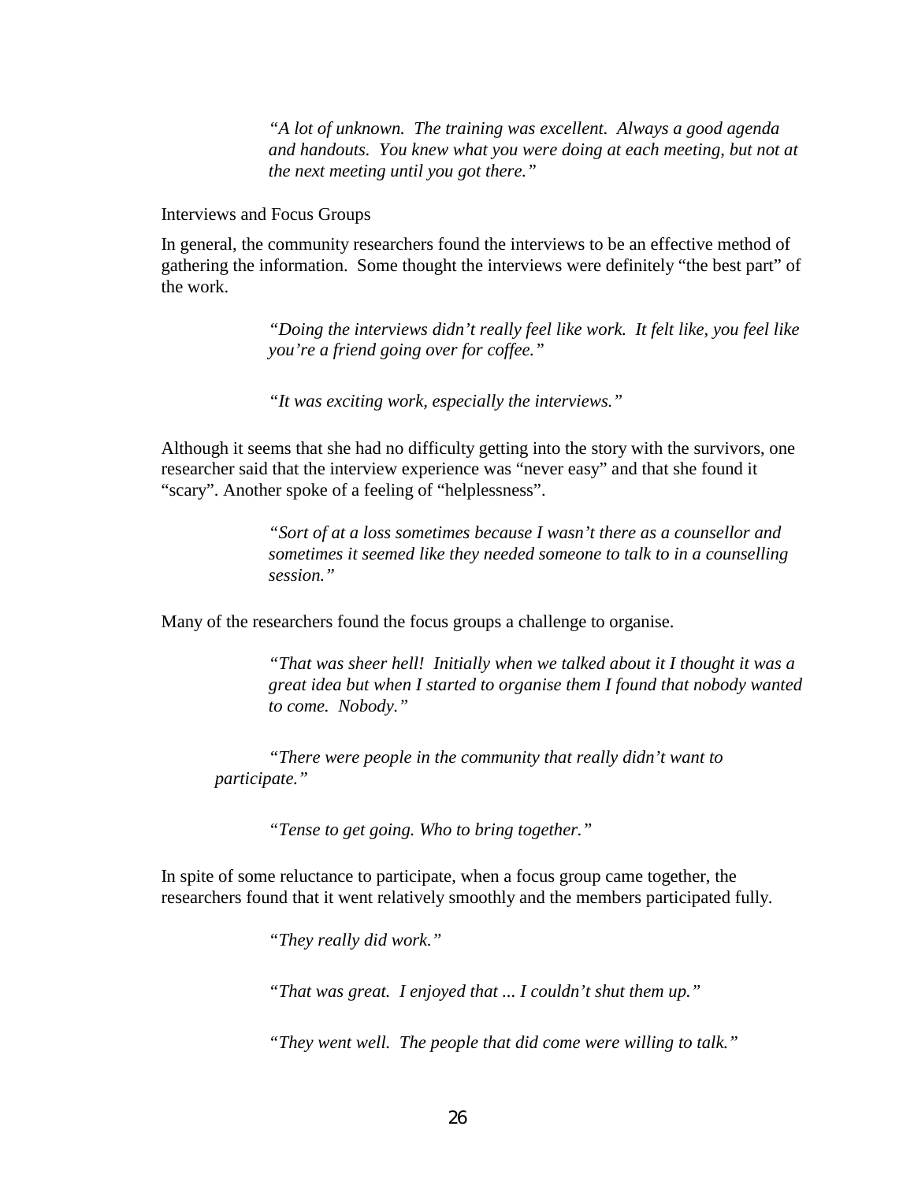> *"A lot of unknown. The training was excellent. Always a good agenda and handouts. You knew what you were doing at each meeting, but not at the next meeting until you got there."*

Interviews and Focus Groups

In general, the community researchers found the interviews to be an effective method of gathering the information. Some thought the interviews were definitely "the best part" of the work.

> *"Doing the interviews didn't really feel like work. It felt like, you feel like you're a friend going over for coffee."*

> *"It was exciting work, especially the interviews."*

Although it seems that she had no difficulty getting into the story with the survivors, one researcher said that the interview experience was "never easy" and that she found it "scary". Another spoke of a feeling of "helplessness".

> *"Sort of at a loss sometimes because I wasn't there as a counsellor and sometimes it seemed like they needed someone to talk to in a counselling session."*

Many of the researchers found the focus groups a challenge to organise.

> *"That was sheer hell! Initially when we talked about it I thought it was a great idea but when I started to organise them I found that nobody wanted to come. Nobody."*

> *"There were people in the community that really didn't want to participate."*

> *"Tense to get going. Who to bring together."*

In spite of some reluctance to participate, when a focus group came together, the researchers found that it went relatively smoothly and the members participated fully.

> *"They really did work."*

> *"That was great. I enjoyed that ... I couldn't shut them up."*

> *"They went well. The people that did come were willing to talk."*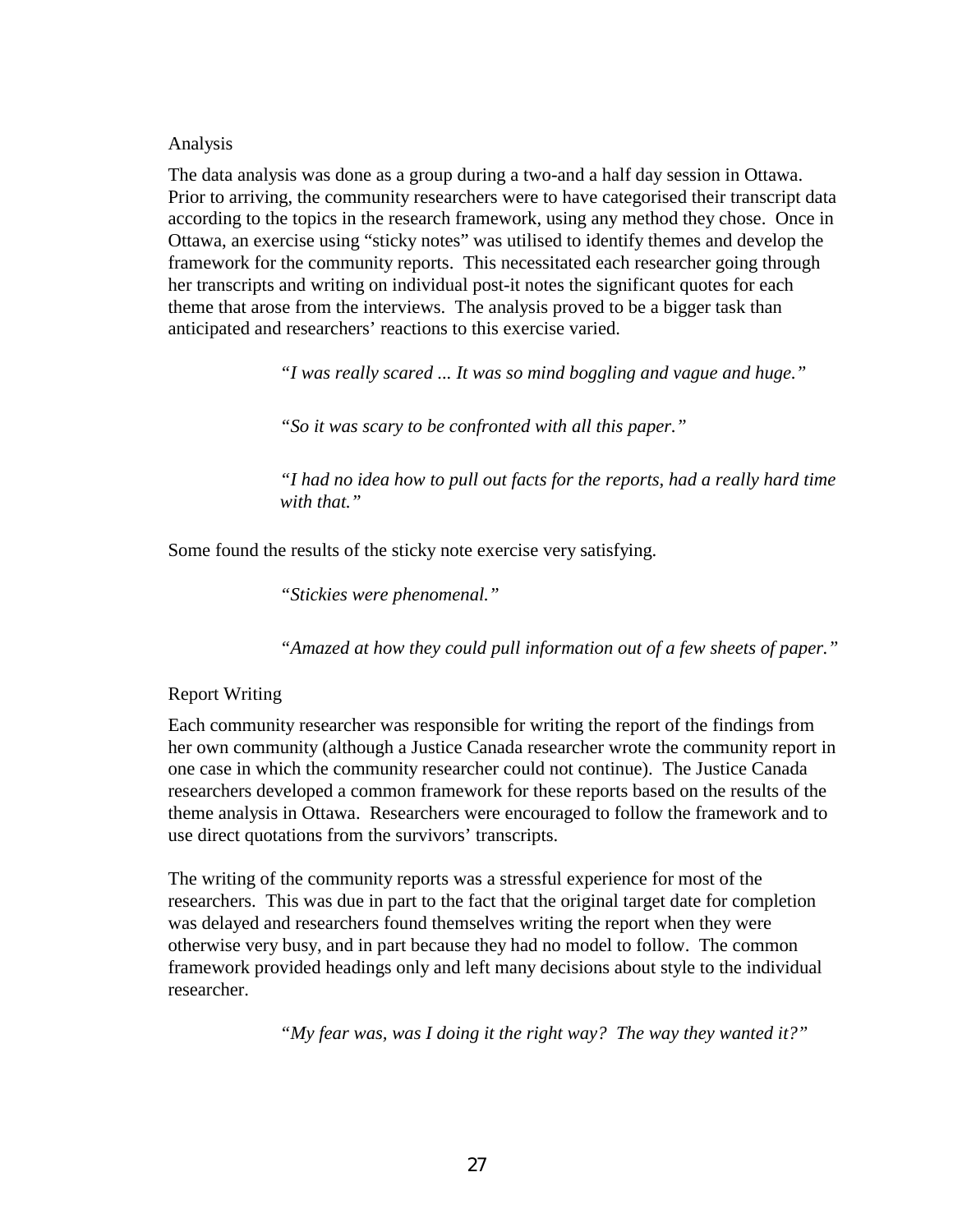### Analysis

The data analysis was done as a group during a two-and a half day session in Ottawa. Prior to arriving, the community researchers were to have categorised their transcript data according to the topics in the research framework, using any method they chose. Once in Ottawa, an exercise using "sticky notes" was utilised to identify themes and develop the framework for the community reports. This necessitated each researcher going through her transcripts and writing on individual post-it notes the significant quotes for each theme that arose from the interviews. The analysis proved to be a bigger task than anticipated and researchers' reactions to this exercise varied.

> *"I was really scared ... It was so mind boggling and vague and huge."*
>
> *"So it was scary to be confronted with all this paper."*
>
> *"I had no idea how to pull out facts for the reports, had a really hard time with that."*

Some found the results of the sticky note exercise very satisfying.

> *"Stickies were phenomenal."*
>
> *"Amazed at how they could pull information out of a few sheets of paper."*

### Report Writing

Each community researcher was responsible for writing the report of the findings from her own community (although a Justice Canada researcher wrote the community report in one case in which the community researcher could not continue). The Justice Canada researchers developed a common framework for these reports based on the results of the theme analysis in Ottawa. Researchers were encouraged to follow the framework and to use direct quotations from the survivors' transcripts.

The writing of the community reports was a stressful experience for most of the researchers. This was due in part to the fact that the original target date for completion was delayed and researchers found themselves writing the report when they were otherwise very busy, and in part because they had no model to follow. The common framework provided headings only and left many decisions about style to the individual researcher.

> *"My fear was, was I doing it the right way? The way they wanted it?"*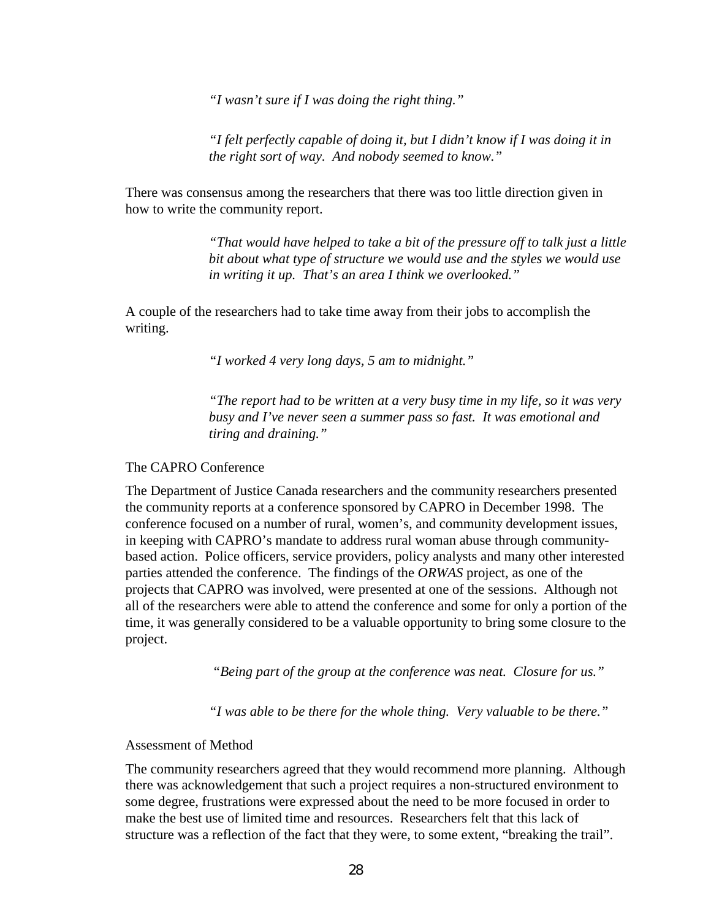> *"I wasn't sure if I was doing the right thing."*

> *"I felt perfectly capable of doing it, but I didn't know if I was doing it in the right sort of way. And nobody seemed to know."*

There was consensus among the researchers that there was too little direction given in how to write the community report.

> *"That would have helped to take a bit of the pressure off to talk just a little bit about what type of structure we would use and the styles we would use in writing it up. That's an area I think we overlooked."*

A couple of the researchers had to take time away from their jobs to accomplish the writing.

> *"I worked 4 very long days, 5 am to midnight."*

> *"The report had to be written at a very busy time in my life, so it was very busy and I've never seen a summer pass so fast. It was emotional and tiring and draining."*

### The CAPRO Conference

The Department of Justice Canada researchers and the community researchers presented the community reports at a conference sponsored by CAPRO in December 1998. The conference focused on a number of rural, women's, and community development issues, in keeping with CAPRO's mandate to address rural woman abuse through community-based action. Police officers, service providers, policy analysts and many other interested parties attended the conference. The findings of the *ORWAS* project, as one of the projects that CAPRO was involved, were presented at one of the sessions. Although not all of the researchers were able to attend the conference and some for only a portion of the time, it was generally considered to be a valuable opportunity to bring some closure to the project.

> *"Being part of the group at the conference was neat. Closure for us."*

> *"I was able to be there for the whole thing. Very valuable to be there."*

### Assessment of Method

The community researchers agreed that they would recommend more planning. Although there was acknowledgement that such a project requires a non-structured environment to some degree, frustrations were expressed about the need to be more focused in order to make the best use of limited time and resources. Researchers felt that this lack of structure was a reflection of the fact that they were, to some extent, "breaking the trail".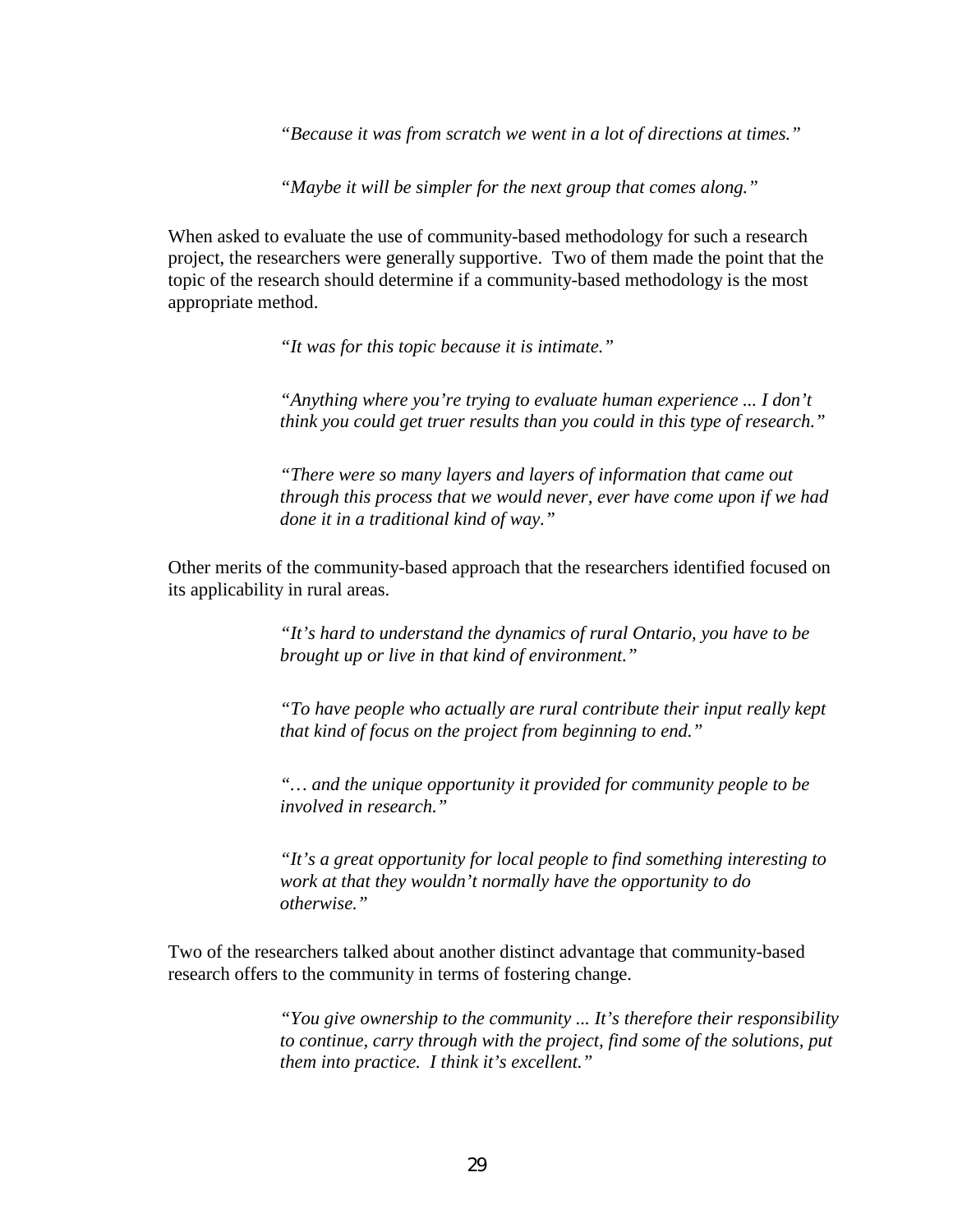> *"Because it was from scratch we went in a lot of directions at times."*

> *"Maybe it will be simpler for the next group that comes along."*

When asked to evaluate the use of community-based methodology for such a research project, the researchers were generally supportive. Two of them made the point that the topic of the research should determine if a community-based methodology is the most appropriate method.

> *"It was for this topic because it is intimate."*

> *"Anything where you're trying to evaluate human experience ... I don't think you could get truer results than you could in this type of research."*

> *"There were so many layers and layers of information that came out through this process that we would never, ever have come upon if we had done it in a traditional kind of way."*

Other merits of the community-based approach that the researchers identified focused on its applicability in rural areas.

> *"It's hard to understand the dynamics of rural Ontario, you have to be brought up or live in that kind of environment."*

> *"To have people who actually are rural contribute their input really kept that kind of focus on the project from beginning to end."*

> *"… and the unique opportunity it provided for community people to be involved in research."*

> *"It's a great opportunity for local people to find something interesting to work at that they wouldn't normally have the opportunity to do otherwise."*

Two of the researchers talked about another distinct advantage that community-based research offers to the community in terms of fostering change.

> *"You give ownership to the community ... It's therefore their responsibility to continue, carry through with the project, find some of the solutions, put them into practice. I think it's excellent."*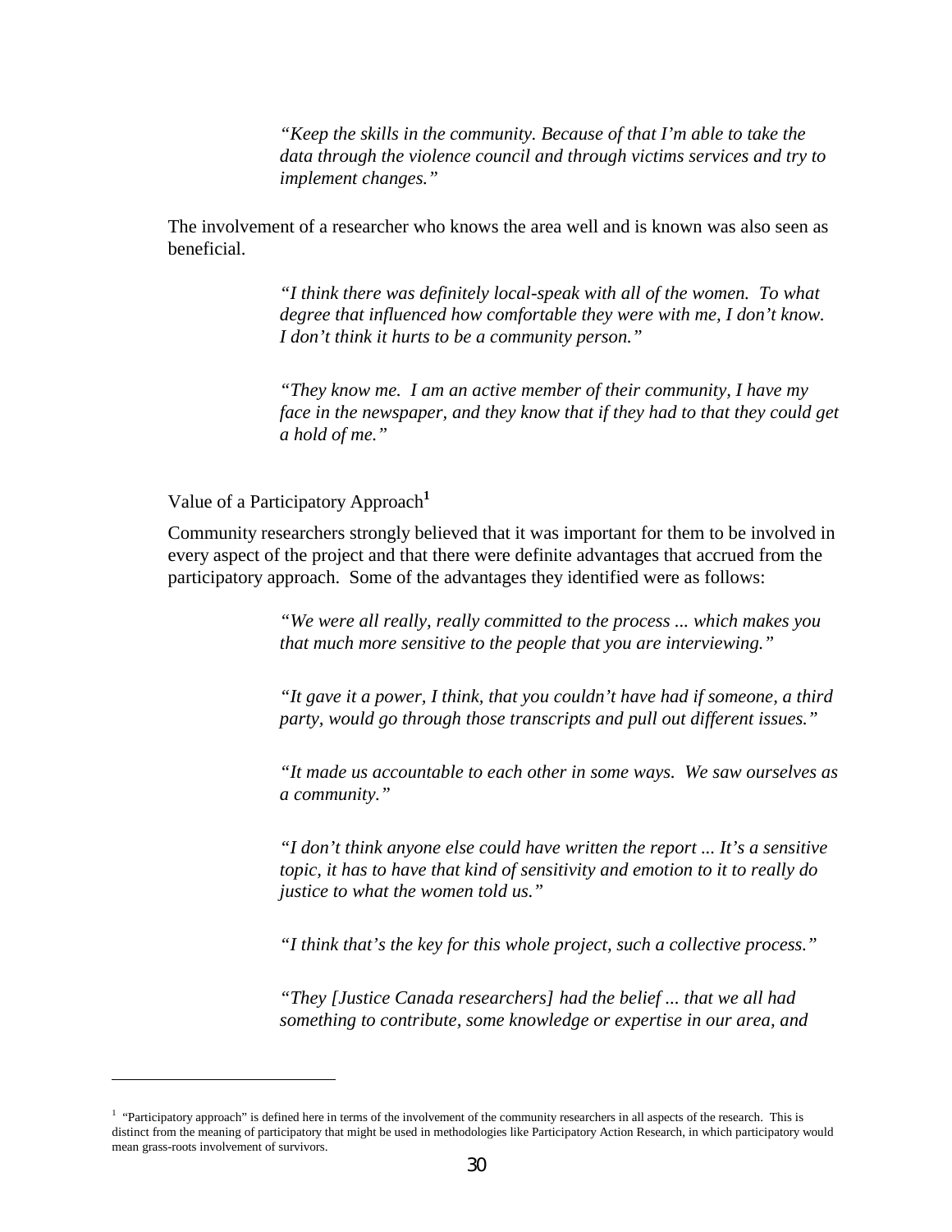> *"Keep the skills in the community. Because of that I'm able to take the data through the violence council and through victims services and try to implement changes."*

The involvement of a researcher who knows the area well and is known was also seen as beneficial.

> *"I think there was definitely local-speak with all of the women. To what degree that influenced how comfortable they were with me, I don't know. I don't think it hurts to be a community person."*

> *"They know me. I am an active member of their community, I have my face in the newspaper, and they know that if they had to that they could get a hold of me."*

### Value of a Participatory Approach[1]

Community researchers strongly believed that it was important for them to be involved in every aspect of the project and that there were definite advantages that accrued from the participatory approach. Some of the advantages they identified were as follows:

> *"We were all really, really committed to the process ... which makes you that much more sensitive to the people that you are interviewing."*

> *"It gave it a power, I think, that you couldn't have had if someone, a third party, would go through those transcripts and pull out different issues."*

> *"It made us accountable to each other in some ways. We saw ourselves as a community."*

> *"I don't think anyone else could have written the report ... It's a sensitive topic, it has to have that kind of sensitivity and emotion to it to really do justice to what the women told us."*

> *"I think that's the key for this whole project, such a collective process."*

> *"They [Justice Canada researchers] had the belief ... that we all had something to contribute, some knowledge or expertise in our area, and*

---

[1] "Participatory approach" is defined here in terms of the involvement of the community researchers in all aspects of the research. This is distinct from the meaning of participatory that might be used in methodologies like Participatory Action Research, in which participatory would mean grass-roots involvement of survivors.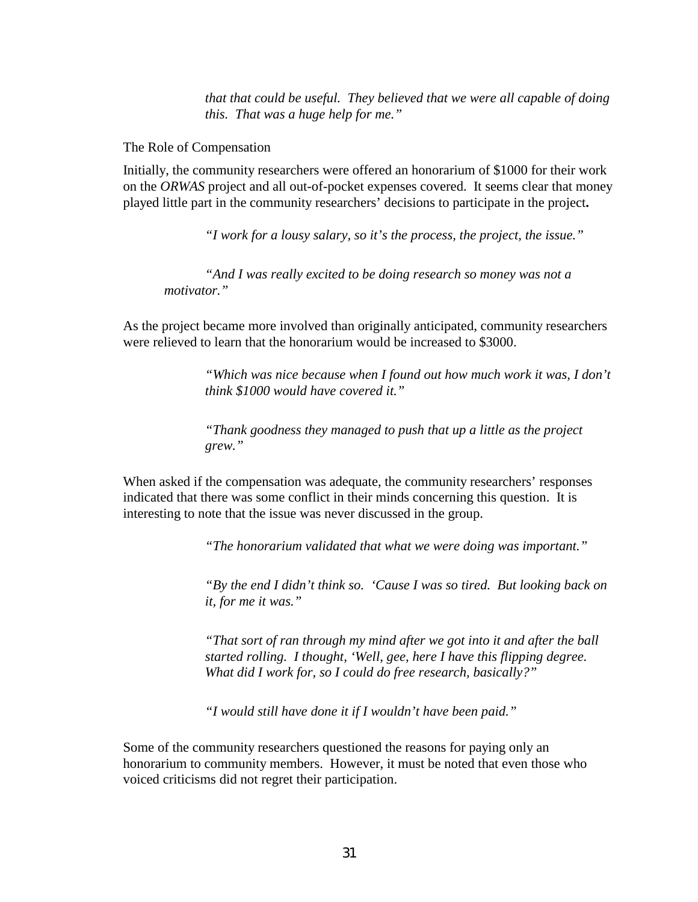*that that could be useful. They believed that we were all capable of doing this. That was a huge help for me."*

### The Role of Compensation

Initially, the community researchers were offered an honorarium of $1000 for their work on the *ORWAS* project and all out-of-pocket expenses covered. It seems clear that money played little part in the community researchers' decisions to participate in the project**.**

> *"I work for a lousy salary, so it's the process, the project, the issue."*

> *"And I was really excited to be doing research so money was not a motivator."*

As the project became more involved than originally anticipated, community researchers were relieved to learn that the honorarium would be increased to $3000.

> *"Which was nice because when I found out how much work it was, I don't think $1000 would have covered it."*

> *"Thank goodness they managed to push that up a little as the project grew."*

When asked if the compensation was adequate, the community researchers' responses indicated that there was some conflict in their minds concerning this question. It is interesting to note that the issue was never discussed in the group.

> *"The honorarium validated that what we were doing was important."*

> *"By the end I didn't think so. 'Cause I was so tired. But looking back on it, for me it was."*

> *"That sort of ran through my mind after we got into it and after the ball started rolling. I thought, 'Well, gee, here I have this flipping degree. What did I work for, so I could do free research, basically?"*

> *"I would still have done it if I wouldn't have been paid."*

Some of the community researchers questioned the reasons for paying only an honorarium to community members. However, it must be noted that even those who voiced criticisms did not regret their participation.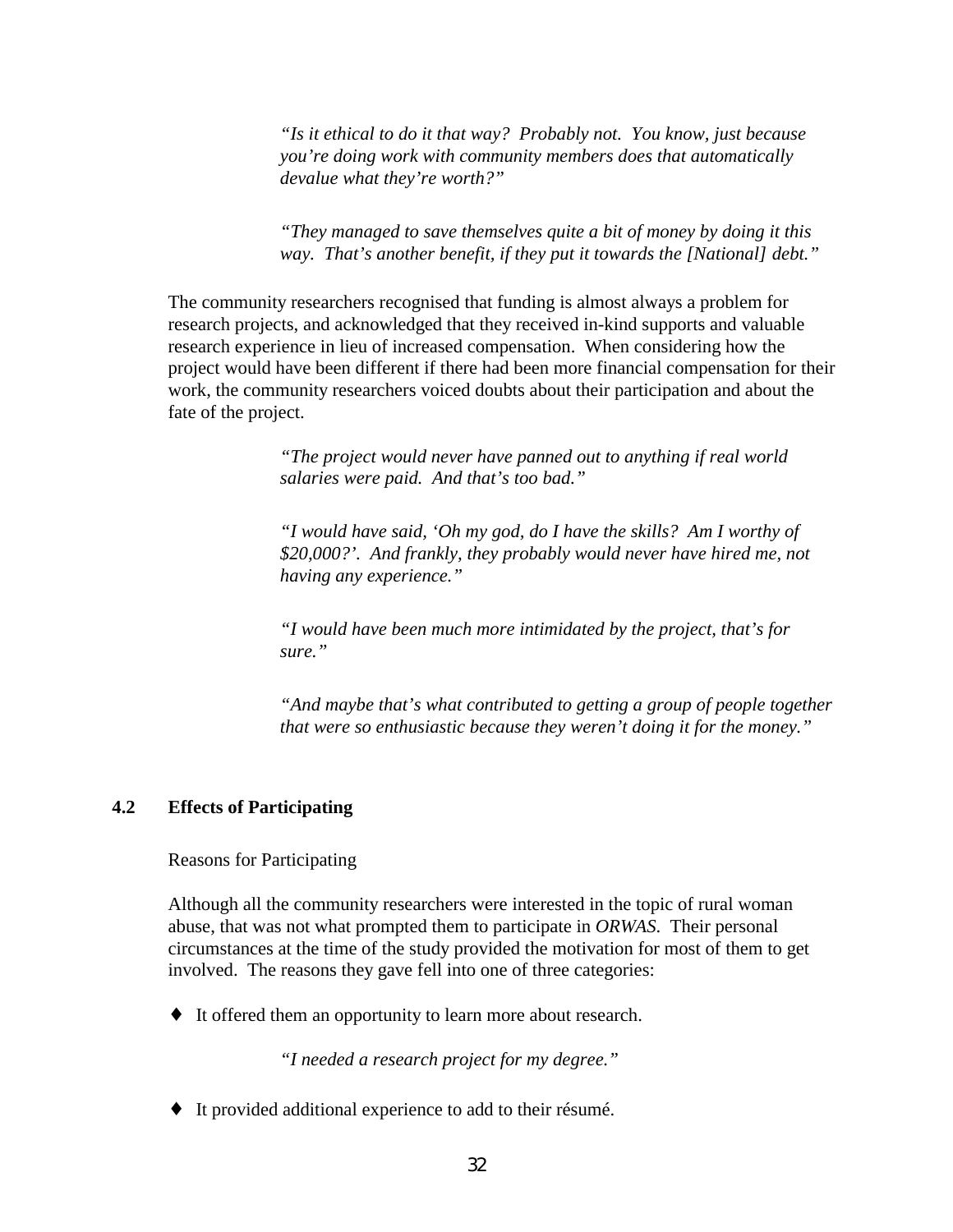> *"Is it ethical to do it that way? Probably not. You know, just because you're doing work with community members does that automatically devalue what they're worth?"*

> *"They managed to save themselves quite a bit of money by doing it this way. That's another benefit, if they put it towards the [National] debt."*

The community researchers recognised that funding is almost always a problem for research projects, and acknowledged that they received in-kind supports and valuable research experience in lieu of increased compensation. When considering how the project would have been different if there had been more financial compensation for their work, the community researchers voiced doubts about their participation and about the fate of the project.

> *"The project would never have panned out to anything if real world salaries were paid. And that's too bad."*

> *"I would have said, 'Oh my god, do I have the skills? Am I worthy of $20,000?'. And frankly, they probably would never have hired me, not having any experience."*

> *"I would have been much more intimidated by the project, that's for sure."*

> *"And maybe that's what contributed to getting a group of people together that were so enthusiastic because they weren't doing it for the money."*

## 4.2 Effects of Participating

Reasons for Participating

Although all the community researchers were interested in the topic of rural woman abuse, that was not what prompted them to participate in *ORWAS*. Their personal circumstances at the time of the study provided the motivation for most of them to get involved. The reasons they gave fell into one of three categories:

- It offered them an opportunity to learn more about research.

> *"I needed a research project for my degree."*

- It provided additional experience to add to their résumé.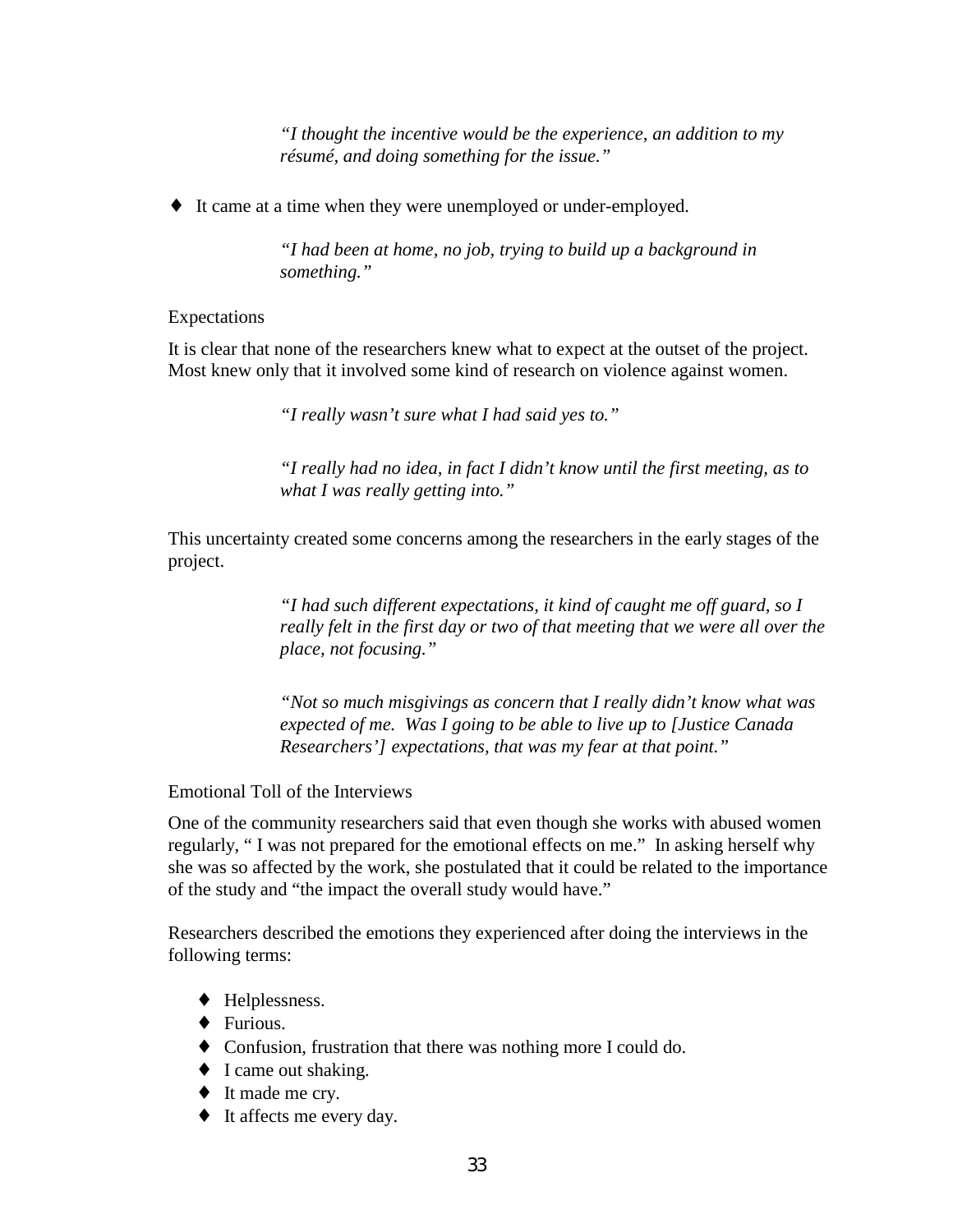> *"I thought the incentive would be the experience, an addition to my résumé, and doing something for the issue."*

- It came at a time when they were unemployed or under-employed.

> *"I had been at home, no job, trying to build up a background in something."*

### Expectations

It is clear that none of the researchers knew what to expect at the outset of the project. Most knew only that it involved some kind of research on violence against women.

> *"I really wasn't sure what I had said yes to."*

> *"I really had no idea, in fact I didn't know until the first meeting, as to what I was really getting into."*

This uncertainty created some concerns among the researchers in the early stages of the project.

> *"I had such different expectations, it kind of caught me off guard, so I really felt in the first day or two of that meeting that we were all over the place, not focusing."*

> *"Not so much misgivings as concern that I really didn't know what was expected of me. Was I going to be able to live up to [Justice Canada Researchers'] expectations, that was my fear at that point."*

### Emotional Toll of the Interviews

One of the community researchers said that even though she works with abused women regularly, " I was not prepared for the emotional effects on me." In asking herself why she was so affected by the work, she postulated that it could be related to the importance of the study and "the impact the overall study would have."

Researchers described the emotions they experienced after doing the interviews in the following terms:

- Helplessness.
- Furious.
- Confusion, frustration that there was nothing more I could do.
- I came out shaking.
- It made me cry.
- It affects me every day.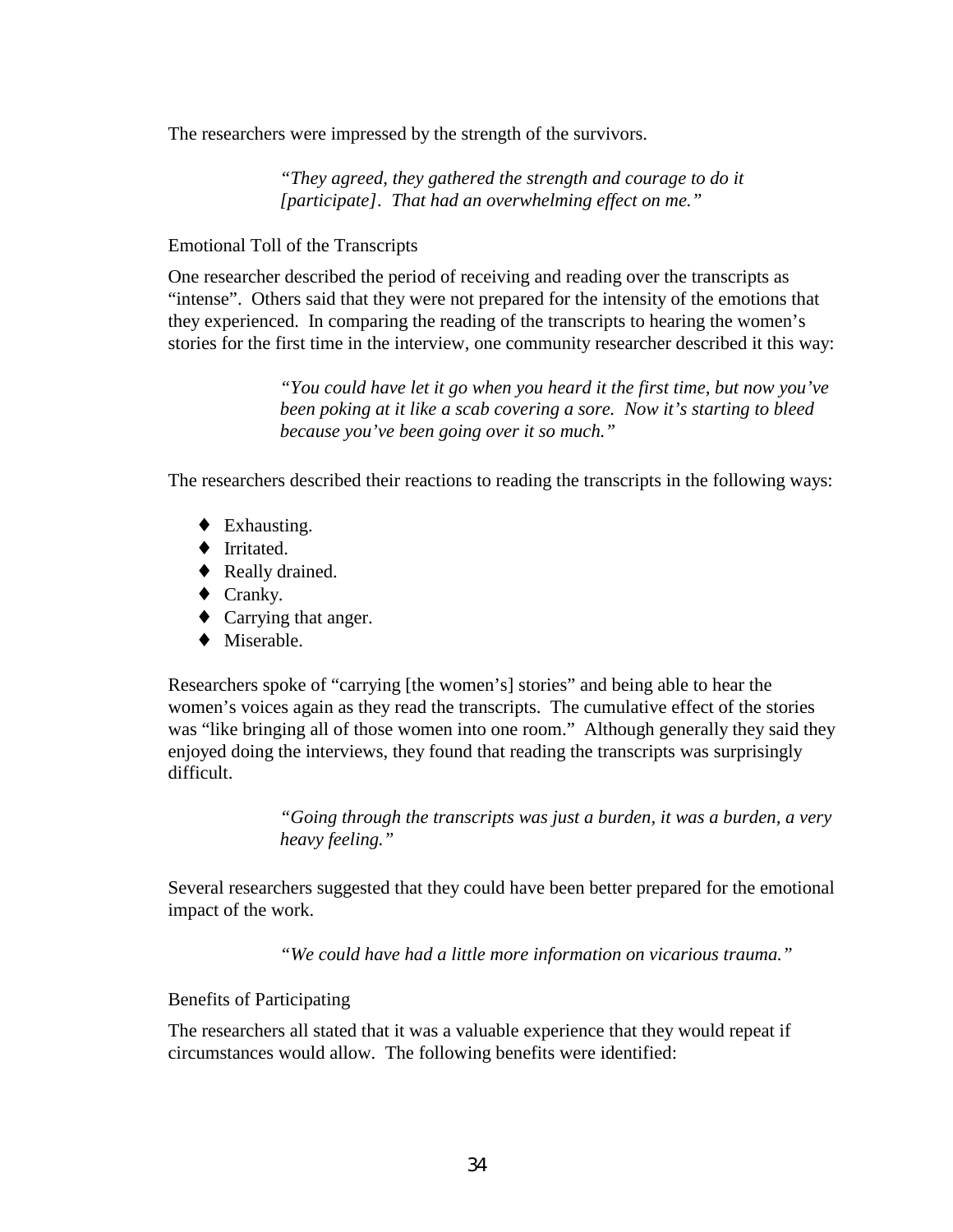The researchers were impressed by the strength of the survivors.

> *"They agreed, they gathered the strength and courage to do it [participate]. That had an overwhelming effect on me."*

### Emotional Toll of the Transcripts

One researcher described the period of receiving and reading over the transcripts as "intense". Others said that they were not prepared for the intensity of the emotions that they experienced. In comparing the reading of the transcripts to hearing the women's stories for the first time in the interview, one community researcher described it this way:

> *"You could have let it go when you heard it the first time, but now you've been poking at it like a scab covering a sore. Now it's starting to bleed because you've been going over it so much."*

The researchers described their reactions to reading the transcripts in the following ways:

- Exhausting.
- Irritated.
- Really drained.
- Cranky.
- Carrying that anger.
- Miserable.

Researchers spoke of "carrying [the women's] stories" and being able to hear the women's voices again as they read the transcripts. The cumulative effect of the stories was "like bringing all of those women into one room." Although generally they said they enjoyed doing the interviews, they found that reading the transcripts was surprisingly difficult.

> *"Going through the transcripts was just a burden, it was a burden, a very heavy feeling."*

Several researchers suggested that they could have been better prepared for the emotional impact of the work.

> *"We could have had a little more information on vicarious trauma."*

### Benefits of Participating

The researchers all stated that it was a valuable experience that they would repeat if circumstances would allow. The following benefits were identified: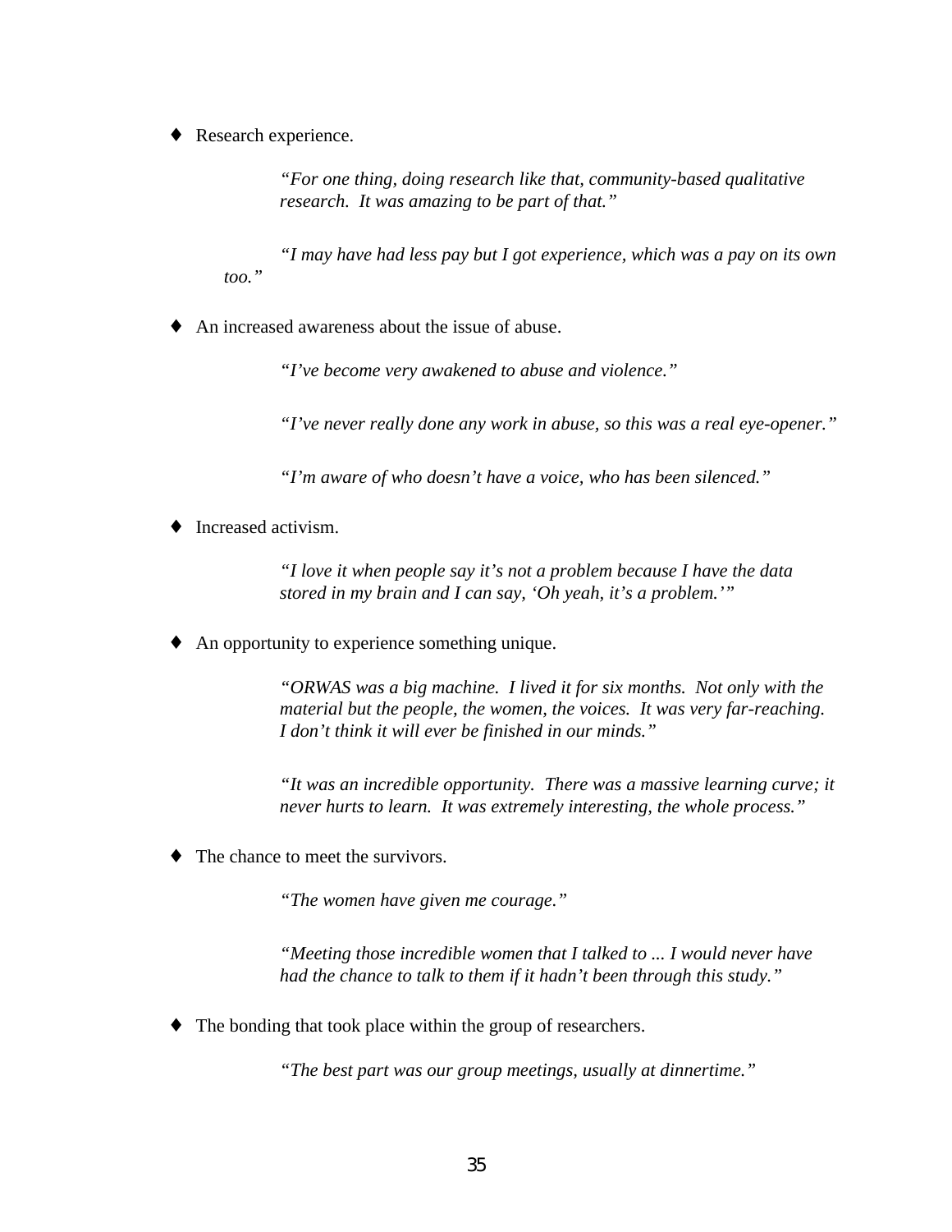- Research experience.

> *"For one thing, doing research like that, community-based qualitative research. It was amazing to be part of that."*

> *"I may have had less pay but I got experience, which was a pay on its own too."*

- An increased awareness about the issue of abuse.

> *"I've become very awakened to abuse and violence."*

> *"I've never really done any work in abuse, so this was a real eye-opener."*

> *"I'm aware of who doesn't have a voice, who has been silenced."*

- Increased activism.

> *"I love it when people say it's not a problem because I have the data stored in my brain and I can say, 'Oh yeah, it's a problem.'"*

- An opportunity to experience something unique.

> *"ORWAS was a big machine. I lived it for six months. Not only with the material but the people, the women, the voices. It was very far-reaching. I don't think it will ever be finished in our minds."*

> *"It was an incredible opportunity. There was a massive learning curve; it never hurts to learn. It was extremely interesting, the whole process."*

- The chance to meet the survivors.

> *"The women have given me courage."*

> *"Meeting those incredible women that I talked to ... I would never have had the chance to talk to them if it hadn't been through this study."*

- The bonding that took place within the group of researchers.

> *"The best part was our group meetings, usually at dinnertime."*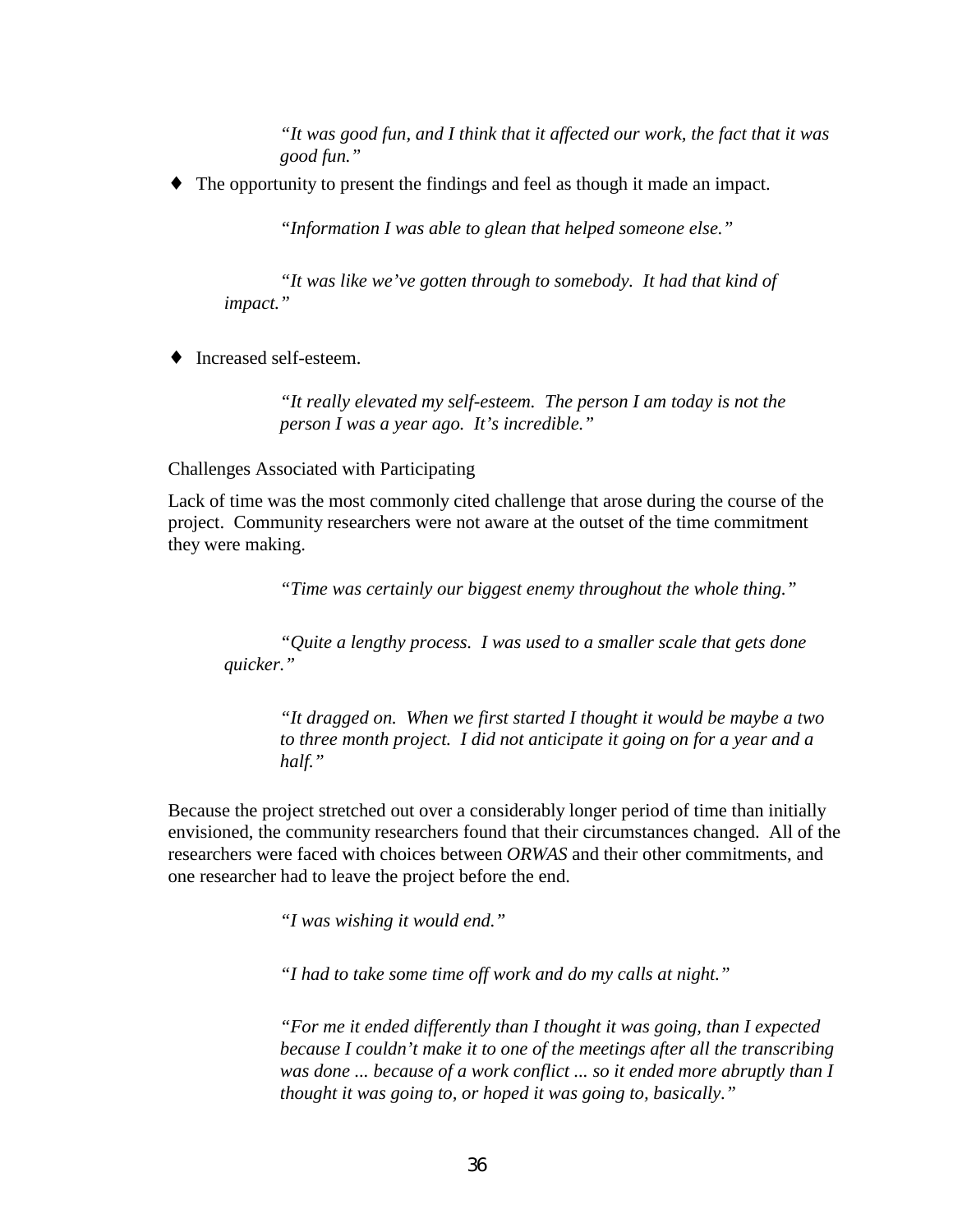> *"It was good fun, and I think that it affected our work, the fact that it was good fun."*

- The opportunity to present the findings and feel as though it made an impact.

> *"Information I was able to glean that helped someone else."*

> *"It was like we've gotten through to somebody. It had that kind of impact."*

- Increased self-esteem.

> *"It really elevated my self-esteem. The person I am today is not the person I was a year ago. It's incredible."*

Challenges Associated with Participating

Lack of time was the most commonly cited challenge that arose during the course of the project. Community researchers were not aware at the outset of the time commitment they were making.

> *"Time was certainly our biggest enemy throughout the whole thing."*

> *"Quite a lengthy process. I was used to a smaller scale that gets done quicker."*

> *"It dragged on. When we first started I thought it would be maybe a two to three month project. I did not anticipate it going on for a year and a half."*

Because the project stretched out over a considerably longer period of time than initially envisioned, the community researchers found that their circumstances changed. All of the researchers were faced with choices between *ORWAS* and their other commitments, and one researcher had to leave the project before the end.

> *"I was wishing it would end."*

> *"I had to take some time off work and do my calls at night."*

> *"For me it ended differently than I thought it was going, than I expected because I couldn't make it to one of the meetings after all the transcribing was done ... because of a work conflict ... so it ended more abruptly than I thought it was going to, or hoped it was going to, basically."*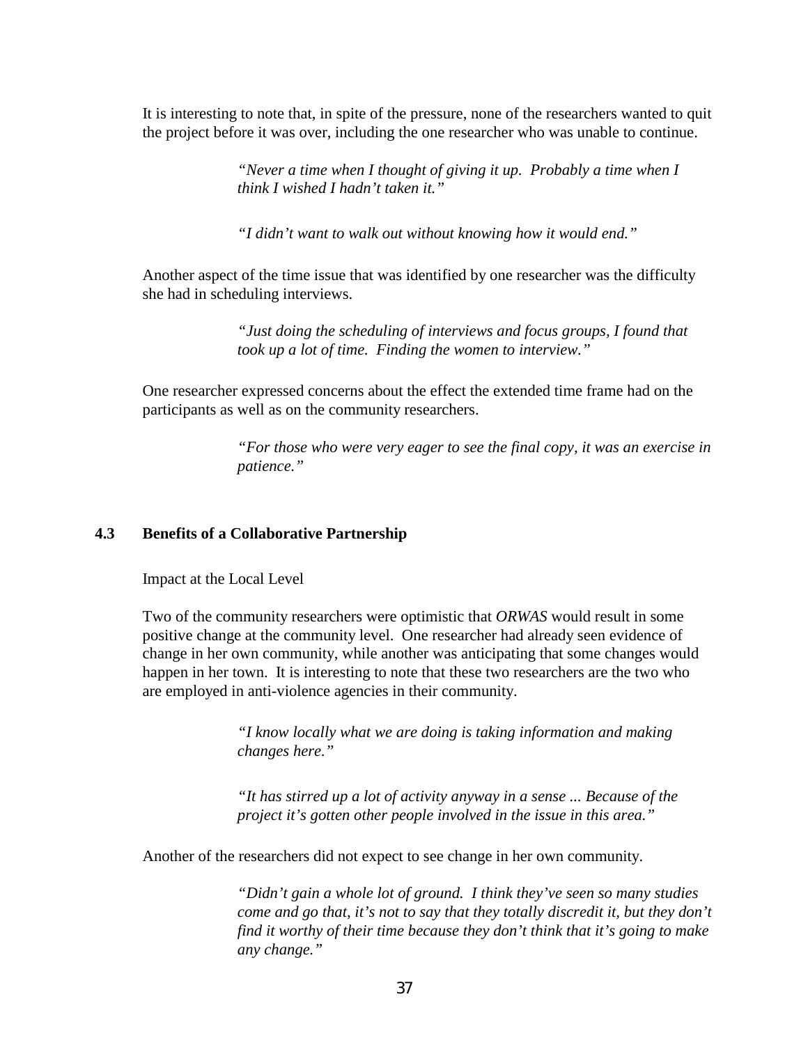It is interesting to note that, in spite of the pressure, none of the researchers wanted to quit the project before it was over, including the one researcher who was unable to continue.

> *"Never a time when I thought of giving it up. Probably a time when I think I wished I hadn't taken it."*

> *"I didn't want to walk out without knowing how it would end."*

Another aspect of the time issue that was identified by one researcher was the difficulty she had in scheduling interviews.

> *"Just doing the scheduling of interviews and focus groups, I found that took up a lot of time. Finding the women to interview."*

One researcher expressed concerns about the effect the extended time frame had on the participants as well as on the community researchers.

> *"For those who were very eager to see the final copy, it was an exercise in patience."*

### 4.3 Benefits of a Collaborative Partnership

Impact at the Local Level

Two of the community researchers were optimistic that *ORWAS* would result in some positive change at the community level. One researcher had already seen evidence of change in her own community, while another was anticipating that some changes would happen in her town. It is interesting to note that these two researchers are the two who are employed in anti-violence agencies in their community.

> *"I know locally what we are doing is taking information and making changes here."*

> *"It has stirred up a lot of activity anyway in a sense ... Because of the project it's gotten other people involved in the issue in this area."*

Another of the researchers did not expect to see change in her own community.

> *"Didn't gain a whole lot of ground. I think they've seen so many studies come and go that, it's not to say that they totally discredit it, but they don't find it worthy of their time because they don't think that it's going to make any change."*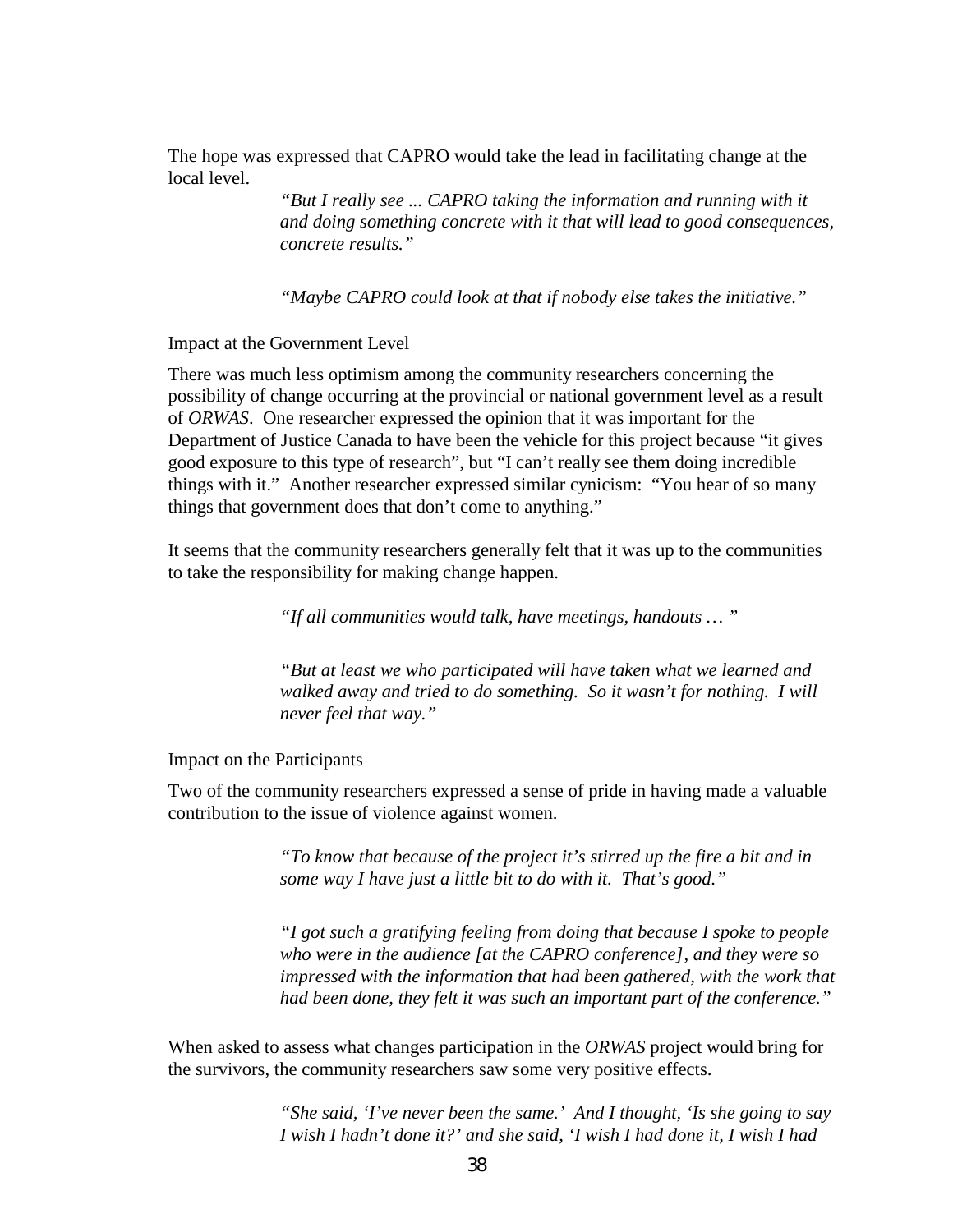The hope was expressed that CAPRO would take the lead in facilitating change at the local level.

> *"But I really see ... CAPRO taking the information and running with it and doing something concrete with it that will lead to good consequences, concrete results."*

> *"Maybe CAPRO could look at that if nobody else takes the initiative."*

### Impact at the Government Level

There was much less optimism among the community researchers concerning the possibility of change occurring at the provincial or national government level as a result of *ORWAS*. One researcher expressed the opinion that it was important for the Department of Justice Canada to have been the vehicle for this project because "it gives good exposure to this type of research", but "I can't really see them doing incredible things with it." Another researcher expressed similar cynicism: "You hear of so many things that government does that don't come to anything."

It seems that the community researchers generally felt that it was up to the communities to take the responsibility for making change happen.

> *"If all communities would talk, have meetings, handouts … "*

> *"But at least we who participated will have taken what we learned and walked away and tried to do something. So it wasn't for nothing. I will never feel that way."*

### Impact on the Participants

Two of the community researchers expressed a sense of pride in having made a valuable contribution to the issue of violence against women.

> *"To know that because of the project it's stirred up the fire a bit and in some way I have just a little bit to do with it. That's good."*

> *"I got such a gratifying feeling from doing that because I spoke to people who were in the audience [at the CAPRO conference], and they were so impressed with the information that had been gathered, with the work that had been done, they felt it was such an important part of the conference."*

When asked to assess what changes participation in the *ORWAS* project would bring for the survivors, the community researchers saw some very positive effects.

> *"She said, 'I've never been the same.' And I thought, 'Is she going to say I wish I hadn't done it?' and she said, 'I wish I had done it, I wish I had*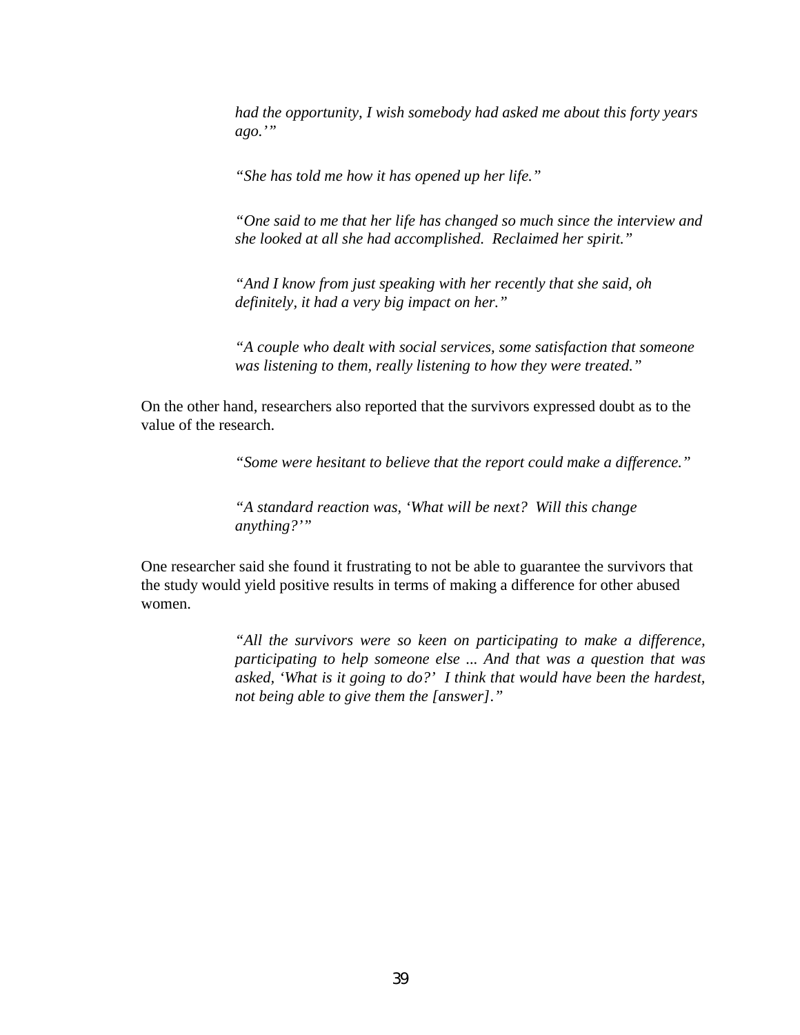> *had the opportunity, I wish somebody had asked me about this forty years ago.'"*

> *"She has told me how it has opened up her life."*

> *"One said to me that her life has changed so much since the interview and she looked at all she had accomplished. Reclaimed her spirit."*

> *"And I know from just speaking with her recently that she said, oh definitely, it had a very big impact on her."*

> *"A couple who dealt with social services, some satisfaction that someone was listening to them, really listening to how they were treated."*

On the other hand, researchers also reported that the survivors expressed doubt as to the value of the research.

> *"Some were hesitant to believe that the report could make a difference."*

> *"A standard reaction was, 'What will be next? Will this change anything?'"*

One researcher said she found it frustrating to not be able to guarantee the survivors that the study would yield positive results in terms of making a difference for other abused women.

> *"All the survivors were so keen on participating to make a difference, participating to help someone else ... And that was a question that was asked, 'What is it going to do?' I think that would have been the hardest, not being able to give them the [answer]."*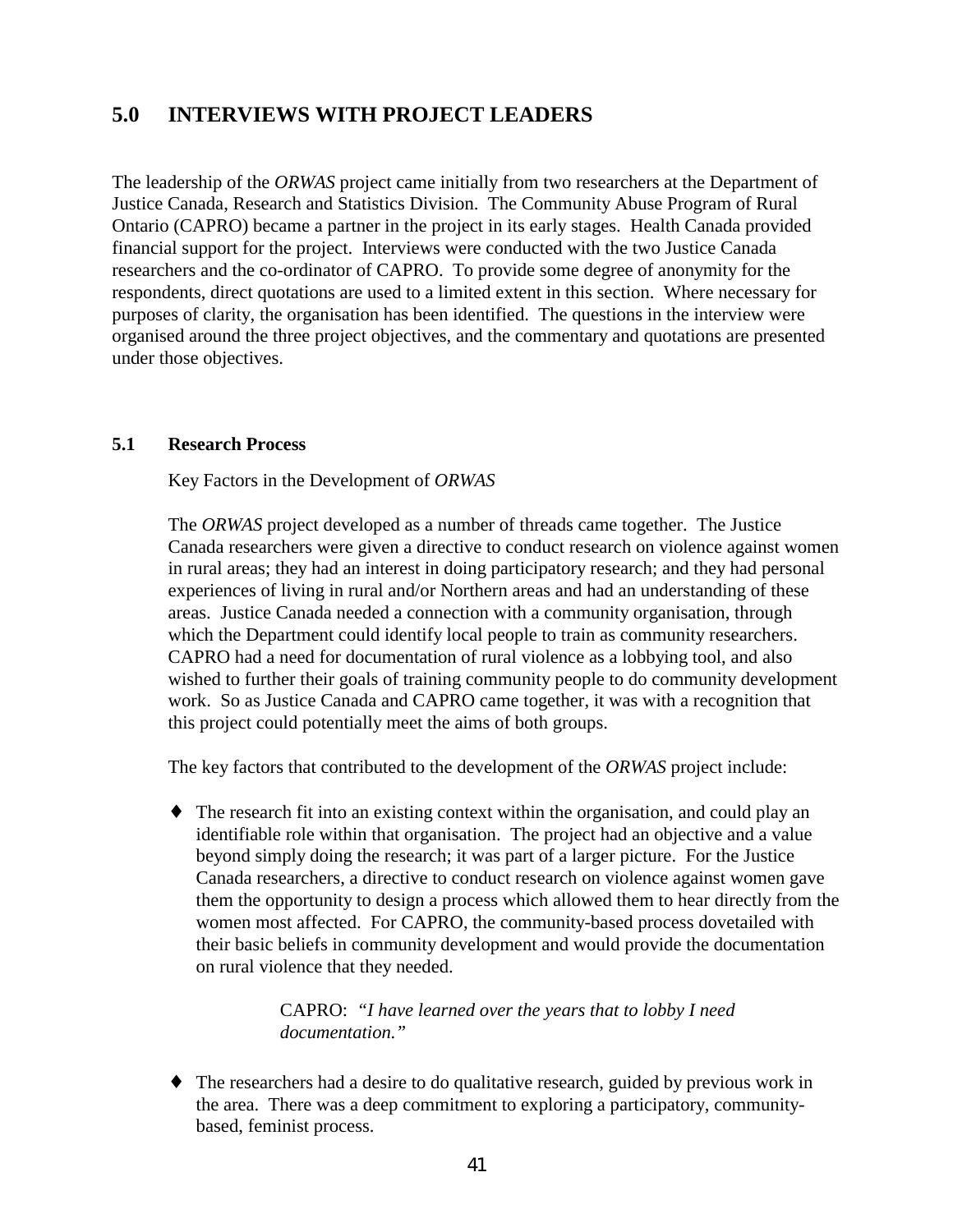## 5.0 INTERVIEWS WITH PROJECT LEADERS

The leadership of the *ORWAS* project came initially from two researchers at the Department of Justice Canada, Research and Statistics Division. The Community Abuse Program of Rural Ontario (CAPRO) became a partner in the project in its early stages. Health Canada provided financial support for the project. Interviews were conducted with the two Justice Canada researchers and the co-ordinator of CAPRO. To provide some degree of anonymity for the respondents, direct quotations are used to a limited extent in this section. Where necessary for purposes of clarity, the organisation has been identified. The questions in the interview were organised around the three project objectives, and the commentary and quotations are presented under those objectives.

### 5.1 Research Process

Key Factors in the Development of *ORWAS*

The *ORWAS* project developed as a number of threads came together. The Justice Canada researchers were given a directive to conduct research on violence against women in rural areas; they had an interest in doing participatory research; and they had personal experiences of living in rural and/or Northern areas and had an understanding of these areas. Justice Canada needed a connection with a community organisation, through which the Department could identify local people to train as community researchers. CAPRO had a need for documentation of rural violence as a lobbying tool, and also wished to further their goals of training community people to do community development work. So as Justice Canada and CAPRO came together, it was with a recognition that this project could potentially meet the aims of both groups.

The key factors that contributed to the development of the *ORWAS* project include:

- The research fit into an existing context within the organisation, and could play an identifiable role within that organisation. The project had an objective and a value beyond simply doing the research; it was part of a larger picture. For the Justice Canada researchers, a directive to conduct research on violence against women gave them the opportunity to design a process which allowed them to hear directly from the women most affected. For CAPRO, the community-based process dovetailed with their basic beliefs in community development and would provide the documentation on rural violence that they needed.

  > CAPRO: *"I have learned over the years that to lobby I need documentation."*

- The researchers had a desire to do qualitative research, guided by previous work in the area. There was a deep commitment to exploring a participatory, community-based, feminist process.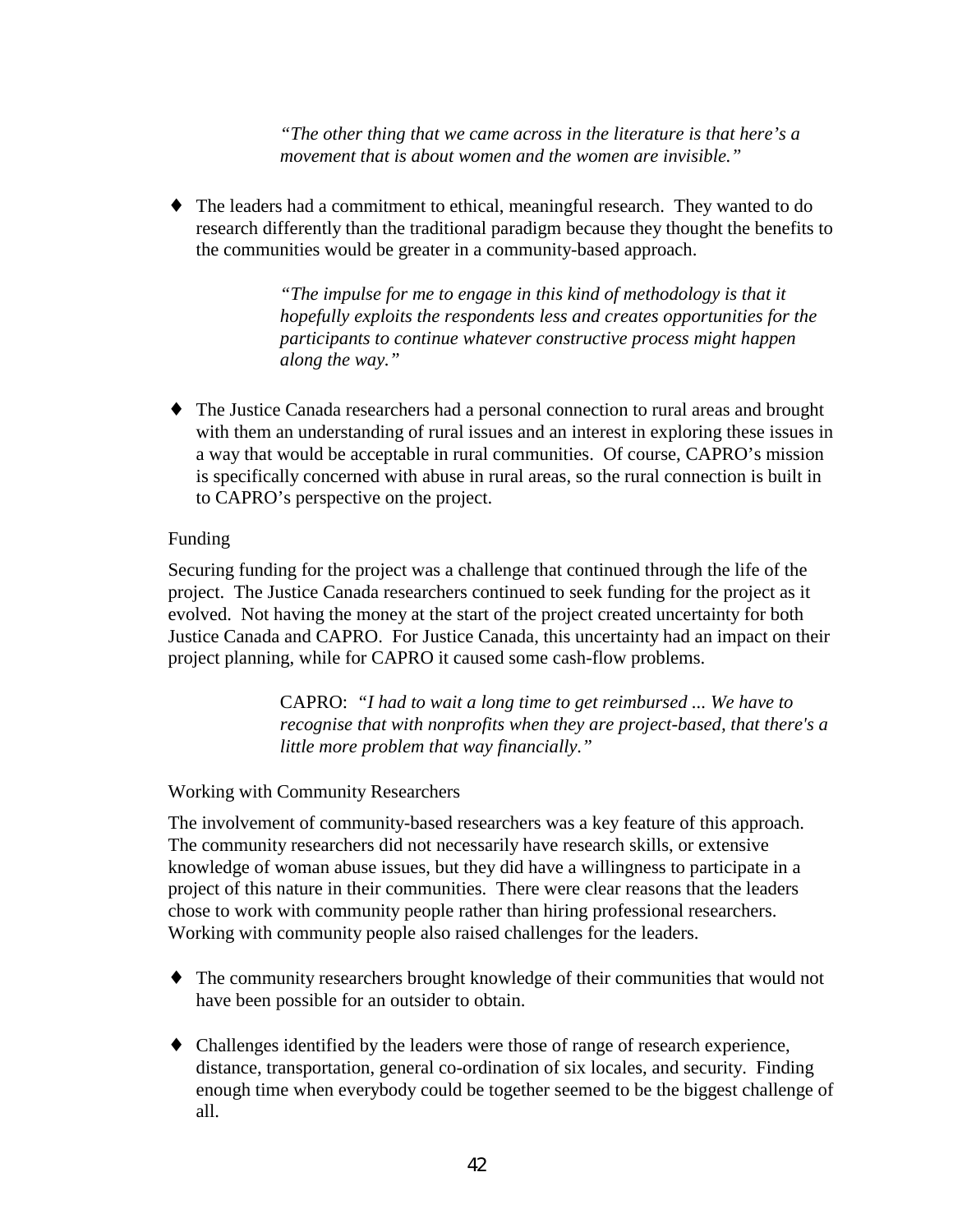> *"The other thing that we came across in the literature is that here's a movement that is about women and the women are invisible."*

- The leaders had a commitment to ethical, meaningful research. They wanted to do research differently than the traditional paradigm because they thought the benefits to the communities would be greater in a community-based approach.

> *"The impulse for me to engage in this kind of methodology is that it hopefully exploits the respondents less and creates opportunities for the participants to continue whatever constructive process might happen along the way."*

- The Justice Canada researchers had a personal connection to rural areas and brought with them an understanding of rural issues and an interest in exploring these issues in a way that would be acceptable in rural communities. Of course, CAPRO's mission is specifically concerned with abuse in rural areas, so the rural connection is built in to CAPRO's perspective on the project.

### Funding

Securing funding for the project was a challenge that continued through the life of the project. The Justice Canada researchers continued to seek funding for the project as it evolved. Not having the money at the start of the project created uncertainty for both Justice Canada and CAPRO. For Justice Canada, this uncertainty had an impact on their project planning, while for CAPRO it caused some cash-flow problems.

> CAPRO: *"I had to wait a long time to get reimbursed ... We have to recognise that with nonprofits when they are project-based, that there's a little more problem that way financially."*

### Working with Community Researchers

The involvement of community-based researchers was a key feature of this approach. The community researchers did not necessarily have research skills, or extensive knowledge of woman abuse issues, but they did have a willingness to participate in a project of this nature in their communities. There were clear reasons that the leaders chose to work with community people rather than hiring professional researchers. Working with community people also raised challenges for the leaders.

- The community researchers brought knowledge of their communities that would not have been possible for an outsider to obtain.

- Challenges identified by the leaders were those of range of research experience, distance, transportation, general co-ordination of six locales, and security. Finding enough time when everybody could be together seemed to be the biggest challenge of all.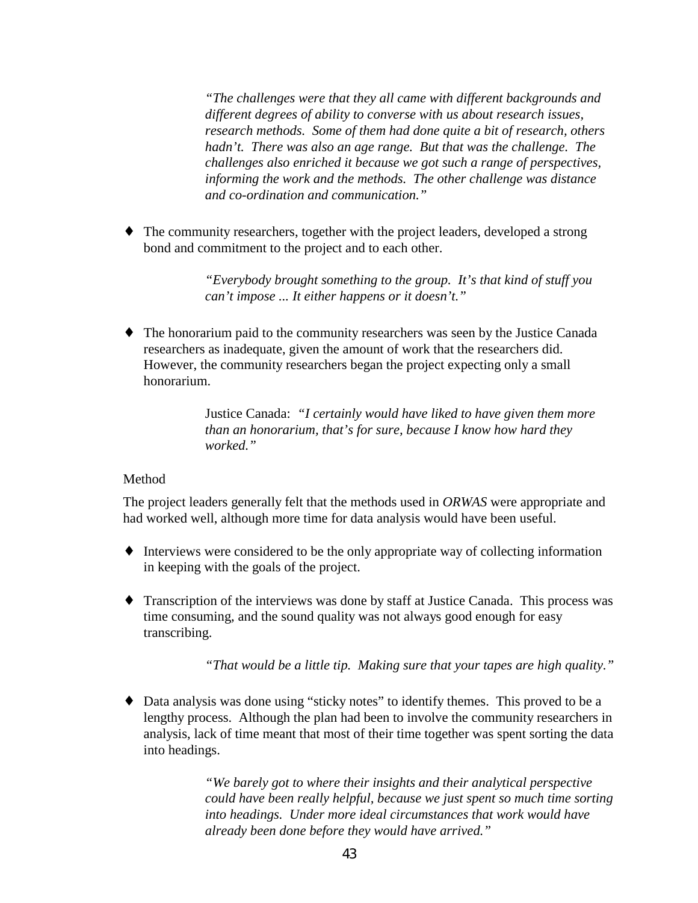> *"The challenges were that they all came with different backgrounds and different degrees of ability to converse with us about research issues, research methods. Some of them had done quite a bit of research, others hadn't. There was also an age range. But that was the challenge. The challenges also enriched it because we got such a range of perspectives, informing the work and the methods. The other challenge was distance and co-ordination and communication."*

- The community researchers, together with the project leaders, developed a strong bond and commitment to the project and to each other.

> *"Everybody brought something to the group. It's that kind of stuff you can't impose ... It either happens or it doesn't."*

- The honorarium paid to the community researchers was seen by the Justice Canada researchers as inadequate, given the amount of work that the researchers did. However, the community researchers began the project expecting only a small honorarium.

> Justice Canada: *"I certainly would have liked to have given them more than an honorarium, that's for sure, because I know how hard they worked."*

Method

The project leaders generally felt that the methods used in *ORWAS* were appropriate and had worked well, although more time for data analysis would have been useful.

- Interviews were considered to be the only appropriate way of collecting information in keeping with the goals of the project.

- Transcription of the interviews was done by staff at Justice Canada. This process was time consuming, and the sound quality was not always good enough for easy transcribing.

> *"That would be a little tip. Making sure that your tapes are high quality."*

- Data analysis was done using "sticky notes" to identify themes. This proved to be a lengthy process. Although the plan had been to involve the community researchers in analysis, lack of time meant that most of their time together was spent sorting the data into headings.

> *"We barely got to where their insights and their analytical perspective could have been really helpful, because we just spent so much time sorting into headings. Under more ideal circumstances that work would have already been done before they would have arrived."*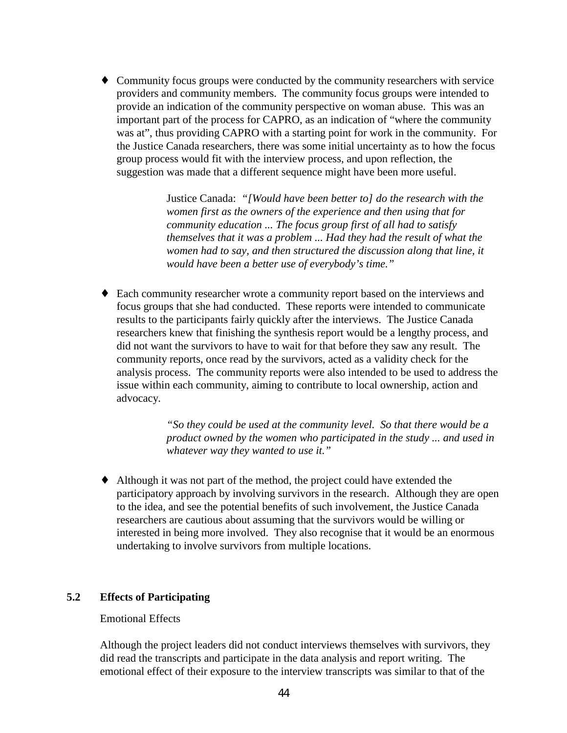- Community focus groups were conducted by the community researchers with service providers and community members. The community focus groups were intended to provide an indication of the community perspective on woman abuse. This was an important part of the process for CAPRO, as an indication of "where the community was at", thus providing CAPRO with a starting point for work in the community. For the Justice Canada researchers, there was some initial uncertainty as to how the focus group process would fit with the interview process, and upon reflection, the suggestion was made that a different sequence might have been more useful.

> Justice Canada: *"[Would have been better to] do the research with the women first as the owners of the experience and then using that for community education ... The focus group first of all had to satisfy themselves that it was a problem ... Had they had the result of what the women had to say, and then structured the discussion along that line, it would have been a better use of everybody's time."*

- Each community researcher wrote a community report based on the interviews and focus groups that she had conducted. These reports were intended to communicate results to the participants fairly quickly after the interviews. The Justice Canada researchers knew that finishing the synthesis report would be a lengthy process, and did not want the survivors to have to wait for that before they saw any result. The community reports, once read by the survivors, acted as a validity check for the analysis process. The community reports were also intended to be used to address the issue within each community, aiming to contribute to local ownership, action and advocacy.

> *"So they could be used at the community level. So that there would be a product owned by the women who participated in the study ... and used in whatever way they wanted to use it."*

- Although it was not part of the method, the project could have extended the participatory approach by involving survivors in the research. Although they are open to the idea, and see the potential benefits of such involvement, the Justice Canada researchers are cautious about assuming that the survivors would be willing or interested in being more involved. They also recognise that it would be an enormous undertaking to involve survivors from multiple locations.

## 5.2 Effects of Participating

Emotional Effects

Although the project leaders did not conduct interviews themselves with survivors, they did read the transcripts and participate in the data analysis and report writing. The emotional effect of their exposure to the interview transcripts was similar to that of the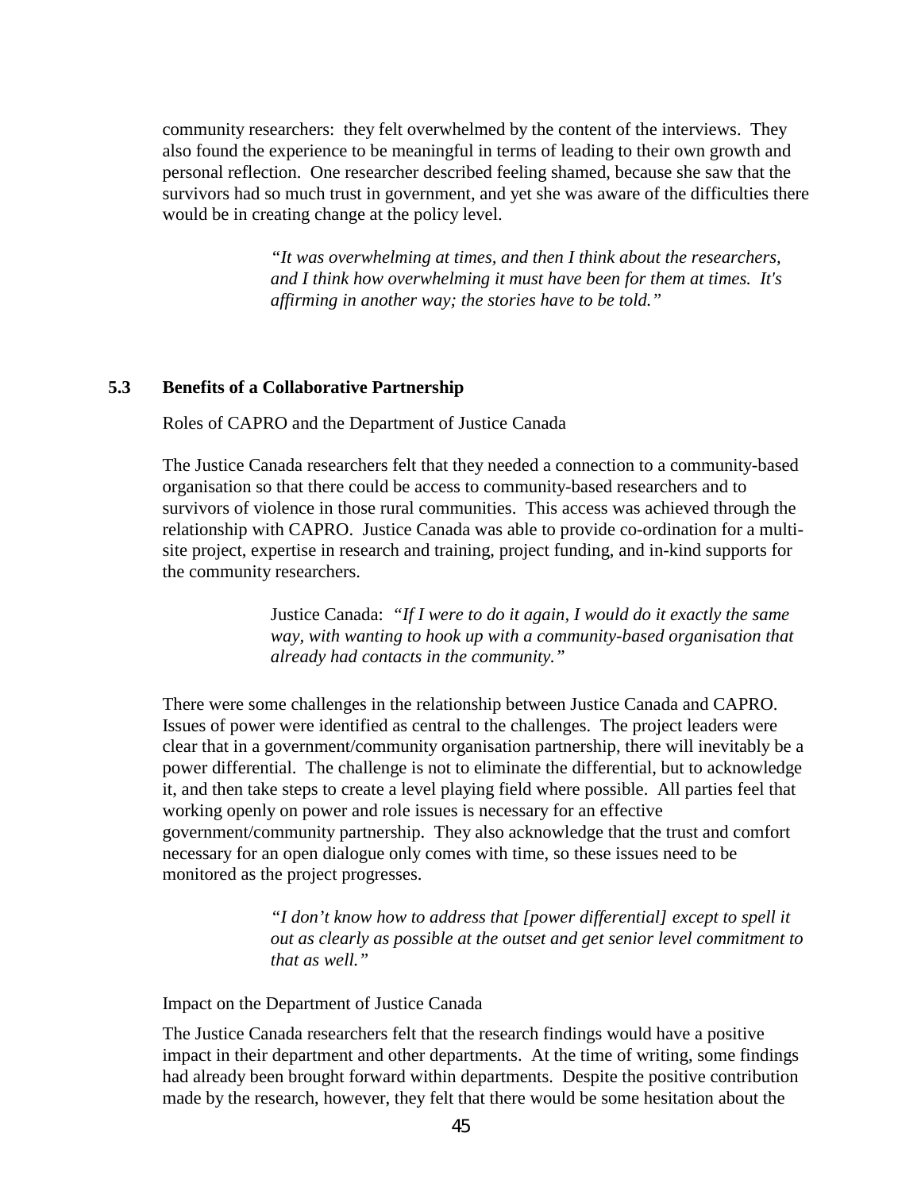community researchers: they felt overwhelmed by the content of the interviews. They also found the experience to be meaningful in terms of leading to their own growth and personal reflection. One researcher described feeling shamed, because she saw that the survivors had so much trust in government, and yet she was aware of the difficulties there would be in creating change at the policy level.

> *"It was overwhelming at times, and then I think about the researchers, and I think how overwhelming it must have been for them at times. It's affirming in another way; the stories have to be told."*

### 5.3 Benefits of a Collaborative Partnership

Roles of CAPRO and the Department of Justice Canada

The Justice Canada researchers felt that they needed a connection to a community-based organisation so that there could be access to community-based researchers and to survivors of violence in those rural communities. This access was achieved through the relationship with CAPRO. Justice Canada was able to provide co-ordination for a multi-site project, expertise in research and training, project funding, and in-kind supports for the community researchers.

> Justice Canada: *"If I were to do it again, I would do it exactly the same way, with wanting to hook up with a community-based organisation that already had contacts in the community."*

There were some challenges in the relationship between Justice Canada and CAPRO. Issues of power were identified as central to the challenges. The project leaders were clear that in a government/community organisation partnership, there will inevitably be a power differential. The challenge is not to eliminate the differential, but to acknowledge it, and then take steps to create a level playing field where possible. All parties feel that working openly on power and role issues is necessary for an effective government/community partnership. They also acknowledge that the trust and comfort necessary for an open dialogue only comes with time, so these issues need to be monitored as the project progresses.

> *"I don't know how to address that [power differential] except to spell it out as clearly as possible at the outset and get senior level commitment to that as well."*

Impact on the Department of Justice Canada

The Justice Canada researchers felt that the research findings would have a positive impact in their department and other departments. At the time of writing, some findings had already been brought forward within departments. Despite the positive contribution made by the research, however, they felt that there would be some hesitation about the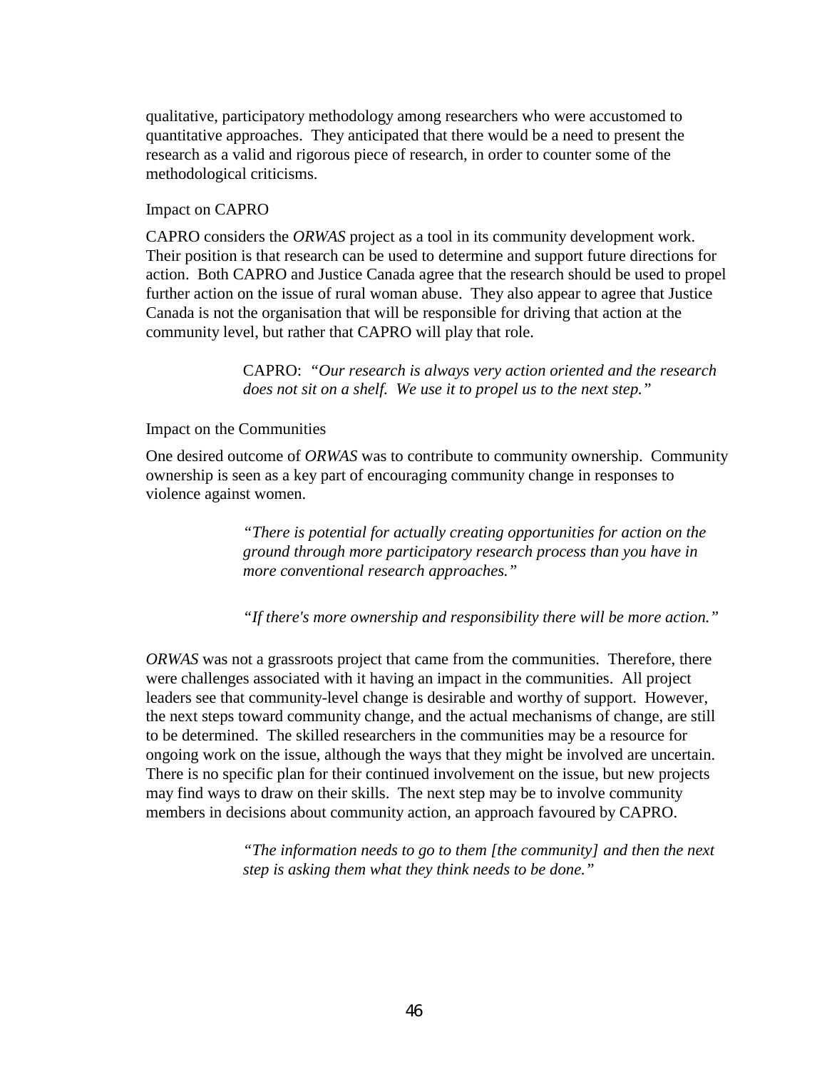qualitative, participatory methodology among researchers who were accustomed to quantitative approaches. They anticipated that there would be a need to present the research as a valid and rigorous piece of research, in order to counter some of the methodological criticisms.

### Impact on CAPRO

CAPRO considers the *ORWAS* project as a tool in its community development work. Their position is that research can be used to determine and support future directions for action. Both CAPRO and Justice Canada agree that the research should be used to propel further action on the issue of rural woman abuse. They also appear to agree that Justice Canada is not the organisation that will be responsible for driving that action at the community level, but rather that CAPRO will play that role.

> CAPRO: *"Our research is always very action oriented and the research does not sit on a shelf. We use it to propel us to the next step."*

### Impact on the Communities

One desired outcome of *ORWAS* was to contribute to community ownership. Community ownership is seen as a key part of encouraging community change in responses to violence against women.

> *"There is potential for actually creating opportunities for action on the ground through more participatory research process than you have in more conventional research approaches."*

> *"If there's more ownership and responsibility there will be more action."*

*ORWAS* was not a grassroots project that came from the communities. Therefore, there were challenges associated with it having an impact in the communities. All project leaders see that community-level change is desirable and worthy of support. However, the next steps toward community change, and the actual mechanisms of change, are still to be determined. The skilled researchers in the communities may be a resource for ongoing work on the issue, although the ways that they might be involved are uncertain. There is no specific plan for their continued involvement on the issue, but new projects may find ways to draw on their skills. The next step may be to involve community members in decisions about community action, an approach favoured by CAPRO.

> *"The information needs to go to them [the community] and then the next step is asking them what they think needs to be done."*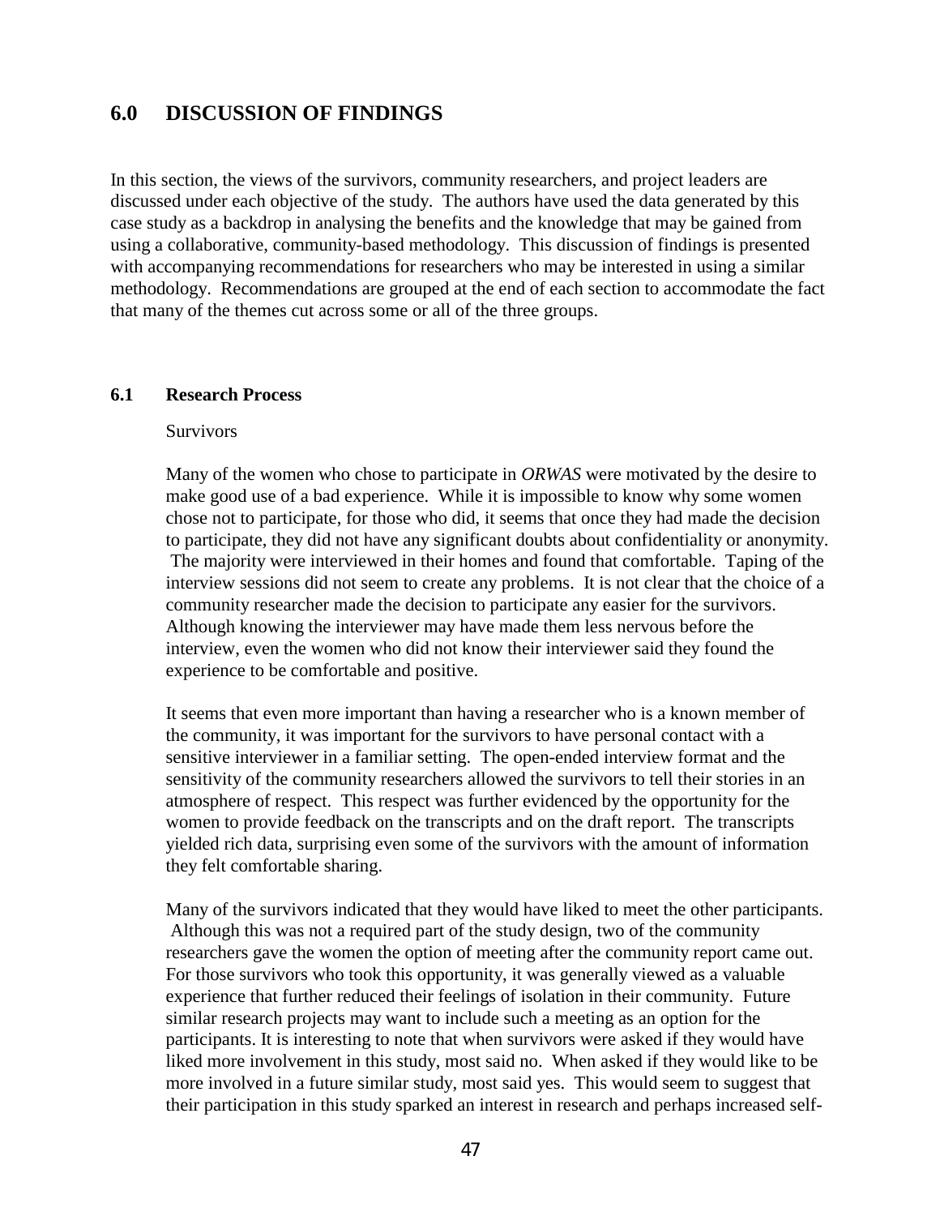## 6.0 DISCUSSION OF FINDINGS

In this section, the views of the survivors, community researchers, and project leaders are discussed under each objective of the study. The authors have used the data generated by this case study as a backdrop in analysing the benefits and the knowledge that may be gained from using a collaborative, community-based methodology. This discussion of findings is presented with accompanying recommendations for researchers who may be interested in using a similar methodology. Recommendations are grouped at the end of each section to accommodate the fact that many of the themes cut across some or all of the three groups.

### 6.1 Research Process

Survivors

Many of the women who chose to participate in *ORWAS* were motivated by the desire to make good use of a bad experience. While it is impossible to know why some women chose not to participate, for those who did, it seems that once they had made the decision to participate, they did not have any significant doubts about confidentiality or anonymity. The majority were interviewed in their homes and found that comfortable. Taping of the interview sessions did not seem to create any problems. It is not clear that the choice of a community researcher made the decision to participate any easier for the survivors. Although knowing the interviewer may have made them less nervous before the interview, even the women who did not know their interviewer said they found the experience to be comfortable and positive.

It seems that even more important than having a researcher who is a known member of the community, it was important for the survivors to have personal contact with a sensitive interviewer in a familiar setting. The open-ended interview format and the sensitivity of the community researchers allowed the survivors to tell their stories in an atmosphere of respect. This respect was further evidenced by the opportunity for the women to provide feedback on the transcripts and on the draft report. The transcripts yielded rich data, surprising even some of the survivors with the amount of information they felt comfortable sharing.

Many of the survivors indicated that they would have liked to meet the other participants. Although this was not a required part of the study design, two of the community researchers gave the women the option of meeting after the community report came out. For those survivors who took this opportunity, it was generally viewed as a valuable experience that further reduced their feelings of isolation in their community. Future similar research projects may want to include such a meeting as an option for the participants. It is interesting to note that when survivors were asked if they would have liked more involvement in this study, most said no. When asked if they would like to be more involved in a future similar study, most said yes. This would seem to suggest that their participation in this study sparked an interest in research and perhaps increased self-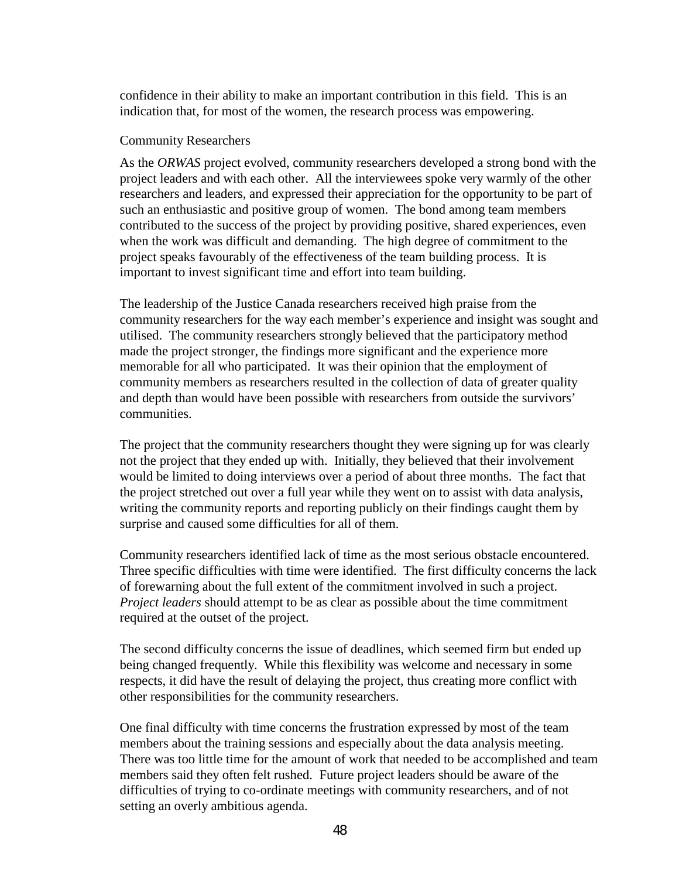confidence in their ability to make an important contribution in this field. This is an indication that, for most of the women, the research process was empowering.

### Community Researchers

As the *ORWAS* project evolved, community researchers developed a strong bond with the project leaders and with each other. All the interviewees spoke very warmly of the other researchers and leaders, and expressed their appreciation for the opportunity to be part of such an enthusiastic and positive group of women. The bond among team members contributed to the success of the project by providing positive, shared experiences, even when the work was difficult and demanding. The high degree of commitment to the project speaks favourably of the effectiveness of the team building process. It is important to invest significant time and effort into team building.

The leadership of the Justice Canada researchers received high praise from the community researchers for the way each member's experience and insight was sought and utilised. The community researchers strongly believed that the participatory method made the project stronger, the findings more significant and the experience more memorable for all who participated. It was their opinion that the employment of community members as researchers resulted in the collection of data of greater quality and depth than would have been possible with researchers from outside the survivors' communities.

The project that the community researchers thought they were signing up for was clearly not the project that they ended up with. Initially, they believed that their involvement would be limited to doing interviews over a period of about three months. The fact that the project stretched out over a full year while they went on to assist with data analysis, writing the community reports and reporting publicly on their findings caught them by surprise and caused some difficulties for all of them.

Community researchers identified lack of time as the most serious obstacle encountered. Three specific difficulties with time were identified. The first difficulty concerns the lack of forewarning about the full extent of the commitment involved in such a project. *Project leaders* should attempt to be as clear as possible about the time commitment required at the outset of the project.

The second difficulty concerns the issue of deadlines, which seemed firm but ended up being changed frequently. While this flexibility was welcome and necessary in some respects, it did have the result of delaying the project, thus creating more conflict with other responsibilities for the community researchers.

One final difficulty with time concerns the frustration expressed by most of the team members about the training sessions and especially about the data analysis meeting. There was too little time for the amount of work that needed to be accomplished and team members said they often felt rushed. Future project leaders should be aware of the difficulties of trying to co-ordinate meetings with community researchers, and of not setting an overly ambitious agenda.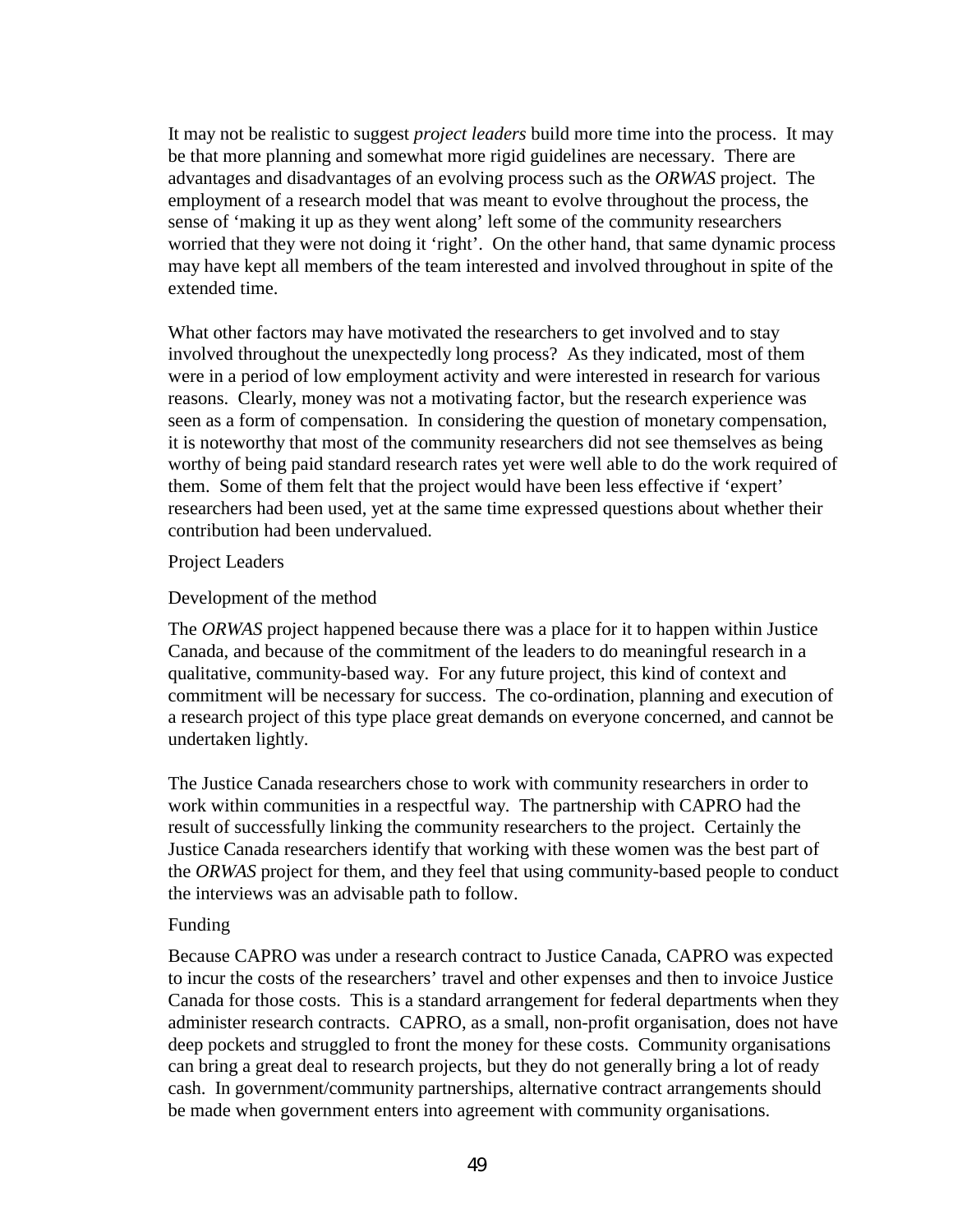It may not be realistic to suggest *project leaders* build more time into the process. It may be that more planning and somewhat more rigid guidelines are necessary. There are advantages and disadvantages of an evolving process such as the *ORWAS* project. The employment of a research model that was meant to evolve throughout the process, the sense of 'making it up as they went along' left some of the community researchers worried that they were not doing it 'right'. On the other hand, that same dynamic process may have kept all members of the team interested and involved throughout in spite of the extended time.

What other factors may have motivated the researchers to get involved and to stay involved throughout the unexpectedly long process? As they indicated, most of them were in a period of low employment activity and were interested in research for various reasons. Clearly, money was not a motivating factor, but the research experience was seen as a form of compensation. In considering the question of monetary compensation, it is noteworthy that most of the community researchers did not see themselves as being worthy of being paid standard research rates yet were well able to do the work required of them. Some of them felt that the project would have been less effective if 'expert' researchers had been used, yet at the same time expressed questions about whether their contribution had been undervalued.

## Project Leaders

### Development of the method

The *ORWAS* project happened because there was a place for it to happen within Justice Canada, and because of the commitment of the leaders to do meaningful research in a qualitative, community-based way. For any future project, this kind of context and commitment will be necessary for success. The co-ordination, planning and execution of a research project of this type place great demands on everyone concerned, and cannot be undertaken lightly.

The Justice Canada researchers chose to work with community researchers in order to work within communities in a respectful way. The partnership with CAPRO had the result of successfully linking the community researchers to the project. Certainly the Justice Canada researchers identify that working with these women was the best part of the *ORWAS* project for them, and they feel that using community-based people to conduct the interviews was an advisable path to follow.

### Funding

Because CAPRO was under a research contract to Justice Canada, CAPRO was expected to incur the costs of the researchers' travel and other expenses and then to invoice Justice Canada for those costs. This is a standard arrangement for federal departments when they administer research contracts. CAPRO, as a small, non-profit organisation, does not have deep pockets and struggled to front the money for these costs. Community organisations can bring a great deal to research projects, but they do not generally bring a lot of ready cash. In government/community partnerships, alternative contract arrangements should be made when government enters into agreement with community organisations.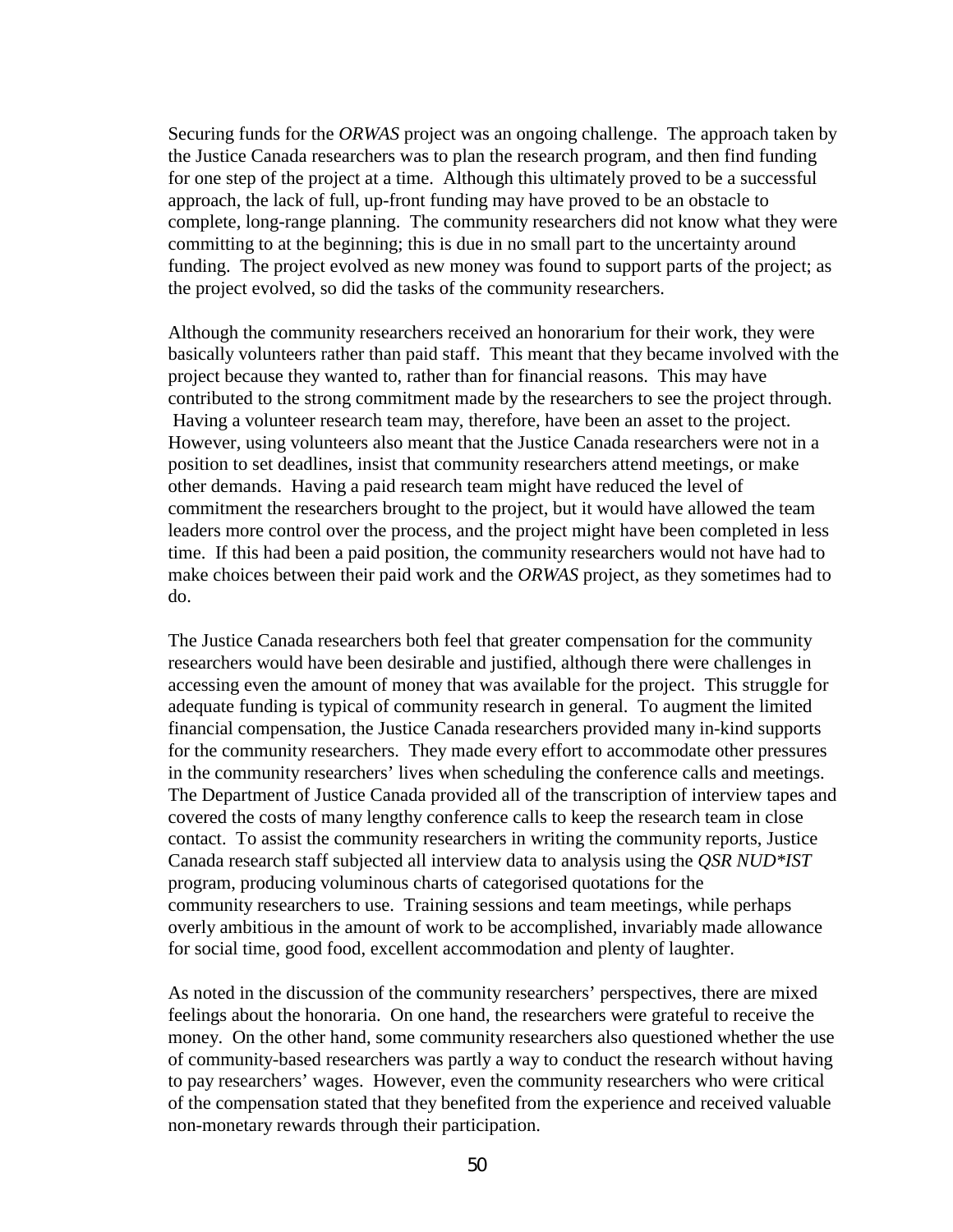Securing funds for the *ORWAS* project was an ongoing challenge. The approach taken by the Justice Canada researchers was to plan the research program, and then find funding for one step of the project at a time. Although this ultimately proved to be a successful approach, the lack of full, up-front funding may have proved to be an obstacle to complete, long-range planning. The community researchers did not know what they were committing to at the beginning; this is due in no small part to the uncertainty around funding. The project evolved as new money was found to support parts of the project; as the project evolved, so did the tasks of the community researchers.

Although the community researchers received an honorarium for their work, they were basically volunteers rather than paid staff. This meant that they became involved with the project because they wanted to, rather than for financial reasons. This may have contributed to the strong commitment made by the researchers to see the project through. Having a volunteer research team may, therefore, have been an asset to the project. However, using volunteers also meant that the Justice Canada researchers were not in a position to set deadlines, insist that community researchers attend meetings, or make other demands. Having a paid research team might have reduced the level of commitment the researchers brought to the project, but it would have allowed the team leaders more control over the process, and the project might have been completed in less time. If this had been a paid position, the community researchers would not have had to make choices between their paid work and the *ORWAS* project, as they sometimes had to do.

The Justice Canada researchers both feel that greater compensation for the community researchers would have been desirable and justified, although there were challenges in accessing even the amount of money that was available for the project. This struggle for adequate funding is typical of community research in general. To augment the limited financial compensation, the Justice Canada researchers provided many in-kind supports for the community researchers. They made every effort to accommodate other pressures in the community researchers' lives when scheduling the conference calls and meetings. The Department of Justice Canada provided all of the transcription of interview tapes and covered the costs of many lengthy conference calls to keep the research team in close contact. To assist the community researchers in writing the community reports, Justice Canada research staff subjected all interview data to analysis using the *QSR NUD*IST* program, producing voluminous charts of categorised quotations for the community researchers to use. Training sessions and team meetings, while perhaps overly ambitious in the amount of work to be accomplished, invariably made allowance for social time, good food, excellent accommodation and plenty of laughter.

As noted in the discussion of the community researchers' perspectives, there are mixed feelings about the honoraria. On one hand, the researchers were grateful to receive the money. On the other hand, some community researchers also questioned whether the use of community-based researchers was partly a way to conduct the research without having to pay researchers' wages. However, even the community researchers who were critical of the compensation stated that they benefited from the experience and received valuable non-monetary rewards through their participation.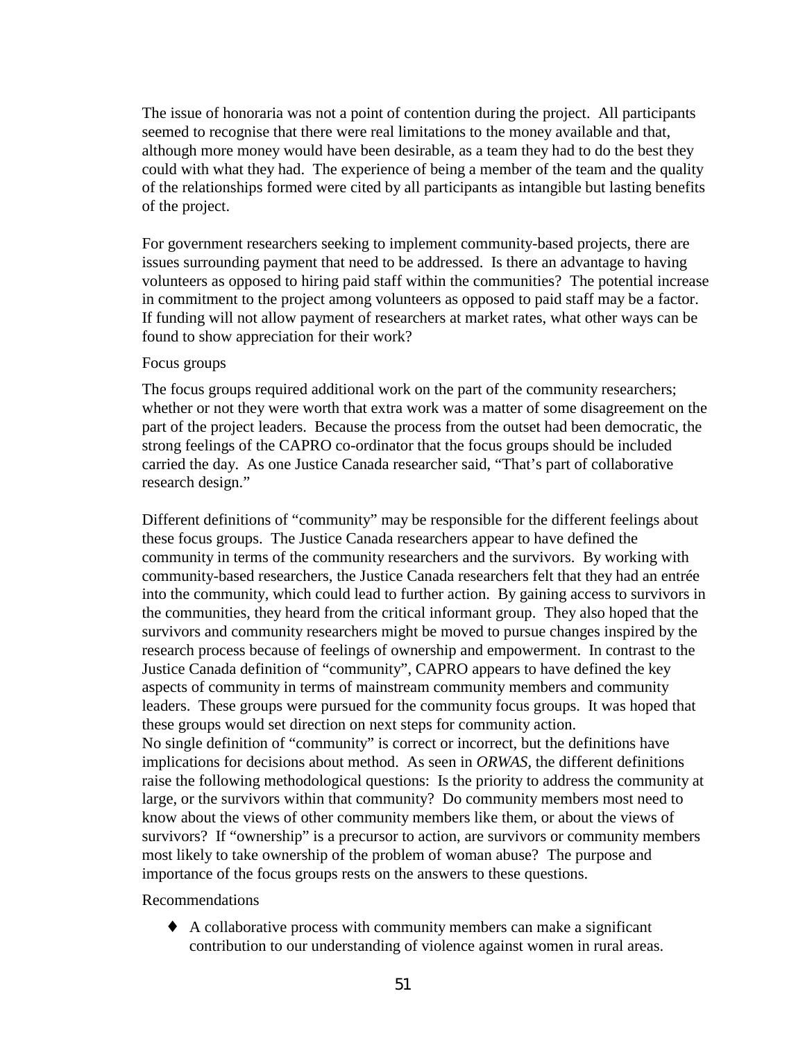The issue of honoraria was not a point of contention during the project. All participants seemed to recognise that there were real limitations to the money available and that, although more money would have been desirable, as a team they had to do the best they could with what they had. The experience of being a member of the team and the quality of the relationships formed were cited by all participants as intangible but lasting benefits of the project.

For government researchers seeking to implement community-based projects, there are issues surrounding payment that need to be addressed. Is there an advantage to having volunteers as opposed to hiring paid staff within the communities? The potential increase in commitment to the project among volunteers as opposed to paid staff may be a factor. If funding will not allow payment of researchers at market rates, what other ways can be found to show appreciation for their work?

### Focus groups

The focus groups required additional work on the part of the community researchers; whether or not they were worth that extra work was a matter of some disagreement on the part of the project leaders. Because the process from the outset had been democratic, the strong feelings of the CAPRO co-ordinator that the focus groups should be included carried the day. As one Justice Canada researcher said, "That's part of collaborative research design."

Different definitions of "community" may be responsible for the different feelings about these focus groups. The Justice Canada researchers appear to have defined the community in terms of the community researchers and the survivors. By working with community-based researchers, the Justice Canada researchers felt that they had an entrée into the community, which could lead to further action. By gaining access to survivors in the communities, they heard from the critical informant group. They also hoped that the survivors and community researchers might be moved to pursue changes inspired by the research process because of feelings of ownership and empowerment. In contrast to the Justice Canada definition of "community", CAPRO appears to have defined the key aspects of community in terms of mainstream community members and community leaders. These groups were pursued for the community focus groups. It was hoped that these groups would set direction on next steps for community action.
No single definition of "community" is correct or incorrect, but the definitions have implications for decisions about method. As seen in *ORWAS*, the different definitions raise the following methodological questions: Is the priority to address the community at large, or the survivors within that community? Do community members most need to know about the views of other community members like them, or about the views of survivors? If "ownership" is a precursor to action, are survivors or community members most likely to take ownership of the problem of woman abuse? The purpose and importance of the focus groups rests on the answers to these questions.

### Recommendations

- A collaborative process with community members can make a significant contribution to our understanding of violence against women in rural areas.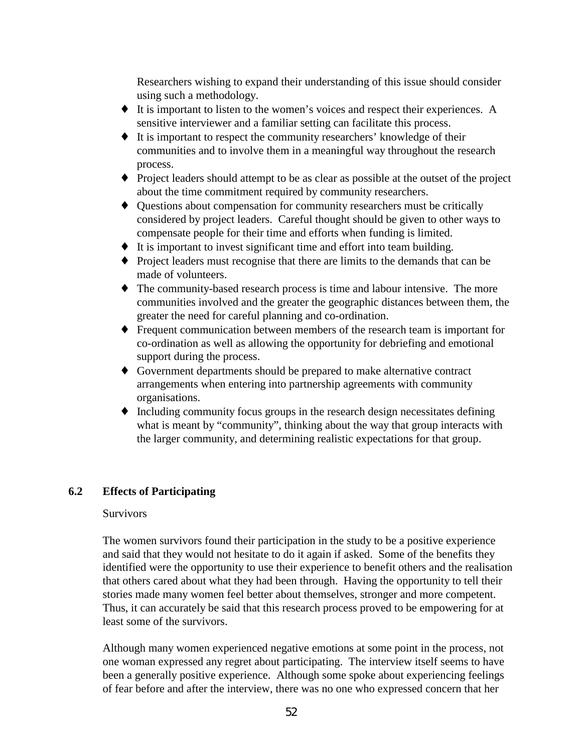Researchers wishing to expand their understanding of this issue should consider using such a methodology.

- It is important to listen to the women's voices and respect their experiences. A sensitive interviewer and a familiar setting can facilitate this process.
- It is important to respect the community researchers' knowledge of their communities and to involve them in a meaningful way throughout the research process.
- Project leaders should attempt to be as clear as possible at the outset of the project about the time commitment required by community researchers.
- Questions about compensation for community researchers must be critically considered by project leaders. Careful thought should be given to other ways to compensate people for their time and efforts when funding is limited.
- It is important to invest significant time and effort into team building.
- Project leaders must recognise that there are limits to the demands that can be made of volunteers.
- The community-based research process is time and labour intensive. The more communities involved and the greater the geographic distances between them, the greater the need for careful planning and co-ordination.
- Frequent communication between members of the research team is important for co-ordination as well as allowing the opportunity for debriefing and emotional support during the process.
- Government departments should be prepared to make alternative contract arrangements when entering into partnership agreements with community organisations.
- Including community focus groups in the research design necessitates defining what is meant by "community", thinking about the way that group interacts with the larger community, and determining realistic expectations for that group.

## 6.2 Effects of Participating

Survivors

The women survivors found their participation in the study to be a positive experience and said that they would not hesitate to do it again if asked. Some of the benefits they identified were the opportunity to use their experience to benefit others and the realisation that others cared about what they had been through. Having the opportunity to tell their stories made many women feel better about themselves, stronger and more competent. Thus, it can accurately be said that this research process proved to be empowering for at least some of the survivors.

Although many women experienced negative emotions at some point in the process, not one woman expressed any regret about participating. The interview itself seems to have been a generally positive experience. Although some spoke about experiencing feelings of fear before and after the interview, there was no one who expressed concern that her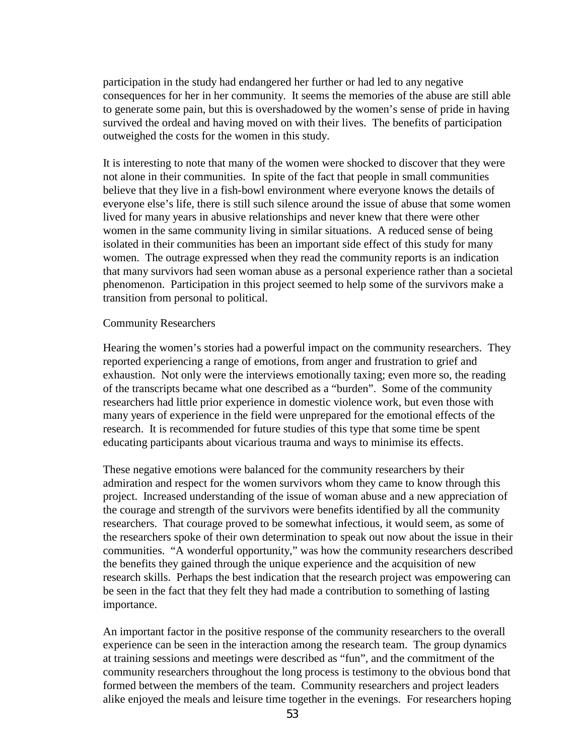participation in the study had endangered her further or had led to any negative consequences for her in her community. It seems the memories of the abuse are still able to generate some pain, but this is overshadowed by the women's sense of pride in having survived the ordeal and having moved on with their lives. The benefits of participation outweighed the costs for the women in this study.

It is interesting to note that many of the women were shocked to discover that they were not alone in their communities. In spite of the fact that people in small communities believe that they live in a fish-bowl environment where everyone knows the details of everyone else's life, there is still such silence around the issue of abuse that some women lived for many years in abusive relationships and never knew that there were other women in the same community living in similar situations. A reduced sense of being isolated in their communities has been an important side effect of this study for many women. The outrage expressed when they read the community reports is an indication that many survivors had seen woman abuse as a personal experience rather than a societal phenomenon. Participation in this project seemed to help some of the survivors make a transition from personal to political.

### Community Researchers

Hearing the women's stories had a powerful impact on the community researchers. They reported experiencing a range of emotions, from anger and frustration to grief and exhaustion. Not only were the interviews emotionally taxing; even more so, the reading of the transcripts became what one described as a "burden". Some of the community researchers had little prior experience in domestic violence work, but even those with many years of experience in the field were unprepared for the emotional effects of the research. It is recommended for future studies of this type that some time be spent educating participants about vicarious trauma and ways to minimise its effects.

These negative emotions were balanced for the community researchers by their admiration and respect for the women survivors whom they came to know through this project. Increased understanding of the issue of woman abuse and a new appreciation of the courage and strength of the survivors were benefits identified by all the community researchers. That courage proved to be somewhat infectious, it would seem, as some of the researchers spoke of their own determination to speak out now about the issue in their communities. "A wonderful opportunity," was how the community researchers described the benefits they gained through the unique experience and the acquisition of new research skills. Perhaps the best indication that the research project was empowering can be seen in the fact that they felt they had made a contribution to something of lasting importance.

An important factor in the positive response of the community researchers to the overall experience can be seen in the interaction among the research team. The group dynamics at training sessions and meetings were described as "fun", and the commitment of the community researchers throughout the long process is testimony to the obvious bond that formed between the members of the team. Community researchers and project leaders alike enjoyed the meals and leisure time together in the evenings. For researchers hoping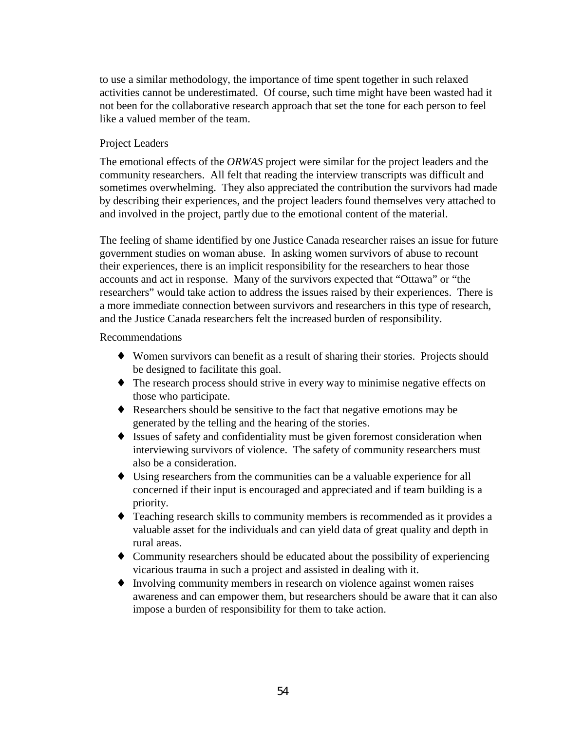to use a similar methodology, the importance of time spent together in such relaxed activities cannot be underestimated. Of course, such time might have been wasted had it not been for the collaborative research approach that set the tone for each person to feel like a valued member of the team.

### Project Leaders

The emotional effects of the *ORWAS* project were similar for the project leaders and the community researchers. All felt that reading the interview transcripts was difficult and sometimes overwhelming. They also appreciated the contribution the survivors had made by describing their experiences, and the project leaders found themselves very attached to and involved in the project, partly due to the emotional content of the material.

The feeling of shame identified by one Justice Canada researcher raises an issue for future government studies on woman abuse. In asking women survivors of abuse to recount their experiences, there is an implicit responsibility for the researchers to hear those accounts and act in response. Many of the survivors expected that "Ottawa" or "the researchers" would take action to address the issues raised by their experiences. There is a more immediate connection between survivors and researchers in this type of research, and the Justice Canada researchers felt the increased burden of responsibility.

### Recommendations

- Women survivors can benefit as a result of sharing their stories. Projects should be designed to facilitate this goal.
- The research process should strive in every way to minimise negative effects on those who participate.
- Researchers should be sensitive to the fact that negative emotions may be generated by the telling and the hearing of the stories.
- Issues of safety and confidentiality must be given foremost consideration when interviewing survivors of violence. The safety of community researchers must also be a consideration.
- Using researchers from the communities can be a valuable experience for all concerned if their input is encouraged and appreciated and if team building is a priority.
- Teaching research skills to community members is recommended as it provides a valuable asset for the individuals and can yield data of great quality and depth in rural areas.
- Community researchers should be educated about the possibility of experiencing vicarious trauma in such a project and assisted in dealing with it.
- Involving community members in research on violence against women raises awareness and can empower them, but researchers should be aware that it can also impose a burden of responsibility for them to take action.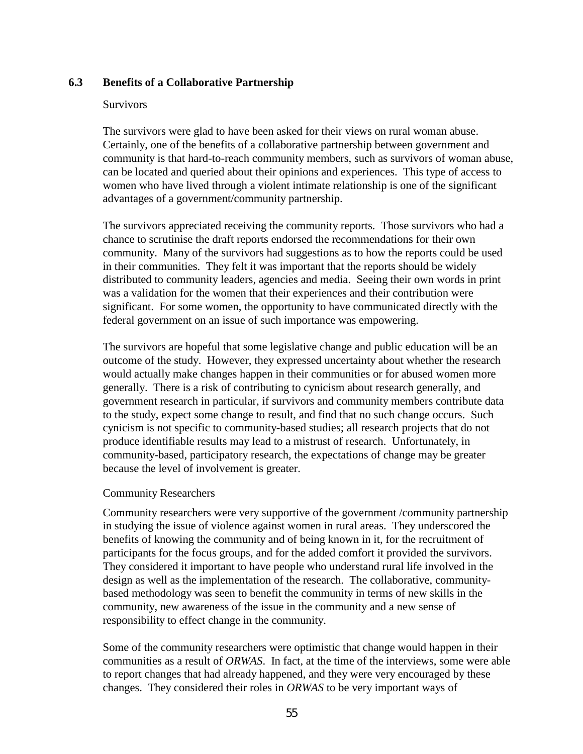### 6.3 Benefits of a Collaborative Partnership

Survivors

The survivors were glad to have been asked for their views on rural woman abuse. Certainly, one of the benefits of a collaborative partnership between government and community is that hard-to-reach community members, such as survivors of woman abuse, can be located and queried about their opinions and experiences. This type of access to women who have lived through a violent intimate relationship is one of the significant advantages of a government/community partnership.

The survivors appreciated receiving the community reports. Those survivors who had a chance to scrutinise the draft reports endorsed the recommendations for their own community. Many of the survivors had suggestions as to how the reports could be used in their communities. They felt it was important that the reports should be widely distributed to community leaders, agencies and media. Seeing their own words in print was a validation for the women that their experiences and their contribution were significant. For some women, the opportunity to have communicated directly with the federal government on an issue of such importance was empowering.

The survivors are hopeful that some legislative change and public education will be an outcome of the study. However, they expressed uncertainty about whether the research would actually make changes happen in their communities or for abused women more generally. There is a risk of contributing to cynicism about research generally, and government research in particular, if survivors and community members contribute data to the study, expect some change to result, and find that no such change occurs. Such cynicism is not specific to community-based studies; all research projects that do not produce identifiable results may lead to a mistrust of research. Unfortunately, in community-based, participatory research, the expectations of change may be greater because the level of involvement is greater.

Community Researchers

Community researchers were very supportive of the government /community partnership in studying the issue of violence against women in rural areas. They underscored the benefits of knowing the community and of being known in it, for the recruitment of participants for the focus groups, and for the added comfort it provided the survivors. They considered it important to have people who understand rural life involved in the design as well as the implementation of the research. The collaborative, community-based methodology was seen to benefit the community in terms of new skills in the community, new awareness of the issue in the community and a new sense of responsibility to effect change in the community.

Some of the community researchers were optimistic that change would happen in their communities as a result of *ORWAS*. In fact, at the time of the interviews, some were able to report changes that had already happened, and they were very encouraged by these changes. They considered their roles in *ORWAS* to be very important ways of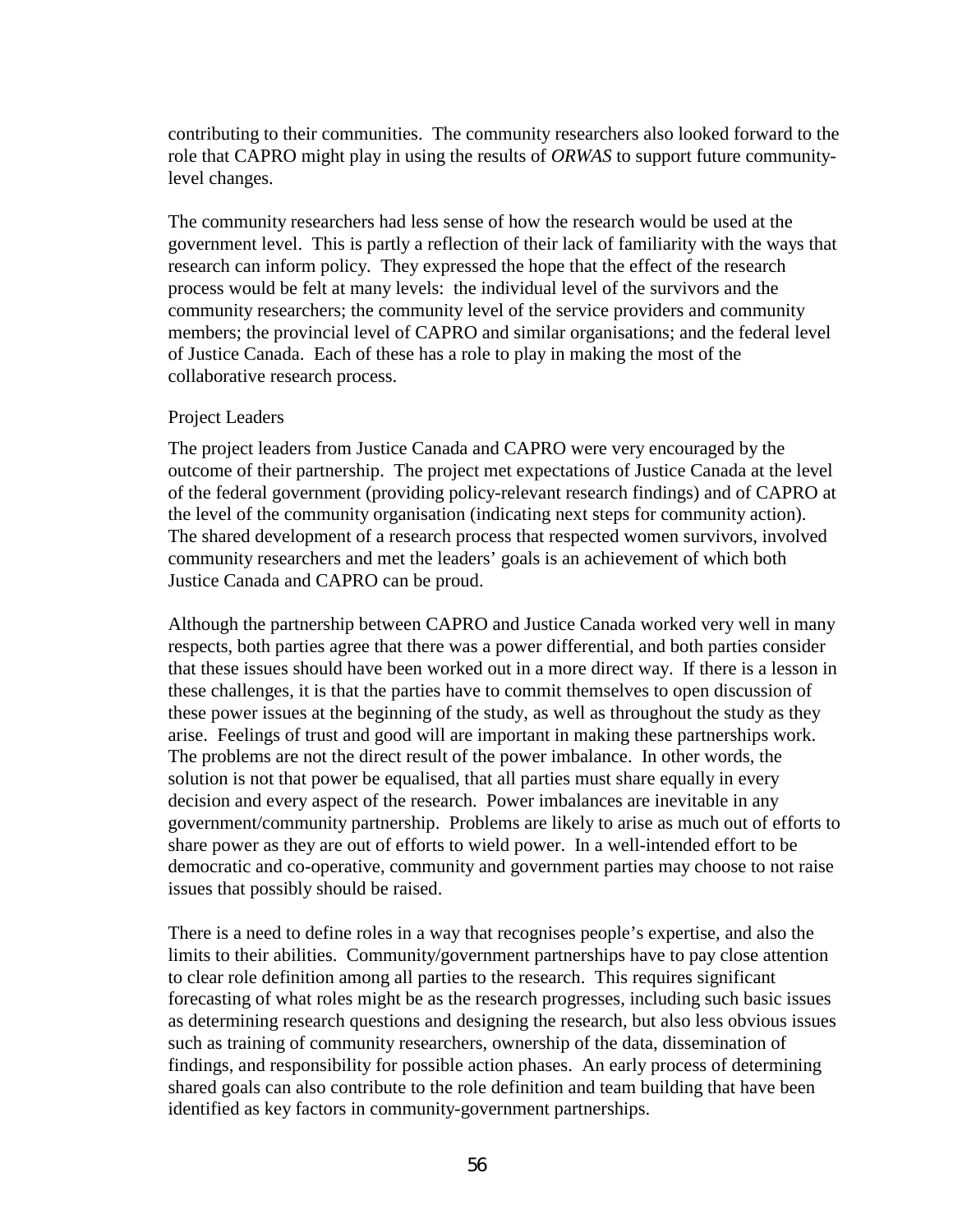contributing to their communities. The community researchers also looked forward to the role that CAPRO might play in using the results of *ORWAS* to support future community-level changes.

The community researchers had less sense of how the research would be used at the government level. This is partly a reflection of their lack of familiarity with the ways that research can inform policy. They expressed the hope that the effect of the research process would be felt at many levels: the individual level of the survivors and the community researchers; the community level of the service providers and community members; the provincial level of CAPRO and similar organisations; and the federal level of Justice Canada. Each of these has a role to play in making the most of the collaborative research process.

### Project Leaders

The project leaders from Justice Canada and CAPRO were very encouraged by the outcome of their partnership. The project met expectations of Justice Canada at the level of the federal government (providing policy-relevant research findings) and of CAPRO at the level of the community organisation (indicating next steps for community action). The shared development of a research process that respected women survivors, involved community researchers and met the leaders' goals is an achievement of which both Justice Canada and CAPRO can be proud.

Although the partnership between CAPRO and Justice Canada worked very well in many respects, both parties agree that there was a power differential, and both parties consider that these issues should have been worked out in a more direct way. If there is a lesson in these challenges, it is that the parties have to commit themselves to open discussion of these power issues at the beginning of the study, as well as throughout the study as they arise. Feelings of trust and good will are important in making these partnerships work. The problems are not the direct result of the power imbalance. In other words, the solution is not that power be equalised, that all parties must share equally in every decision and every aspect of the research. Power imbalances are inevitable in any government/community partnership. Problems are likely to arise as much out of efforts to share power as they are out of efforts to wield power. In a well-intended effort to be democratic and co-operative, community and government parties may choose to not raise issues that possibly should be raised.

There is a need to define roles in a way that recognises people's expertise, and also the limits to their abilities. Community/government partnerships have to pay close attention to clear role definition among all parties to the research. This requires significant forecasting of what roles might be as the research progresses, including such basic issues as determining research questions and designing the research, but also less obvious issues such as training of community researchers, ownership of the data, dissemination of findings, and responsibility for possible action phases. An early process of determining shared goals can also contribute to the role definition and team building that have been identified as key factors in community-government partnerships.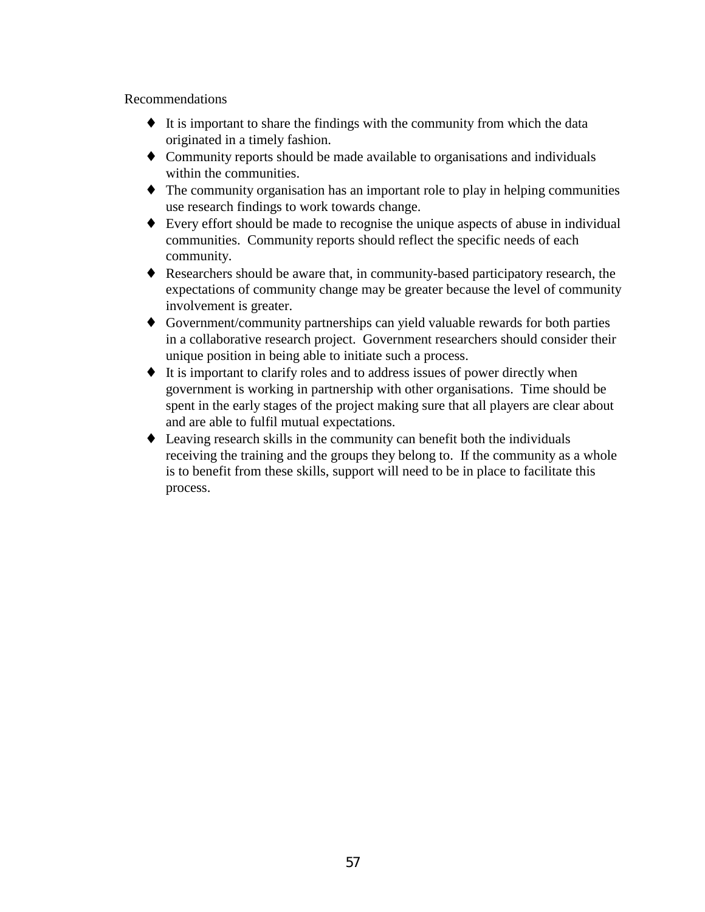Recommendations

- It is important to share the findings with the community from which the data originated in a timely fashion.
- Community reports should be made available to organisations and individuals within the communities.
- The community organisation has an important role to play in helping communities use research findings to work towards change.
- Every effort should be made to recognise the unique aspects of abuse in individual communities. Community reports should reflect the specific needs of each community.
- Researchers should be aware that, in community-based participatory research, the expectations of community change may be greater because the level of community involvement is greater.
- Government/community partnerships can yield valuable rewards for both parties in a collaborative research project. Government researchers should consider their unique position in being able to initiate such a process.
- It is important to clarify roles and to address issues of power directly when government is working in partnership with other organisations. Time should be spent in the early stages of the project making sure that all players are clear about and are able to fulfil mutual expectations.
- Leaving research skills in the community can benefit both the individuals receiving the training and the groups they belong to. If the community as a whole is to benefit from these skills, support will need to be in place to facilitate this process.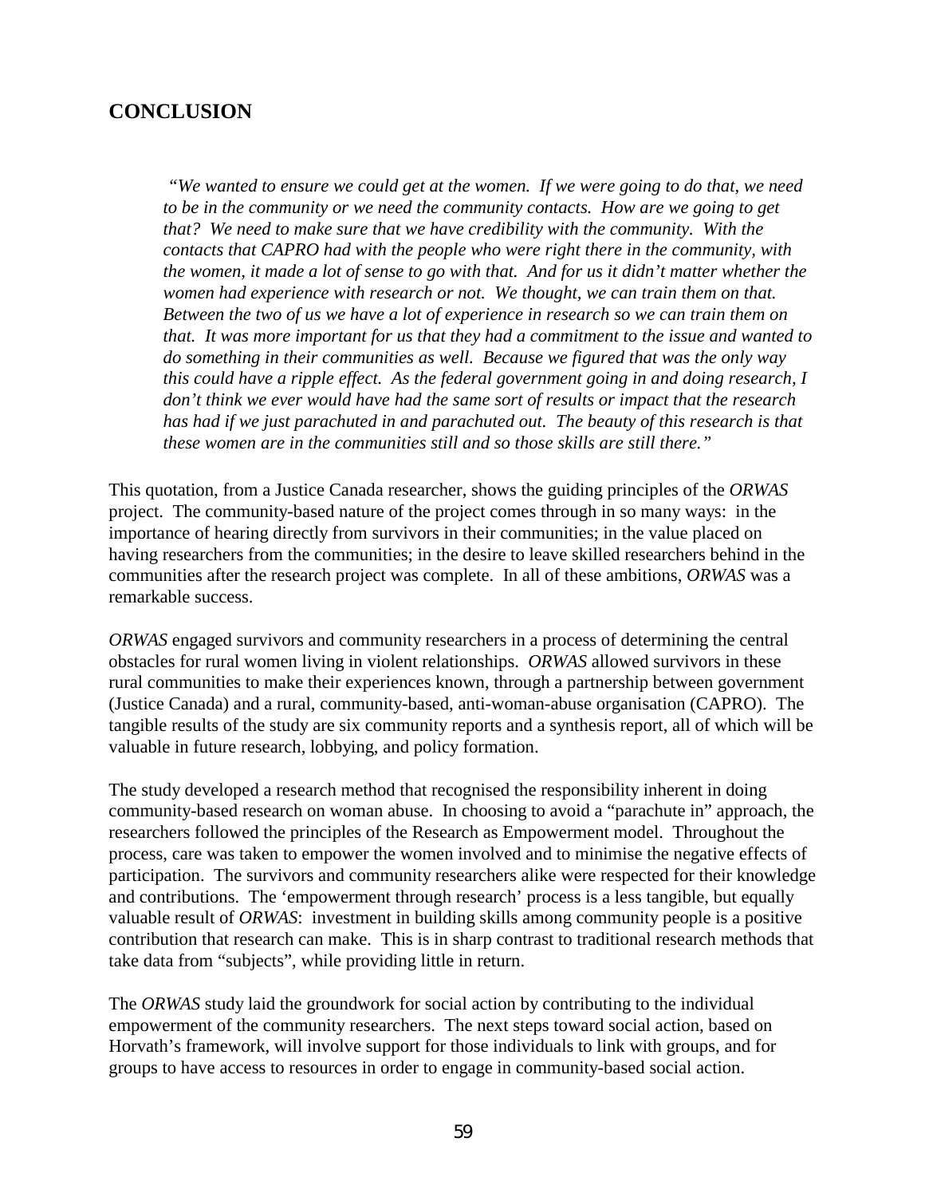## CONCLUSION

> *"We wanted to ensure we could get at the women. If we were going to do that, we need to be in the community or we need the community contacts. How are we going to get that? We need to make sure that we have credibility with the community. With the contacts that CAPRO had with the people who were right there in the community, with the women, it made a lot of sense to go with that. And for us it didn't matter whether the women had experience with research or not. We thought, we can train them on that. Between the two of us we have a lot of experience in research so we can train them on that. It was more important for us that they had a commitment to the issue and wanted to do something in their communities as well. Because we figured that was the only way this could have a ripple effect. As the federal government going in and doing research, I don't think we ever would have had the same sort of results or impact that the research has had if we just parachuted in and parachuted out. The beauty of this research is that these women are in the communities still and so those skills are still there."*

This quotation, from a Justice Canada researcher, shows the guiding principles of the *ORWAS* project. The community-based nature of the project comes through in so many ways: in the importance of hearing directly from survivors in their communities; in the value placed on having researchers from the communities; in the desire to leave skilled researchers behind in the communities after the research project was complete. In all of these ambitions, *ORWAS* was a remarkable success.

*ORWAS* engaged survivors and community researchers in a process of determining the central obstacles for rural women living in violent relationships. *ORWAS* allowed survivors in these rural communities to make their experiences known, through a partnership between government (Justice Canada) and a rural, community-based, anti-woman-abuse organisation (CAPRO). The tangible results of the study are six community reports and a synthesis report, all of which will be valuable in future research, lobbying, and policy formation.

The study developed a research method that recognised the responsibility inherent in doing community-based research on woman abuse. In choosing to avoid a "parachute in" approach, the researchers followed the principles of the Research as Empowerment model. Throughout the process, care was taken to empower the women involved and to minimise the negative effects of participation. The survivors and community researchers alike were respected for their knowledge and contributions. The 'empowerment through research' process is a less tangible, but equally valuable result of *ORWAS*: investment in building skills among community people is a positive contribution that research can make. This is in sharp contrast to traditional research methods that take data from "subjects", while providing little in return.

The *ORWAS* study laid the groundwork for social action by contributing to the individual empowerment of the community researchers. The next steps toward social action, based on Horvath's framework, will involve support for those individuals to link with groups, and for groups to have access to resources in order to engage in community-based social action.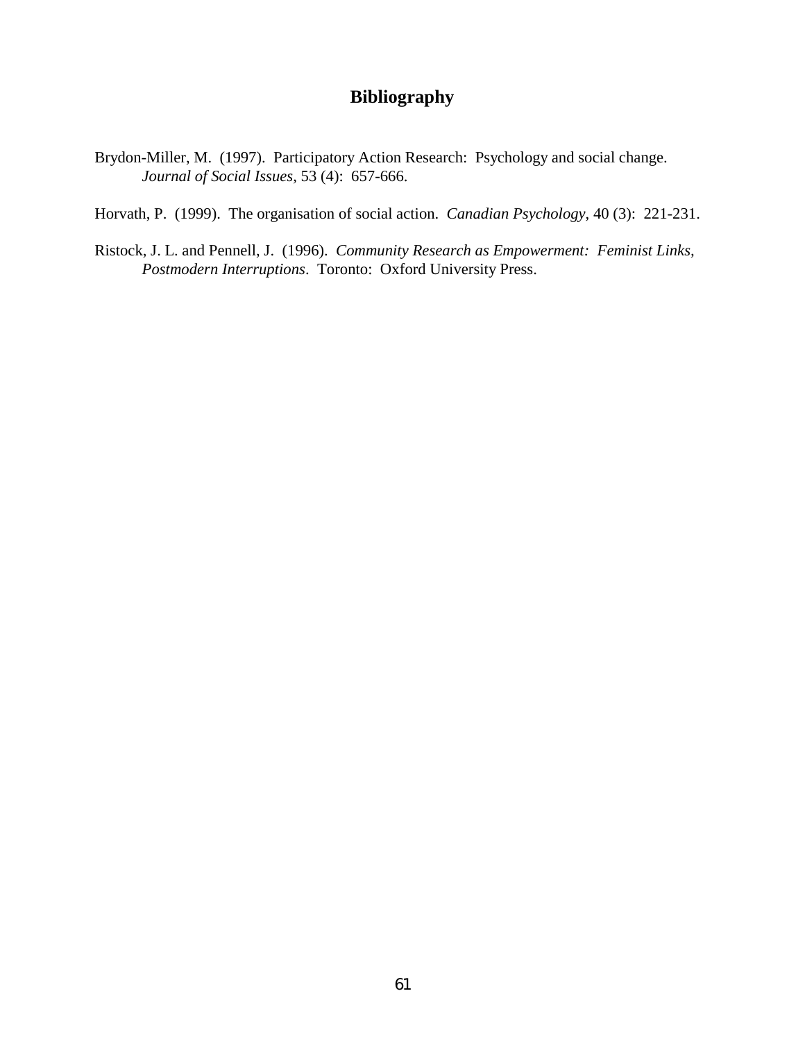# Bibliography

Brydon-Miller, M. (1997). Participatory Action Research: Psychology and social change. *Journal of Social Issues*, 53 (4): 657-666.

Horvath, P. (1999). The organisation of social action. *Canadian Psychology*, 40 (3): 221-231.

Ristock, J. L. and Pennell, J. (1996). *Community Research as Empowerment: Feminist Links, Postmodern Interruptions*. Toronto: Oxford University Press.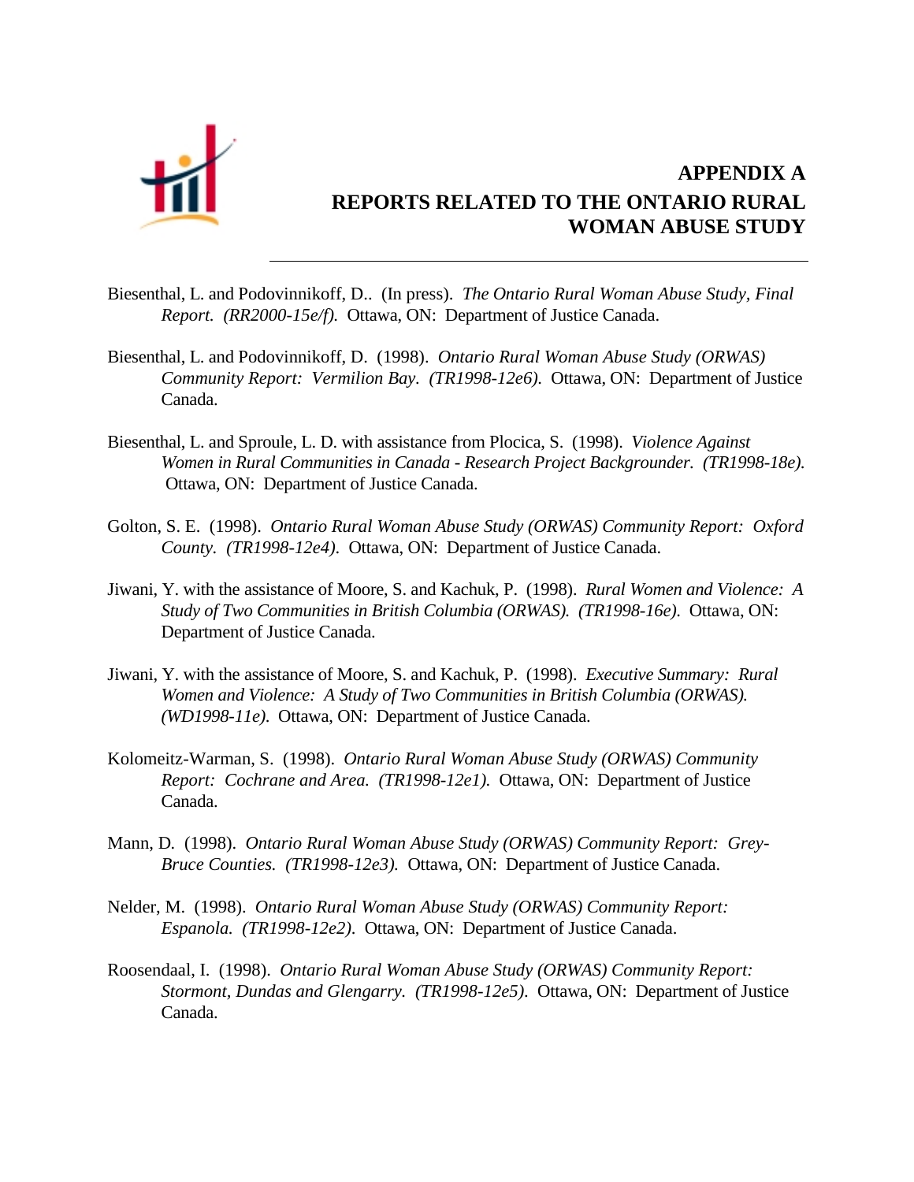# APPENDIX A
# REPORTS RELATED TO THE ONTARIO RURAL WOMAN ABUSE STUDY

Biesenthal, L. and Podovinnikoff, D.. (In press). *The Ontario Rural Woman Abuse Study, Final Report. (RR2000-15e/f).* Ottawa, ON: Department of Justice Canada.

Biesenthal, L. and Podovinnikoff, D. (1998). *Ontario Rural Woman Abuse Study (ORWAS) Community Report: Vermilion Bay. (TR1998-12e6).* Ottawa, ON: Department of Justice Canada.

Biesenthal, L. and Sproule, L. D. with assistance from Plocica, S. (1998). *Violence Against Women in Rural Communities in Canada - Research Project Backgrounder. (TR1998-18e).* Ottawa, ON: Department of Justice Canada.

Golton, S. E. (1998). *Ontario Rural Woman Abuse Study (ORWAS) Community Report: Oxford County. (TR1998-12e4).* Ottawa, ON: Department of Justice Canada.

Jiwani, Y. with the assistance of Moore, S. and Kachuk, P. (1998). *Rural Women and Violence: A Study of Two Communities in British Columbia (ORWAS). (TR1998-16e).* Ottawa, ON: Department of Justice Canada.

Jiwani, Y. with the assistance of Moore, S. and Kachuk, P. (1998). *Executive Summary: Rural Women and Violence: A Study of Two Communities in British Columbia (ORWAS). (WD1998-11e).* Ottawa, ON: Department of Justice Canada.

Kolomeitz-Warman, S. (1998). *Ontario Rural Woman Abuse Study (ORWAS) Community Report: Cochrane and Area. (TR1998-12e1).* Ottawa, ON: Department of Justice Canada.

Mann, D. (1998). *Ontario Rural Woman Abuse Study (ORWAS) Community Report: Grey-Bruce Counties. (TR1998-12e3).* Ottawa, ON: Department of Justice Canada.

Nelder, M. (1998). *Ontario Rural Woman Abuse Study (ORWAS) Community Report: Espanola. (TR1998-12e2).* Ottawa, ON: Department of Justice Canada.

Roosendaal, I. (1998). *Ontario Rural Woman Abuse Study (ORWAS) Community Report: Stormont, Dundas and Glengarry. (TR1998-12e5).* Ottawa, ON: Department of Justice Canada.